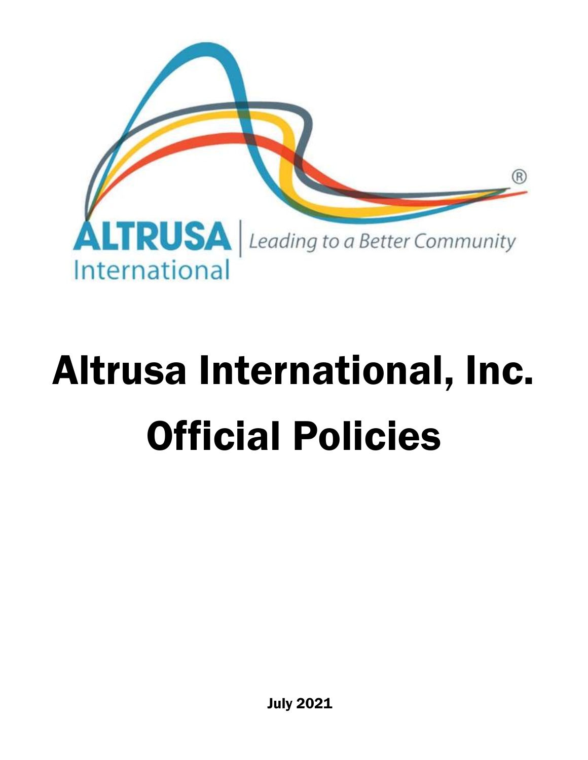ALTRUSA International | Leading to a Better Community

# Altrusa International, Inc.

# Official Policies

**July 2021**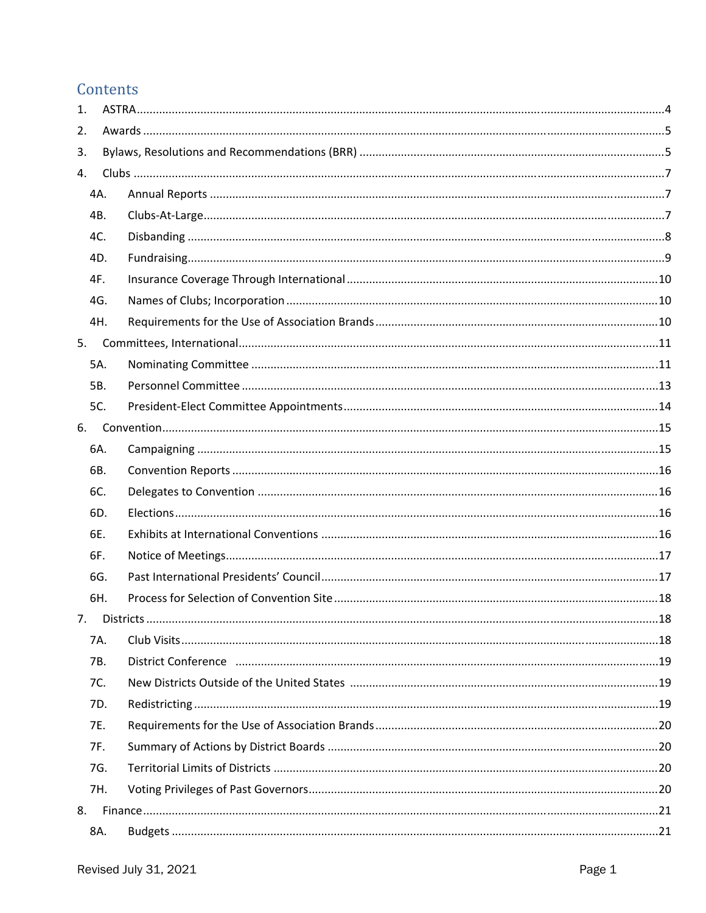## Contents

1. ASTRA .....4
2. Awards .....5
3. Bylaws, Resolutions and Recommendations (BRR) .....5
4. Clubs .....7
   - 4A. Annual Reports .....7
   - 4B. Clubs-At-Large .....7
   - 4C. Disbanding .....8
   - 4D. Fundraising .....9
   - 4F. Insurance Coverage Through International .....10
   - 4G. Names of Clubs; Incorporation .....10
   - 4H. Requirements for the Use of Association Brands .....10
5. Committees, International .....11
   - 5A. Nominating Committee .....11
   - 5B. Personnel Committee .....13
   - 5C. President-Elect Committee Appointments .....14
6. Convention .....15
   - 6A. Campaigning .....15
   - 6B. Convention Reports .....16
   - 6C. Delegates to Convention .....16
   - 6D. Elections .....16
   - 6E. Exhibits at International Conventions .....16
   - 6F. Notice of Meetings .....17
   - 6G. Past International Presidents' Council .....17
   - 6H. Process for Selection of Convention Site .....18
7. Districts .....18
   - 7A. Club Visits .....18
   - 7B. District Conference .....19
   - 7C. New Districts Outside of the United States .....19
   - 7D. Redistricting .....19
   - 7E. Requirements for the Use of Association Brands .....20
   - 7F. Summary of Actions by District Boards .....20
   - 7G. Territorial Limits of Districts .....20
   - 7H. Voting Privileges of Past Governors .....20
8. Finance .....21
   - 8A. Budgets .....21

Revised July 31, 2021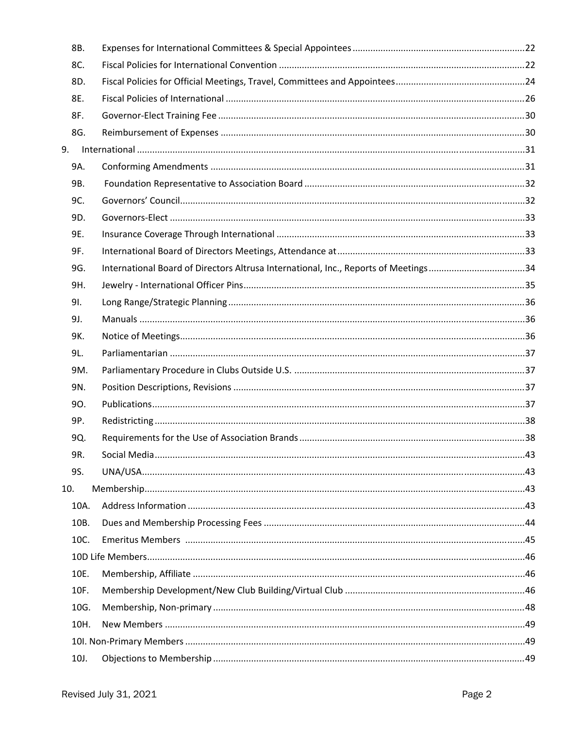| | | |
|---|---|---|
| 8B. | Expenses for International Committees & Special Appointees | 22 |
| 8C. | Fiscal Policies for International Convention | 22 |
| 8D. | Fiscal Policies for Official Meetings, Travel, Committees and Appointees | 24 |
| 8E. | Fiscal Policies of International | 26 |
| 8F. | Governor-Elect Training Fee | 30 |
| 8G. | Reimbursement of Expenses | 30 |
| 9. | International | 31 |
| 9A. | Conforming Amendments | 31 |
| 9B. | Foundation Representative to Association Board | 32 |
| 9C. | Governors' Council | 32 |
| 9D. | Governors-Elect | 33 |
| 9E. | Insurance Coverage Through International | 33 |
| 9F. | International Board of Directors Meetings, Attendance at | 33 |
| 9G. | International Board of Directors Altrusa International, Inc., Reports of Meetings | 34 |
| 9H. | Jewelry - International Officer Pins | 35 |
| 9I. | Long Range/Strategic Planning | 36 |
| 9J. | Manuals | 36 |
| 9K. | Notice of Meetings | 36 |
| 9L. | Parliamentarian | 37 |
| 9M. | Parliamentary Procedure in Clubs Outside U.S. | 37 |
| 9N. | Position Descriptions, Revisions | 37 |
| 9O. | Publications | 37 |
| 9P. | Redistricting | 38 |
| 9Q. | Requirements for the Use of Association Brands | 38 |
| 9R. | Social Media | 43 |
| 9S. | UNA/USA | 43 |
| 10. | Membership | 43 |
| 10A. | Address Information | 43 |
| 10B. | Dues and Membership Processing Fees | 44 |
| 10C. | Emeritus Members | 45 |
| 10D | Life Members | 46 |
| 10E. | Membership, Affiliate | 46 |
| 10F. | Membership Development/New Club Building/Virtual Club | 46 |
| 10G. | Membership, Non-primary | 48 |
| 10H. | New Members | 49 |
| 10I. | Non-Primary Members | 49 |
| 10J. | Objections to Membership | 49 |

Revised July 31, 2021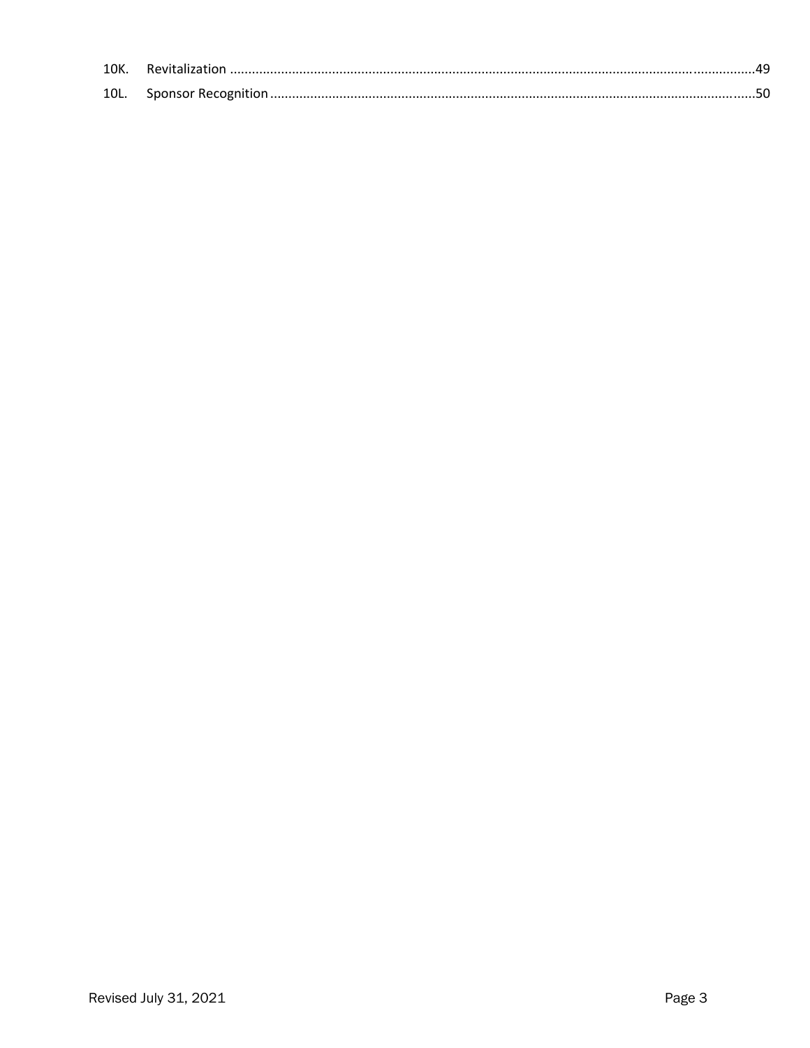10K. Revitalization ....................................................................................................................................................49

10L. Sponsor Recognition ..........................................................................................................................................50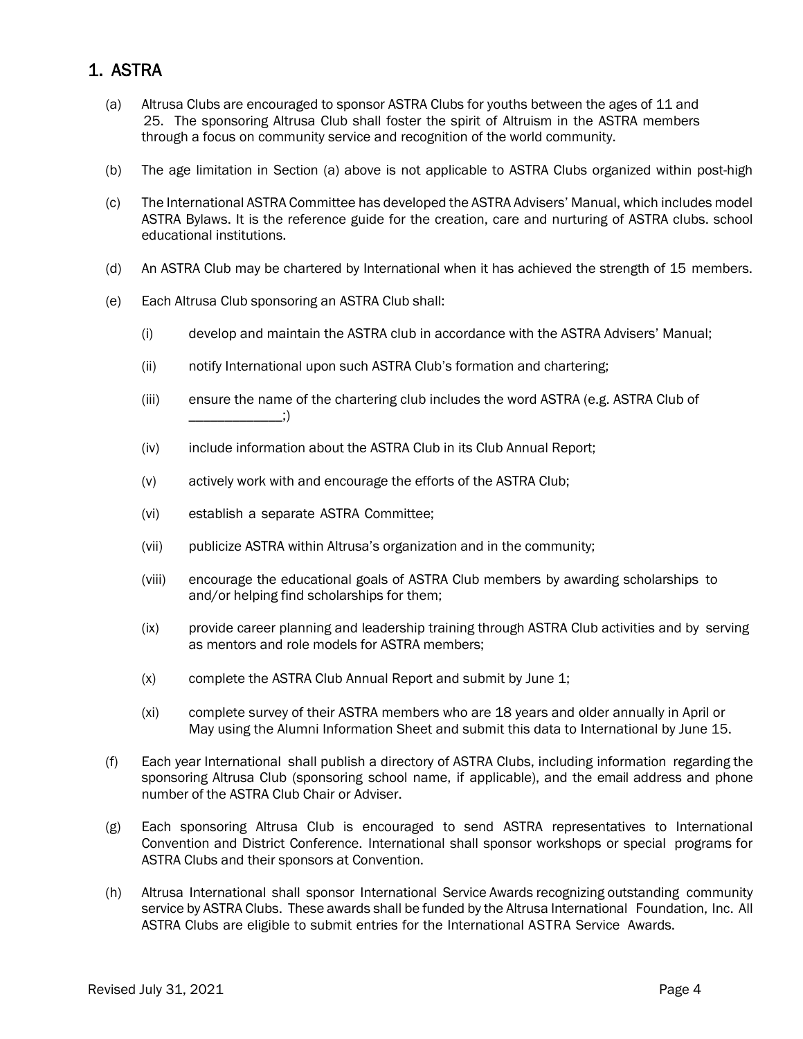## 1. ASTRA

(a) Altrusa Clubs are encouraged to sponsor ASTRA Clubs for youths between the ages of 11 and 25. The sponsoring Altrusa Club shall foster the spirit of Altruism in the ASTRA members through a focus on community service and recognition of the world community.

(b) The age limitation in Section (a) above is not applicable to ASTRA Clubs organized within post-high

(c) The International ASTRA Committee has developed the ASTRA Advisers' Manual, which includes model ASTRA Bylaws. It is the reference guide for the creation, care and nurturing of ASTRA clubs. school educational institutions.

(d) An ASTRA Club may be chartered by International when it has achieved the strength of 15 members.

(e) Each Altrusa Club sponsoring an ASTRA Club shall:

- (i) develop and maintain the ASTRA club in accordance with the ASTRA Advisers' Manual;
- (ii) notify International upon such ASTRA Club's formation and chartering;
- (iii) ensure the name of the chartering club includes the word ASTRA (e.g. ASTRA Club of _____________;)
- (iv) include information about the ASTRA Club in its Club Annual Report;
- (v) actively work with and encourage the efforts of the ASTRA Club;
- (vi) establish a separate ASTRA Committee;
- (vii) publicize ASTRA within Altrusa's organization and in the community;
- (viii) encourage the educational goals of ASTRA Club members by awarding scholarships to and/or helping find scholarships for them;
- (ix) provide career planning and leadership training through ASTRA Club activities and by serving as mentors and role models for ASTRA members;
- (x) complete the ASTRA Club Annual Report and submit by June 1;
- (xi) complete survey of their ASTRA members who are 18 years and older annually in April or May using the Alumni Information Sheet and submit this data to International by June 15.

(f) Each year International shall publish a directory of ASTRA Clubs, including information regarding the sponsoring Altrusa Club (sponsoring school name, if applicable), and the email address and phone number of the ASTRA Club Chair or Adviser.

(g) Each sponsoring Altrusa Club is encouraged to send ASTRA representatives to International Convention and District Conference. International shall sponsor workshops or special programs for ASTRA Clubs and their sponsors at Convention.

(h) Altrusa International shall sponsor International Service Awards recognizing outstanding community service by ASTRA Clubs. These awards shall be funded by the Altrusa International Foundation, Inc. All ASTRA Clubs are eligible to submit entries for the International ASTRA Service Awards.

Revised July 31, 2021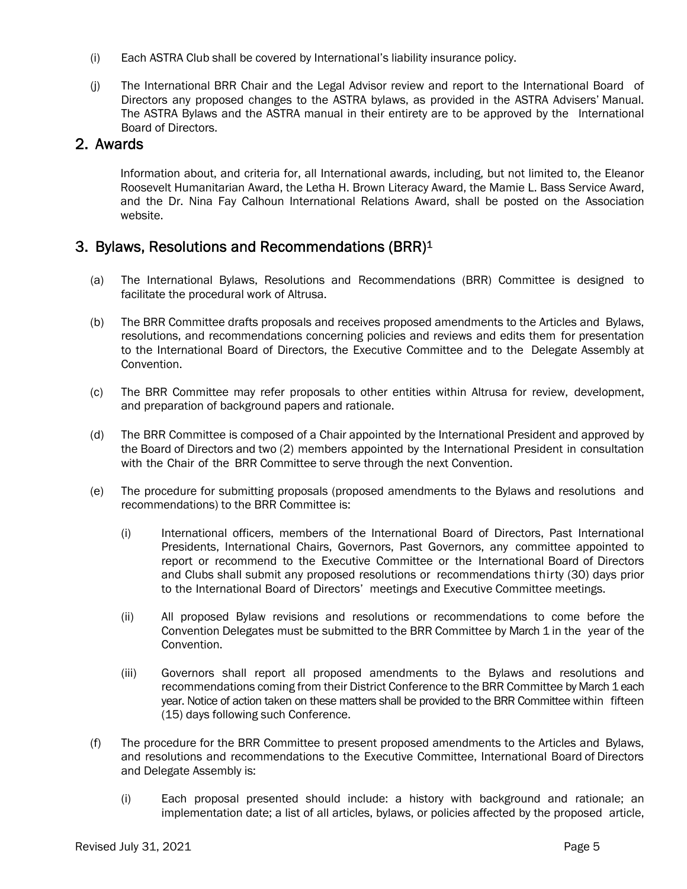(i) Each ASTRA Club shall be covered by International's liability insurance policy.

(j) The International BRR Chair and the Legal Advisor review and report to the International Board of Directors any proposed changes to the ASTRA bylaws, as provided in the ASTRA Advisers' Manual. The ASTRA Bylaws and the ASTRA manual in their entirety are to be approved by the International Board of Directors.

## 2. Awards

Information about, and criteria for, all International awards, including, but not limited to, the Eleanor Roosevelt Humanitarian Award, the Letha H. Brown Literacy Award, the Mamie L. Bass Service Award, and the Dr. Nina Fay Calhoun International Relations Award, shall be posted on the Association website.

## 3. Bylaws, Resolutions and Recommendations (BRR)[1]

(a) The International Bylaws, Resolutions and Recommendations (BRR) Committee is designed to facilitate the procedural work of Altrusa.

(b) The BRR Committee drafts proposals and receives proposed amendments to the Articles and Bylaws, resolutions, and recommendations concerning policies and reviews and edits them for presentation to the International Board of Directors, the Executive Committee and to the Delegate Assembly at Convention.

(c) The BRR Committee may refer proposals to other entities within Altrusa for review, development, and preparation of background papers and rationale.

(d) The BRR Committee is composed of a Chair appointed by the International President and approved by the Board of Directors and two (2) members appointed by the International President in consultation with the Chair of the BRR Committee to serve through the next Convention.

(e) The procedure for submitting proposals (proposed amendments to the Bylaws and resolutions and recommendations) to the BRR Committee is:

> (i) International officers, members of the International Board of Directors, Past International Presidents, International Chairs, Governors, Past Governors, any committee appointed to report or recommend to the Executive Committee or the International Board of Directors and Clubs shall submit any proposed resolutions or recommendations thirty (30) days prior to the International Board of Directors' meetings and Executive Committee meetings.
>
> (ii) All proposed Bylaw revisions and resolutions or recommendations to come before the Convention Delegates must be submitted to the BRR Committee by March 1 in the year of the Convention.
>
> (iii) Governors shall report all proposed amendments to the Bylaws and resolutions and recommendations coming from their District Conference to the BRR Committee by March 1 each year. Notice of action taken on these matters shall be provided to the BRR Committee within fifteen (15) days following such Conference.

(f) The procedure for the BRR Committee to present proposed amendments to the Articles and Bylaws, and resolutions and recommendations to the Executive Committee, International Board of Directors and Delegate Assembly is:

> (i) Each proposal presented should include: a history with background and rationale; an implementation date; a list of all articles, bylaws, or policies affected by the proposed article,

Revised July 31, 2021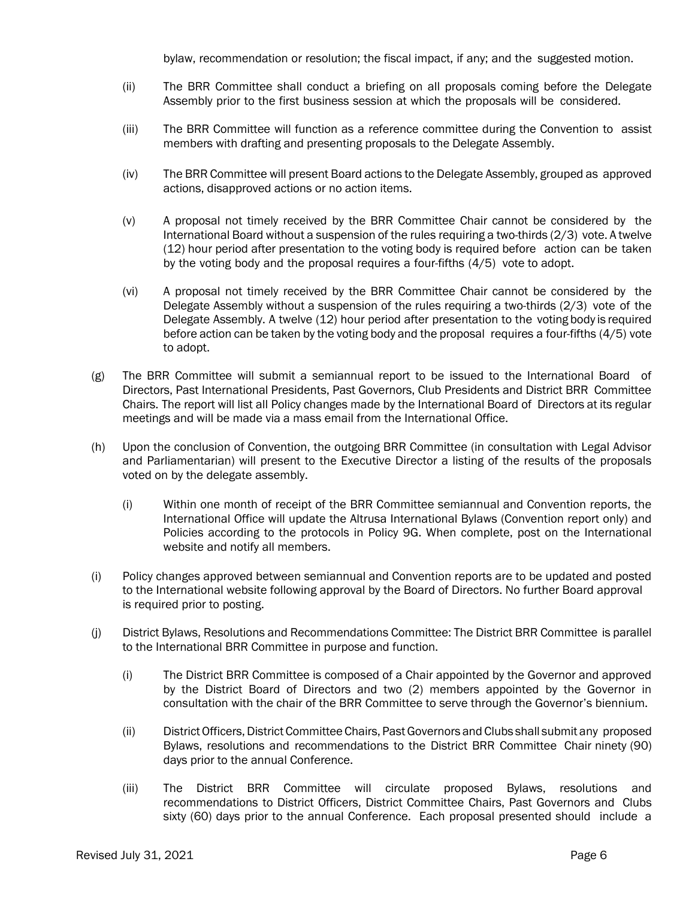bylaw, recommendation or resolution; the fiscal impact, if any; and the suggested motion.

(ii) The BRR Committee shall conduct a briefing on all proposals coming before the Delegate Assembly prior to the first business session at which the proposals will be considered.

(iii) The BRR Committee will function as a reference committee during the Convention to assist members with drafting and presenting proposals to the Delegate Assembly.

(iv) The BRR Committee will present Board actions to the Delegate Assembly, grouped as approved actions, disapproved actions or no action items.

(v) A proposal not timely received by the BRR Committee Chair cannot be considered by the International Board without a suspension of the rules requiring a two-thirds (2/3) vote. A twelve (12) hour period after presentation to the voting body is required before action can be taken by the voting body and the proposal requires a four-fifths (4/5) vote to adopt.

(vi) A proposal not timely received by the BRR Committee Chair cannot be considered by the Delegate Assembly without a suspension of the rules requiring a two-thirds (2/3) vote of the Delegate Assembly. A twelve (12) hour period after presentation to the voting body is required before action can be taken by the voting body and the proposal requires a four-fifths (4/5) vote to adopt.

(g) The BRR Committee will submit a semiannual report to be issued to the International Board of Directors, Past International Presidents, Past Governors, Club Presidents and District BRR Committee Chairs. The report will list all Policy changes made by the International Board of Directors at its regular meetings and will be made via a mass email from the International Office.

(h) Upon the conclusion of Convention, the outgoing BRR Committee (in consultation with Legal Advisor and Parliamentarian) will present to the Executive Director a listing of the results of the proposals voted on by the delegate assembly.

(i) Within one month of receipt of the BRR Committee semiannual and Convention reports, the International Office will update the Altrusa International Bylaws (Convention report only) and Policies according to the protocols in Policy 9G. When complete, post on the International website and notify all members.

(i) Policy changes approved between semiannual and Convention reports are to be updated and posted to the International website following approval by the Board of Directors. No further Board approval is required prior to posting.

(j) District Bylaws, Resolutions and Recommendations Committee: The District BRR Committee is parallel to the International BRR Committee in purpose and function.

(i) The District BRR Committee is composed of a Chair appointed by the Governor and approved by the District Board of Directors and two (2) members appointed by the Governor in consultation with the chair of the BRR Committee to serve through the Governor's biennium.

(ii) District Officers, District Committee Chairs, Past Governors and Clubs shall submit any proposed Bylaws, resolutions and recommendations to the District BRR Committee Chair ninety (90) days prior to the annual Conference.

(iii) The District BRR Committee will circulate proposed Bylaws, resolutions and recommendations to District Officers, District Committee Chairs, Past Governors and Clubs sixty (60) days prior to the annual Conference. Each proposal presented should include a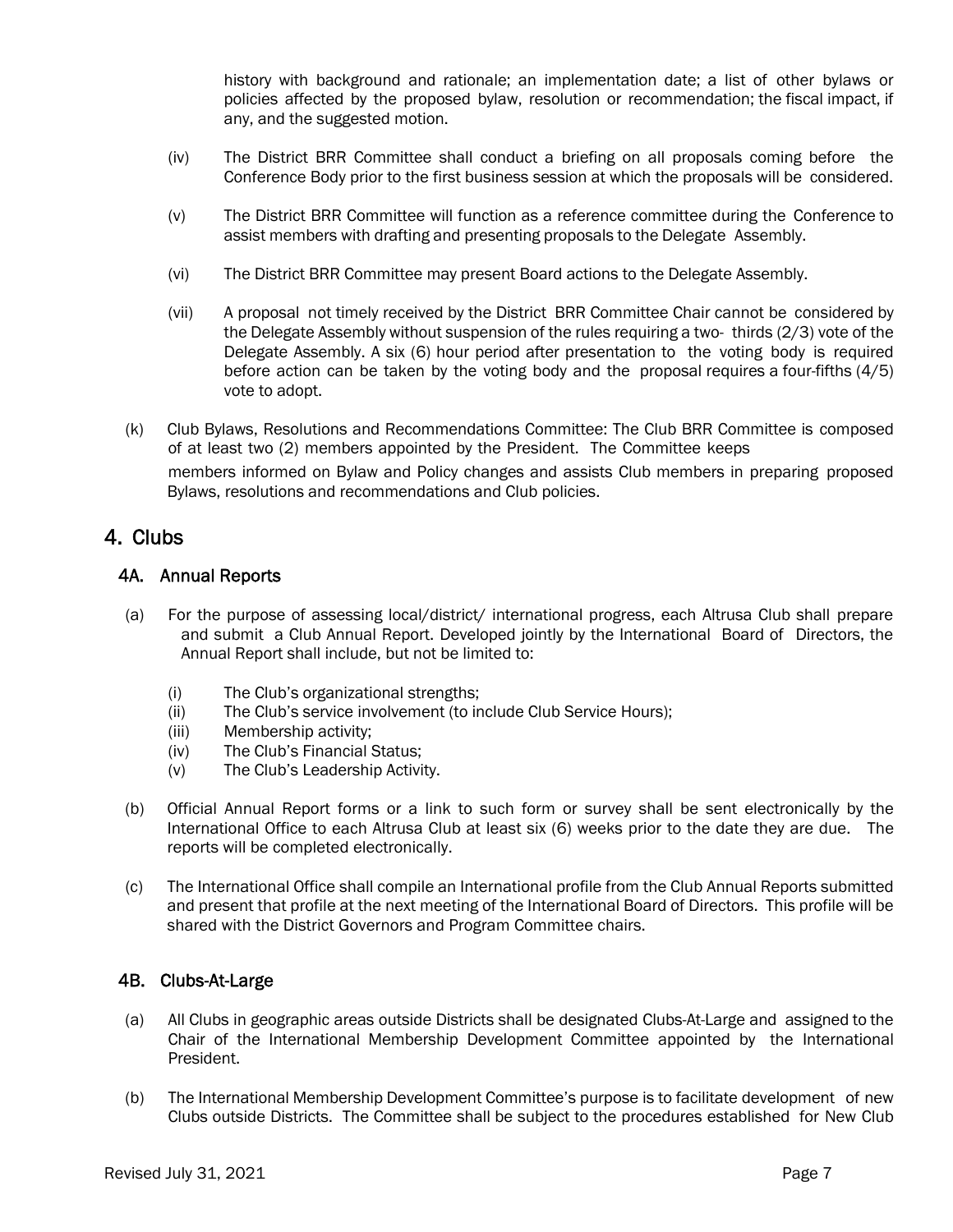history with background and rationale; an implementation date; a list of other bylaws or policies affected by the proposed bylaw, resolution or recommendation; the fiscal impact, if any, and the suggested motion.

(iv) The District BRR Committee shall conduct a briefing on all proposals coming before the Conference Body prior to the first business session at which the proposals will be considered.

(v) The District BRR Committee will function as a reference committee during the Conference to assist members with drafting and presenting proposals to the Delegate Assembly.

(vi) The District BRR Committee may present Board actions to the Delegate Assembly.

(vii) A proposal not timely received by the District BRR Committee Chair cannot be considered by the Delegate Assembly without suspension of the rules requiring a two- thirds (2/3) vote of the Delegate Assembly. A six (6) hour period after presentation to the voting body is required before action can be taken by the voting body and the proposal requires a four-fifths (4/5) vote to adopt.

(k) Club Bylaws, Resolutions and Recommendations Committee: The Club BRR Committee is composed of at least two (2) members appointed by the President. The Committee keeps members informed on Bylaw and Policy changes and assists Club members in preparing proposed Bylaws, resolutions and recommendations and Club policies.

# 4. Clubs

## 4A. Annual Reports

(a) For the purpose of assessing local/district/ international progress, each Altrusa Club shall prepare and submit a Club Annual Report. Developed jointly by the International Board of Directors, the Annual Report shall include, but not be limited to:

(i) The Club's organizational strengths;
(ii) The Club's service involvement (to include Club Service Hours);
(iii) Membership activity;
(iv) The Club's Financial Status;
(v) The Club's Leadership Activity.

(b) Official Annual Report forms or a link to such form or survey shall be sent electronically by the International Office to each Altrusa Club at least six (6) weeks prior to the date they are due. The reports will be completed electronically.

(c) The International Office shall compile an International profile from the Club Annual Reports submitted and present that profile at the next meeting of the International Board of Directors. This profile will be shared with the District Governors and Program Committee chairs.

## 4B. Clubs-At-Large

(a) All Clubs in geographic areas outside Districts shall be designated Clubs-At-Large and assigned to the Chair of the International Membership Development Committee appointed by the International President.

(b) The International Membership Development Committee's purpose is to facilitate development of new Clubs outside Districts. The Committee shall be subject to the procedures established for New Club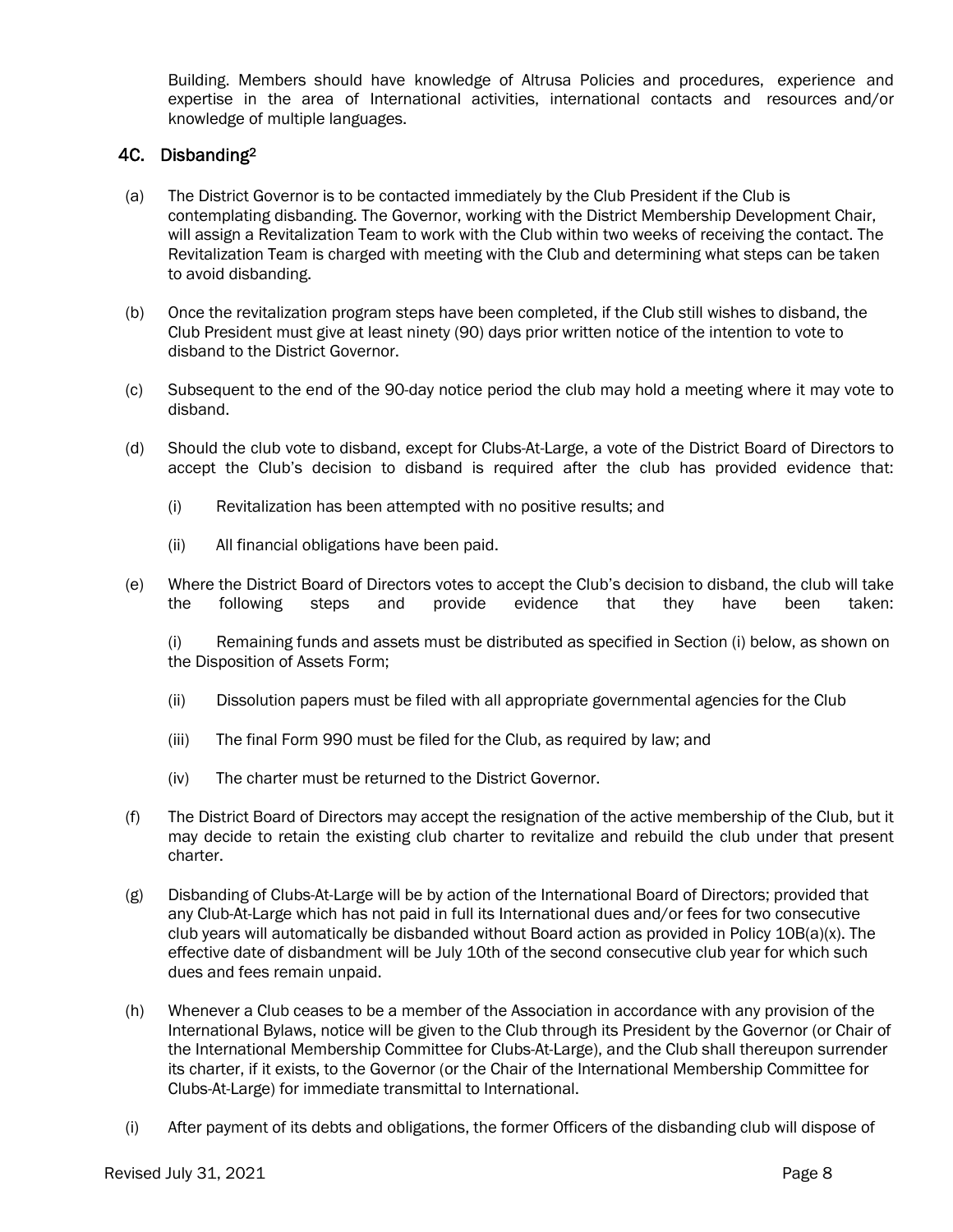Building. Members should have knowledge of Altrusa Policies and procedures, experience and expertise in the area of International activities, international contacts and resources and/or knowledge of multiple languages.

### 4C. Disbanding[2]

(a) The District Governor is to be contacted immediately by the Club President if the Club is contemplating disbanding. The Governor, working with the District Membership Development Chair, will assign a Revitalization Team to work with the Club within two weeks of receiving the contact. The Revitalization Team is charged with meeting with the Club and determining what steps can be taken to avoid disbanding.

(b) Once the revitalization program steps have been completed, if the Club still wishes to disband, the Club President must give at least ninety (90) days prior written notice of the intention to vote to disband to the District Governor.

(c) Subsequent to the end of the 90-day notice period the club may hold a meeting where it may vote to disband.

(d) Should the club vote to disband, except for Clubs-At-Large, a vote of the District Board of Directors to accept the Club's decision to disband is required after the club has provided evidence that:

(i) Revitalization has been attempted with no positive results; and

(ii) All financial obligations have been paid.

(e) Where the District Board of Directors votes to accept the Club's decision to disband, the club will take the following steps and provide evidence that they have been taken:

(i) Remaining funds and assets must be distributed as specified in Section (i) below, as shown on the Disposition of Assets Form;

(ii) Dissolution papers must be filed with all appropriate governmental agencies for the Club

(iii) The final Form 990 must be filed for the Club, as required by law; and

(iv) The charter must be returned to the District Governor.

(f) The District Board of Directors may accept the resignation of the active membership of the Club, but it may decide to retain the existing club charter to revitalize and rebuild the club under that present charter.

(g) Disbanding of Clubs-At-Large will be by action of the International Board of Directors; provided that any Club-At-Large which has not paid in full its International dues and/or fees for two consecutive club years will automatically be disbanded without Board action as provided in Policy 10B(a)(x). The effective date of disbandment will be July 10th of the second consecutive club year for which such dues and fees remain unpaid.

(h) Whenever a Club ceases to be a member of the Association in accordance with any provision of the International Bylaws, notice will be given to the Club through its President by the Governor (or Chair of the International Membership Committee for Clubs-At-Large), and the Club shall thereupon surrender its charter, if it exists, to the Governor (or the Chair of the International Membership Committee for Clubs-At-Large) for immediate transmittal to International.

(i) After payment of its debts and obligations, the former Officers of the disbanding club will dispose of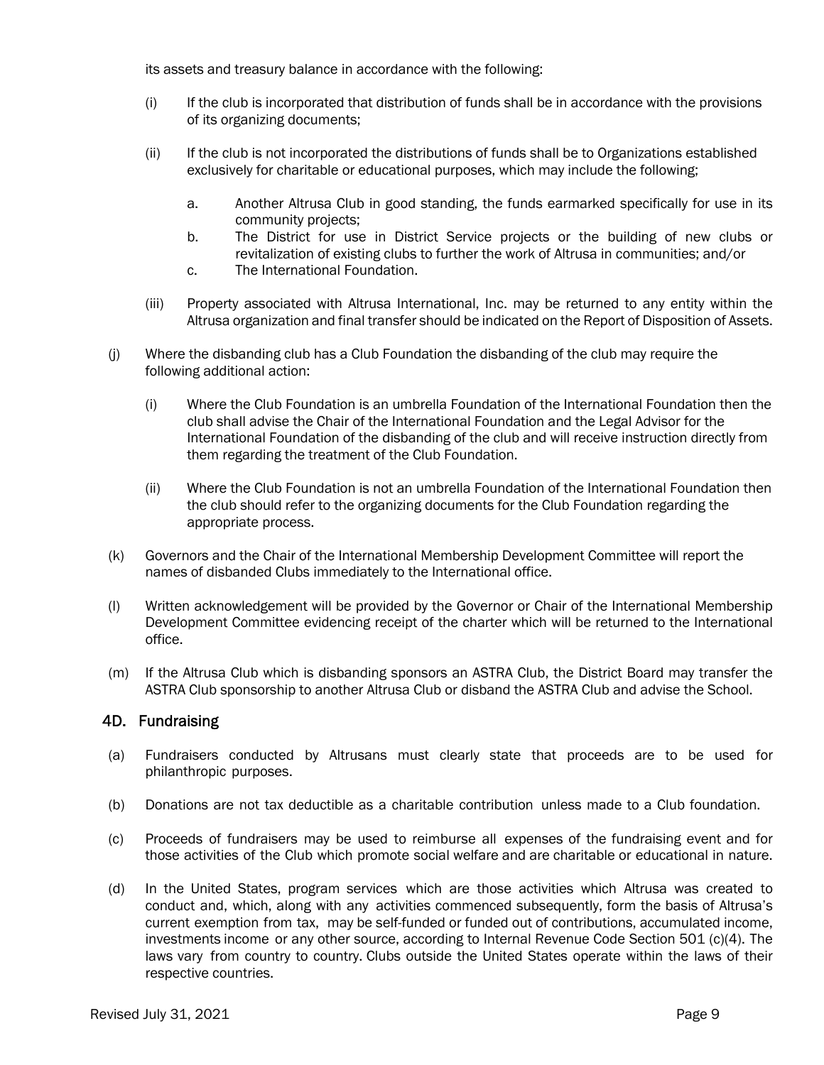its assets and treasury balance in accordance with the following:

(i) If the club is incorporated that distribution of funds shall be in accordance with the provisions of its organizing documents;

(ii) If the club is not incorporated the distributions of funds shall be to Organizations established exclusively for charitable or educational purposes, which may include the following;

a. Another Altrusa Club in good standing, the funds earmarked specifically for use in its community projects;
b. The District for use in District Service projects or the building of new clubs or revitalization of existing clubs to further the work of Altrusa in communities; and/or
c. The International Foundation.

(iii) Property associated with Altrusa International, Inc. may be returned to any entity within the Altrusa organization and final transfer should be indicated on the Report of Disposition of Assets.

(j) Where the disbanding club has a Club Foundation the disbanding of the club may require the following additional action:

(i) Where the Club Foundation is an umbrella Foundation of the International Foundation then the club shall advise the Chair of the International Foundation and the Legal Advisor for the International Foundation of the disbanding of the club and will receive instruction directly from them regarding the treatment of the Club Foundation.

(ii) Where the Club Foundation is not an umbrella Foundation of the International Foundation then the club should refer to the organizing documents for the Club Foundation regarding the appropriate process.

(k) Governors and the Chair of the International Membership Development Committee will report the names of disbanded Clubs immediately to the International office.

(l) Written acknowledgement will be provided by the Governor or Chair of the International Membership Development Committee evidencing receipt of the charter which will be returned to the International office.

(m) If the Altrusa Club which is disbanding sponsors an ASTRA Club, the District Board may transfer the ASTRA Club sponsorship to another Altrusa Club or disband the ASTRA Club and advise the School.

## 4D. Fundraising

(a) Fundraisers conducted by Altrusans must clearly state that proceeds are to be used for philanthropic purposes.

(b) Donations are not tax deductible as a charitable contribution unless made to a Club foundation.

(c) Proceeds of fundraisers may be used to reimburse all expenses of the fundraising event and for those activities of the Club which promote social welfare and are charitable or educational in nature.

(d) In the United States, program services which are those activities which Altrusa was created to conduct and, which, along with any activities commenced subsequently, form the basis of Altrusa's current exemption from tax, may be self-funded or funded out of contributions, accumulated income, investments income or any other source, according to Internal Revenue Code Section 501 (c)(4). The laws vary from country to country. Clubs outside the United States operate within the laws of their respective countries.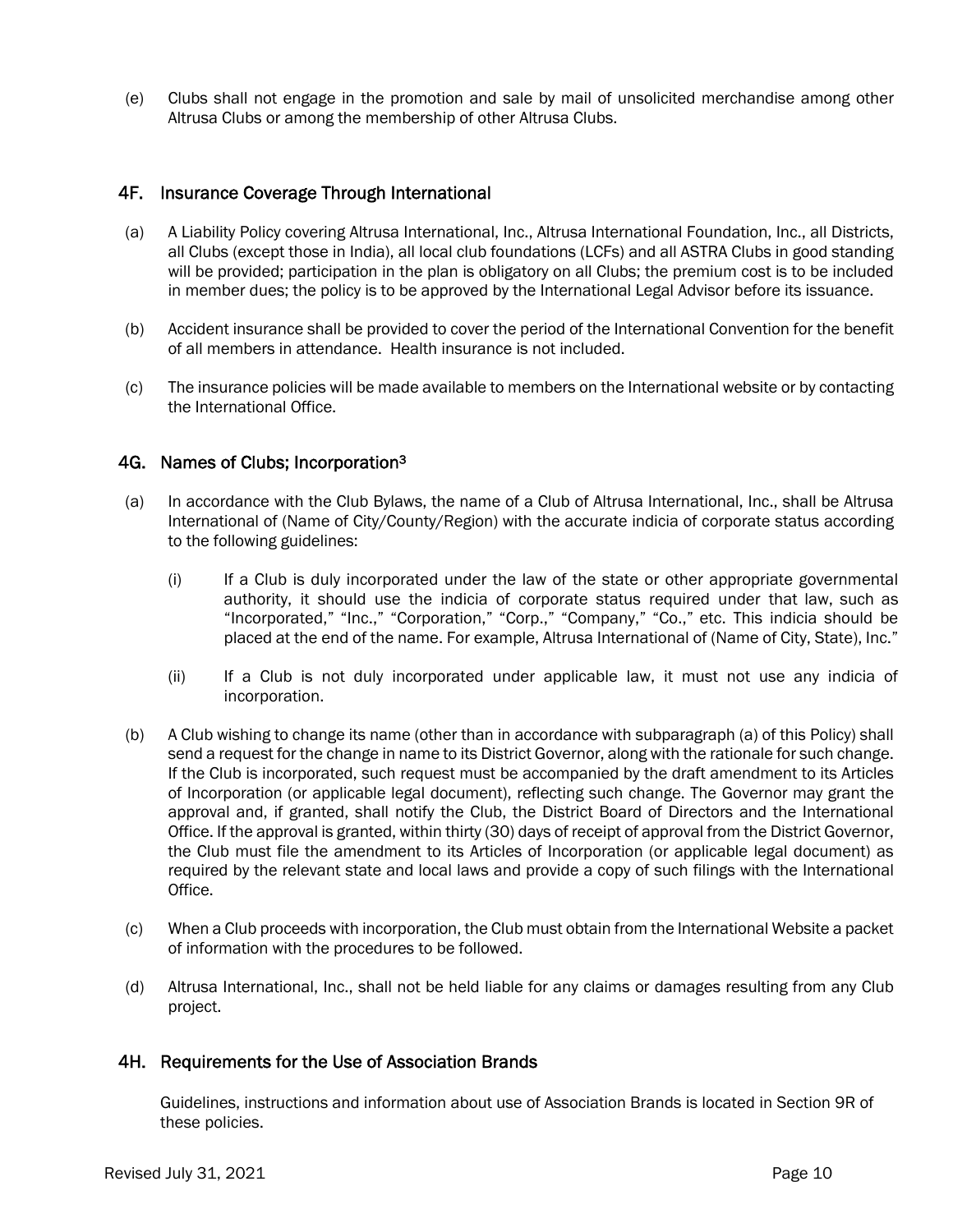(e) Clubs shall not engage in the promotion and sale by mail of unsolicited merchandise among other Altrusa Clubs or among the membership of other Altrusa Clubs.

## 4F. Insurance Coverage Through International

(a) A Liability Policy covering Altrusa International, Inc., Altrusa International Foundation, Inc., all Districts, all Clubs (except those in India), all local club foundations (LCFs) and all ASTRA Clubs in good standing will be provided; participation in the plan is obligatory on all Clubs; the premium cost is to be included in member dues; the policy is to be approved by the International Legal Advisor before its issuance.

(b) Accident insurance shall be provided to cover the period of the International Convention for the benefit of all members in attendance. Health insurance is not included.

(c) The insurance policies will be made available to members on the International website or by contacting the International Office.

## 4G. Names of Clubs; Incorporation[3]

(a) In accordance with the Club Bylaws, the name of a Club of Altrusa International, Inc., shall be Altrusa International of (Name of City/County/Region) with the accurate indicia of corporate status according to the following guidelines:

(i) If a Club is duly incorporated under the law of the state or other appropriate governmental authority, it should use the indicia of corporate status required under that law, such as "Incorporated," "Inc.," "Corporation," "Corp.," "Company," "Co.," etc. This indicia should be placed at the end of the name. For example, Altrusa International of (Name of City, State), Inc."

(ii) If a Club is not duly incorporated under applicable law, it must not use any indicia of incorporation.

(b) A Club wishing to change its name (other than in accordance with subparagraph (a) of this Policy) shall send a request for the change in name to its District Governor, along with the rationale for such change. If the Club is incorporated, such request must be accompanied by the draft amendment to its Articles of Incorporation (or applicable legal document), reflecting such change. The Governor may grant the approval and, if granted, shall notify the Club, the District Board of Directors and the International Office. If the approval is granted, within thirty (30) days of receipt of approval from the District Governor, the Club must file the amendment to its Articles of Incorporation (or applicable legal document) as required by the relevant state and local laws and provide a copy of such filings with the International Office.

(c) When a Club proceeds with incorporation, the Club must obtain from the International Website a packet of information with the procedures to be followed.

(d) Altrusa International, Inc., shall not be held liable for any claims or damages resulting from any Club project.

## 4H. Requirements for the Use of Association Brands

Guidelines, instructions and information about use of Association Brands is located in Section 9R of these policies.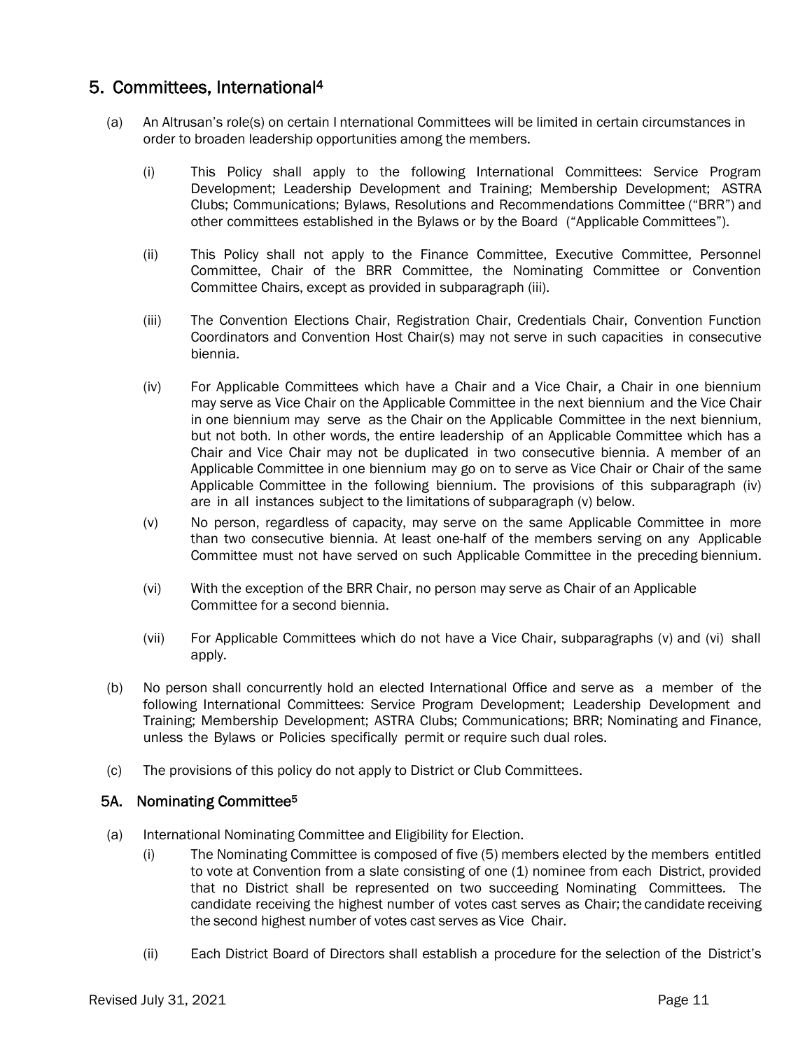## 5. Committees, International[4]

(a) An Altrusan's role(s) on certain I nternational Committees will be limited in certain circumstances in order to broaden leadership opportunities among the members.

(i) This Policy shall apply to the following International Committees: Service Program Development; Leadership Development and Training; Membership Development; ASTRA Clubs; Communications; Bylaws, Resolutions and Recommendations Committee ("BRR") and other committees established in the Bylaws or by the Board ("Applicable Committees").

(ii) This Policy shall not apply to the Finance Committee, Executive Committee, Personnel Committee, Chair of the BRR Committee, the Nominating Committee or Convention Committee Chairs, except as provided in subparagraph (iii).

(iii) The Convention Elections Chair, Registration Chair, Credentials Chair, Convention Function Coordinators and Convention Host Chair(s) may not serve in such capacities in consecutive biennia.

(iv) For Applicable Committees which have a Chair and a Vice Chair, a Chair in one biennium may serve as Vice Chair on the Applicable Committee in the next biennium and the Vice Chair in one biennium may serve as the Chair on the Applicable Committee in the next biennium, but not both. In other words, the entire leadership of an Applicable Committee which has a Chair and Vice Chair may not be duplicated in two consecutive biennia. A member of an Applicable Committee in one biennium may go on to serve as Vice Chair or Chair of the same Applicable Committee in the following biennium. The provisions of this subparagraph (iv) are in all instances subject to the limitations of subparagraph (v) below.

(v) No person, regardless of capacity, may serve on the same Applicable Committee in more than two consecutive biennia. At least one-half of the members serving on any Applicable Committee must not have served on such Applicable Committee in the preceding biennium.

(vi) With the exception of the BRR Chair, no person may serve as Chair of an Applicable Committee for a second biennia.

(vii) For Applicable Committees which do not have a Vice Chair, subparagraphs (v) and (vi) shall apply.

(b) No person shall concurrently hold an elected International Office and serve as a member of the following International Committees: Service Program Development; Leadership Development and Training; Membership Development; ASTRA Clubs; Communications; BRR; Nominating and Finance, unless the Bylaws or Policies specifically permit or require such dual roles.

(c) The provisions of this policy do not apply to District or Club Committees.

### 5A. Nominating Committee[5]

(a) International Nominating Committee and Eligibility for Election.

(i) The Nominating Committee is composed of five (5) members elected by the members entitled to vote at Convention from a slate consisting of one (1) nominee from each District, provided that no District shall be represented on two succeeding Nominating Committees. The candidate receiving the highest number of votes cast serves as Chair; the candidate receiving the second highest number of votes cast serves as Vice Chair.

(ii) Each District Board of Directors shall establish a procedure for the selection of the District's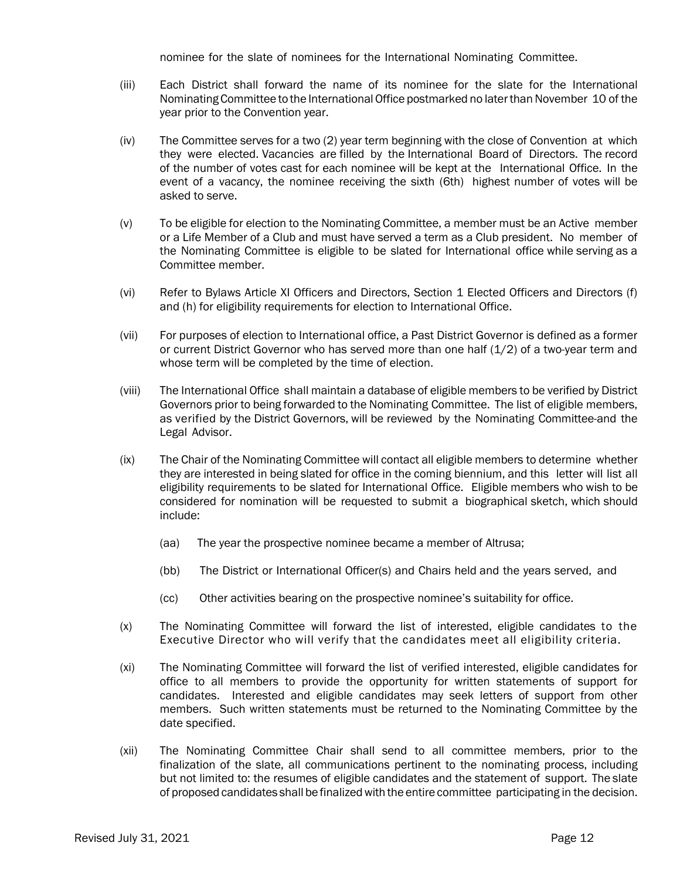nominee for the slate of nominees for the International Nominating Committee.

(iii) Each District shall forward the name of its nominee for the slate for the International Nominating Committee to the International Office postmarked no later than November 10 of the year prior to the Convention year.

(iv) The Committee serves for a two (2) year term beginning with the close of Convention at which they were elected. Vacancies are filled by the International Board of Directors. The record of the number of votes cast for each nominee will be kept at the International Office. In the event of a vacancy, the nominee receiving the sixth (6th) highest number of votes will be asked to serve.

(v) To be eligible for election to the Nominating Committee, a member must be an Active member or a Life Member of a Club and must have served a term as a Club president. No member of the Nominating Committee is eligible to be slated for International office while serving as a Committee member.

(vi) Refer to Bylaws Article XI Officers and Directors, Section 1 Elected Officers and Directors (f) and (h) for eligibility requirements for election to International Office.

(vii) For purposes of election to International office, a Past District Governor is defined as a former or current District Governor who has served more than one half (1/2) of a two-year term and whose term will be completed by the time of election.

(viii) The International Office shall maintain a database of eligible members to be verified by District Governors prior to being forwarded to the Nominating Committee. The list of eligible members, as verified by the District Governors, will be reviewed by the Nominating Committee and the Legal Advisor.

(ix) The Chair of the Nominating Committee will contact all eligible members to determine whether they are interested in being slated for office in the coming biennium, and this letter will list all eligibility requirements to be slated for International Office. Eligible members who wish to be considered for nomination will be requested to submit a biographical sketch, which should include:

- (aa) The year the prospective nominee became a member of Altrusa;
- (bb) The District or International Officer(s) and Chairs held and the years served, and
- (cc) Other activities bearing on the prospective nominee's suitability for office.

(x) The Nominating Committee will forward the list of interested, eligible candidates to the Executive Director who will verify that the candidates meet all eligibility criteria.

(xi) The Nominating Committee will forward the list of verified interested, eligible candidates for office to all members to provide the opportunity for written statements of support for candidates. Interested and eligible candidates may seek letters of support from other members. Such written statements must be returned to the Nominating Committee by the date specified.

(xii) The Nominating Committee Chair shall send to all committee members, prior to the finalization of the slate, all communications pertinent to the nominating process, including but not limited to: the resumes of eligible candidates and the statement of support. The slate of proposed candidates shall be finalized with the entire committee participating in the decision.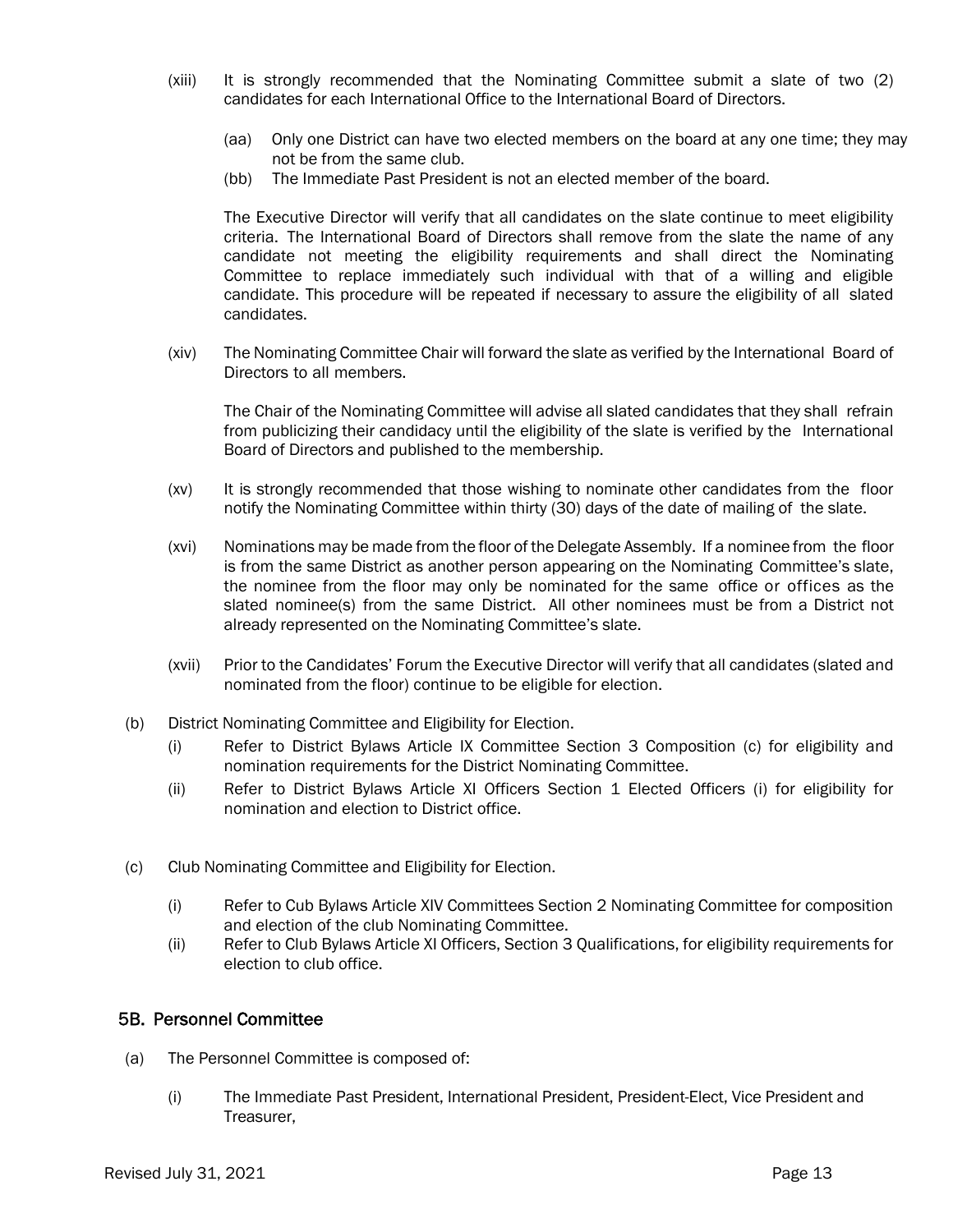(xiii) It is strongly recommended that the Nominating Committee submit a slate of two (2) candidates for each International Office to the International Board of Directors.

(aa) Only one District can have two elected members on the board at any one time; they may not be from the same club.

(bb) The Immediate Past President is not an elected member of the board.

The Executive Director will verify that all candidates on the slate continue to meet eligibility criteria. The International Board of Directors shall remove from the slate the name of any candidate not meeting the eligibility requirements and shall direct the Nominating Committee to replace immediately such individual with that of a willing and eligible candidate. This procedure will be repeated if necessary to assure the eligibility of all slated candidates.

(xiv) The Nominating Committee Chair will forward the slate as verified by the International Board of Directors to all members.

The Chair of the Nominating Committee will advise all slated candidates that they shall refrain from publicizing their candidacy until the eligibility of the slate is verified by the International Board of Directors and published to the membership.

(xv) It is strongly recommended that those wishing to nominate other candidates from the floor notify the Nominating Committee within thirty (30) days of the date of mailing of the slate.

(xvi) Nominations may be made from the floor of the Delegate Assembly. If a nominee from the floor is from the same District as another person appearing on the Nominating Committee's slate, the nominee from the floor may only be nominated for the same office or offices as the slated nominee(s) from the same District. All other nominees must be from a District not already represented on the Nominating Committee's slate.

(xvii) Prior to the Candidates' Forum the Executive Director will verify that all candidates (slated and nominated from the floor) continue to be eligible for election.

(b) District Nominating Committee and Eligibility for Election.

(i) Refer to District Bylaws Article IX Committee Section 3 Composition (c) for eligibility and nomination requirements for the District Nominating Committee.

(ii) Refer to District Bylaws Article XI Officers Section 1 Elected Officers (i) for eligibility for nomination and election to District office.

(c) Club Nominating Committee and Eligibility for Election.

(i) Refer to Cub Bylaws Article XIV Committees Section 2 Nominating Committee for composition and election of the club Nominating Committee.

(ii) Refer to Club Bylaws Article XI Officers, Section 3 Qualifications, for eligibility requirements for election to club office.

## 5B. Personnel Committee

(a) The Personnel Committee is composed of:

(i) The Immediate Past President, International President, President-Elect, Vice President and Treasurer,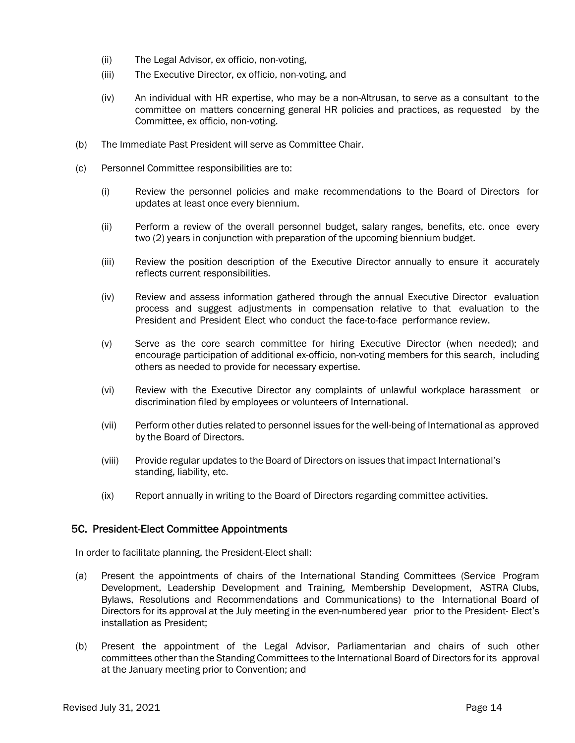(ii) The Legal Advisor, ex officio, non-voting,

(iii) The Executive Director, ex officio, non-voting, and

(iv) An individual with HR expertise, who may be a non-Altrusan, to serve as a consultant to the committee on matters concerning general HR policies and practices, as requested by the Committee, ex officio, non-voting.

(b) The Immediate Past President will serve as Committee Chair.

(c) Personnel Committee responsibilities are to:

(i) Review the personnel policies and make recommendations to the Board of Directors for updates at least once every biennium.

(ii) Perform a review of the overall personnel budget, salary ranges, benefits, etc. once every two (2) years in conjunction with preparation of the upcoming biennium budget.

(iii) Review the position description of the Executive Director annually to ensure it accurately reflects current responsibilities.

(iv) Review and assess information gathered through the annual Executive Director evaluation process and suggest adjustments in compensation relative to that evaluation to the President and President Elect who conduct the face-to-face performance review.

(v) Serve as the core search committee for hiring Executive Director (when needed); and encourage participation of additional ex-officio, non-voting members for this search, including others as needed to provide for necessary expertise.

(vi) Review with the Executive Director any complaints of unlawful workplace harassment or discrimination filed by employees or volunteers of International.

(vii) Perform other duties related to personnel issues for the well-being of International as approved by the Board of Directors.

(viii) Provide regular updates to the Board of Directors on issues that impact International's standing, liability, etc.

(ix) Report annually in writing to the Board of Directors regarding committee activities.

## 5C. President-Elect Committee Appointments

In order to facilitate planning, the President-Elect shall:

(a) Present the appointments of chairs of the International Standing Committees (Service Program Development, Leadership Development and Training, Membership Development, ASTRA Clubs, Bylaws, Resolutions and Recommendations and Communications) to the International Board of Directors for its approval at the July meeting in the even-numbered year prior to the President- Elect's installation as President;

(b) Present the appointment of the Legal Advisor, Parliamentarian and chairs of such other committees other than the Standing Committees to the International Board of Directors for its approval at the January meeting prior to Convention; and

Revised July 31, 2021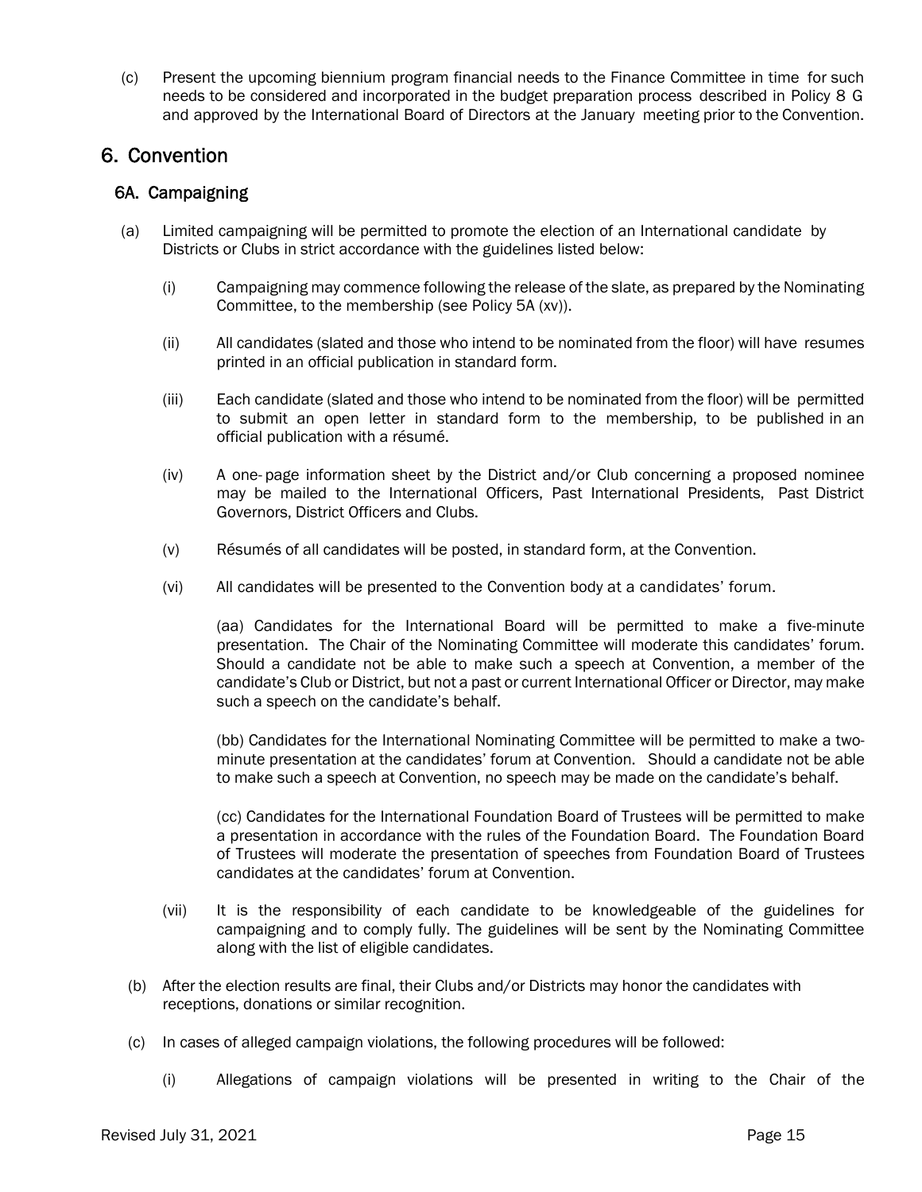(c) Present the upcoming biennium program financial needs to the Finance Committee in time for such needs to be considered and incorporated in the budget preparation process described in Policy 8 G and approved by the International Board of Directors at the January meeting prior to the Convention.

## 6. Convention

### 6A. Campaigning

(a) Limited campaigning will be permitted to promote the election of an International candidate by Districts or Clubs in strict accordance with the guidelines listed below:

(i) Campaigning may commence following the release of the slate, as prepared by the Nominating Committee, to the membership (see Policy 5A (xv)).

(ii) All candidates (slated and those who intend to be nominated from the floor) will have resumes printed in an official publication in standard form.

(iii) Each candidate (slated and those who intend to be nominated from the floor) will be permitted to submit an open letter in standard form to the membership, to be published in an official publication with a résumé.

(iv) A one- page information sheet by the District and/or Club concerning a proposed nominee may be mailed to the International Officers, Past International Presidents, Past District Governors, District Officers and Clubs.

(v) Résumés of all candidates will be posted, in standard form, at the Convention.

(vi) All candidates will be presented to the Convention body at a candidates' forum.

(aa) Candidates for the International Board will be permitted to make a five-minute presentation. The Chair of the Nominating Committee will moderate this candidates' forum. Should a candidate not be able to make such a speech at Convention, a member of the candidate's Club or District, but not a past or current International Officer or Director, may make such a speech on the candidate's behalf.

(bb) Candidates for the International Nominating Committee will be permitted to make a two-minute presentation at the candidates' forum at Convention. Should a candidate not be able to make such a speech at Convention, no speech may be made on the candidate's behalf.

(cc) Candidates for the International Foundation Board of Trustees will be permitted to make a presentation in accordance with the rules of the Foundation Board. The Foundation Board of Trustees will moderate the presentation of speeches from Foundation Board of Trustees candidates at the candidates' forum at Convention.

(vii) It is the responsibility of each candidate to be knowledgeable of the guidelines for campaigning and to comply fully. The guidelines will be sent by the Nominating Committee along with the list of eligible candidates.

(b) After the election results are final, their Clubs and/or Districts may honor the candidates with receptions, donations or similar recognition.

(c) In cases of alleged campaign violations, the following procedures will be followed:

(i) Allegations of campaign violations will be presented in writing to the Chair of the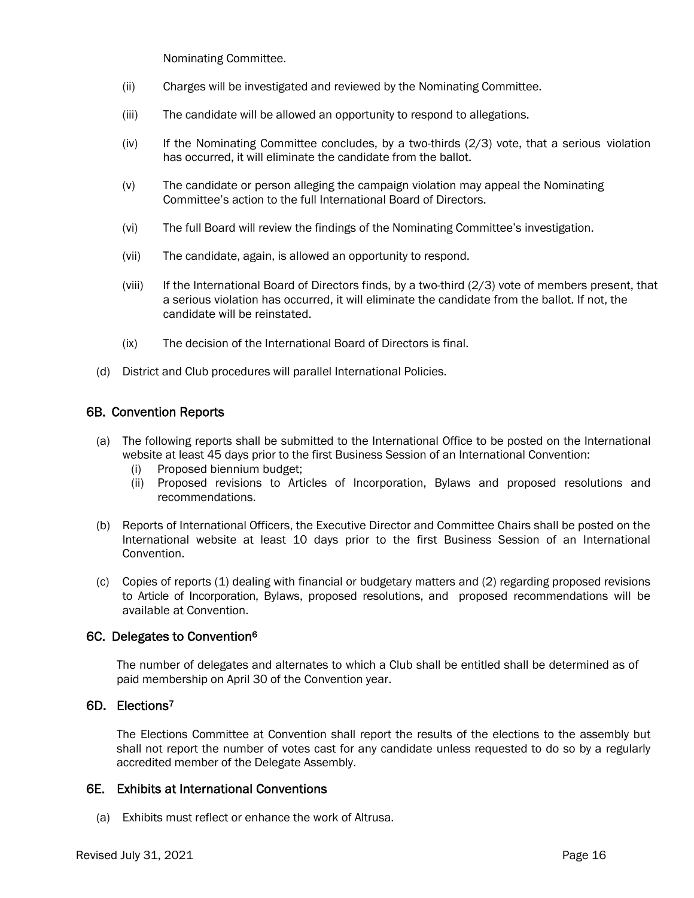Nominating Committee.

(ii) Charges will be investigated and reviewed by the Nominating Committee.

(iii) The candidate will be allowed an opportunity to respond to allegations.

(iv) If the Nominating Committee concludes, by a two-thirds (2/3) vote, that a serious violation has occurred, it will eliminate the candidate from the ballot.

(v) The candidate or person alleging the campaign violation may appeal the Nominating Committee's action to the full International Board of Directors.

(vi) The full Board will review the findings of the Nominating Committee's investigation.

(vii) The candidate, again, is allowed an opportunity to respond.

(viii) If the International Board of Directors finds, by a two-third (2/3) vote of members present, that a serious violation has occurred, it will eliminate the candidate from the ballot. If not, the candidate will be reinstated.

(ix) The decision of the International Board of Directors is final.

(d) District and Club procedures will parallel International Policies.

### 6B. Convention Reports

(a) The following reports shall be submitted to the International Office to be posted on the International website at least 45 days prior to the first Business Session of an International Convention:
   (i) Proposed biennium budget;
   (ii) Proposed revisions to Articles of Incorporation, Bylaws and proposed resolutions and recommendations.

(b) Reports of International Officers, the Executive Director and Committee Chairs shall be posted on the International website at least 10 days prior to the first Business Session of an International Convention.

(c) Copies of reports (1) dealing with financial or budgetary matters and (2) regarding proposed revisions to Article of Incorporation, Bylaws, proposed resolutions, and proposed recommendations will be available at Convention.

### 6C. Delegates to Convention[6]

The number of delegates and alternates to which a Club shall be entitled shall be determined as of paid membership on April 30 of the Convention year.

### 6D. Elections[7]

The Elections Committee at Convention shall report the results of the elections to the assembly but shall not report the number of votes cast for any candidate unless requested to do so by a regularly accredited member of the Delegate Assembly.

### 6E. Exhibits at International Conventions

(a) Exhibits must reflect or enhance the work of Altrusa.

Revised July 31, 2021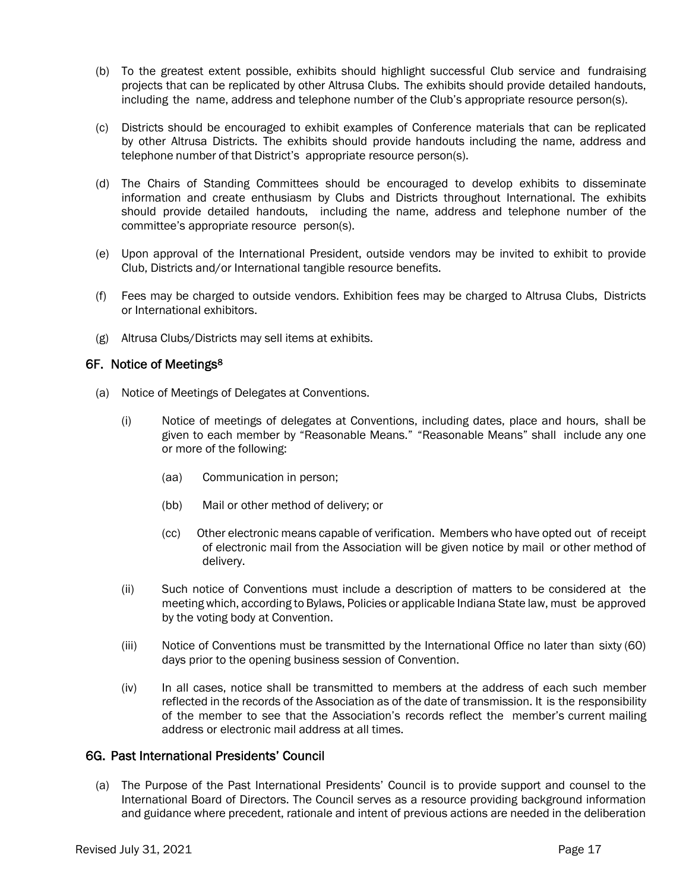(b) To the greatest extent possible, exhibits should highlight successful Club service and fundraising projects that can be replicated by other Altrusa Clubs. The exhibits should provide detailed handouts, including the name, address and telephone number of the Club's appropriate resource person(s).

(c) Districts should be encouraged to exhibit examples of Conference materials that can be replicated by other Altrusa Districts. The exhibits should provide handouts including the name, address and telephone number of that District's appropriate resource person(s).

(d) The Chairs of Standing Committees should be encouraged to develop exhibits to disseminate information and create enthusiasm by Clubs and Districts throughout International. The exhibits should provide detailed handouts, including the name, address and telephone number of the committee's appropriate resource person(s).

(e) Upon approval of the International President, outside vendors may be invited to exhibit to provide Club, Districts and/or International tangible resource benefits.

(f) Fees may be charged to outside vendors. Exhibition fees may be charged to Altrusa Clubs, Districts or International exhibitors.

(g) Altrusa Clubs/Districts may sell items at exhibits.

## 6F. Notice of Meetings[8]

(a) Notice of Meetings of Delegates at Conventions.

(i) Notice of meetings of delegates at Conventions, including dates, place and hours, shall be given to each member by "Reasonable Means." "Reasonable Means" shall include any one or more of the following:

(aa) Communication in person;

(bb) Mail or other method of delivery; or

(cc) Other electronic means capable of verification. Members who have opted out of receipt of electronic mail from the Association will be given notice by mail or other method of delivery.

(ii) Such notice of Conventions must include a description of matters to be considered at the meeting which, according to Bylaws, Policies or applicable Indiana State law, must be approved by the voting body at Convention.

(iii) Notice of Conventions must be transmitted by the International Office no later than sixty (60) days prior to the opening business session of Convention.

(iv) In all cases, notice shall be transmitted to members at the address of each such member reflected in the records of the Association as of the date of transmission. It is the responsibility of the member to see that the Association's records reflect the member's current mailing address or electronic mail address at all times.

## 6G. Past International Presidents' Council

(a) The Purpose of the Past International Presidents' Council is to provide support and counsel to the International Board of Directors. The Council serves as a resource providing background information and guidance where precedent, rationale and intent of previous actions are needed in the deliberation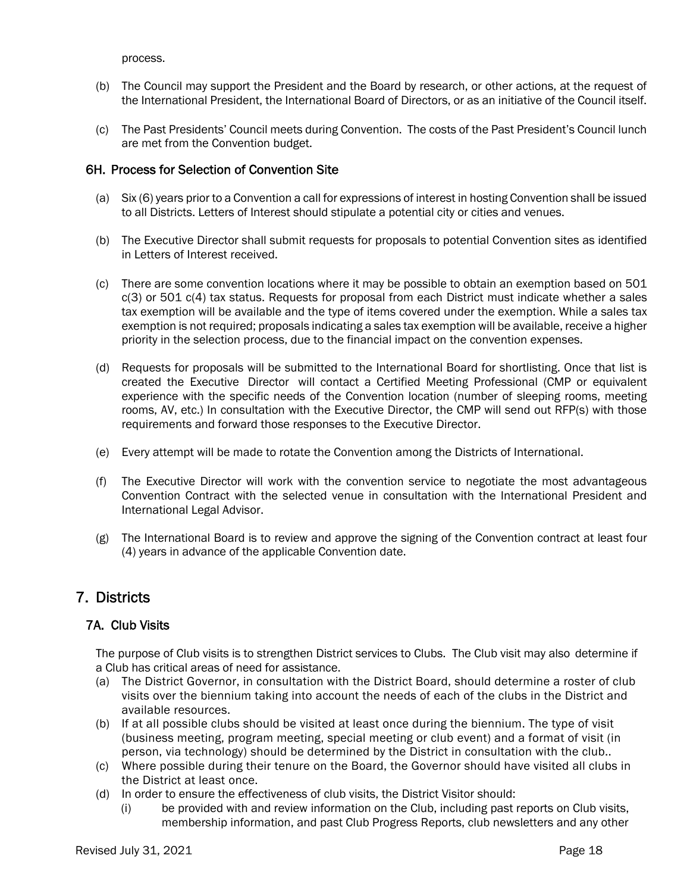process.

(b) The Council may support the President and the Board by research, or other actions, at the request of the International President, the International Board of Directors, or as an initiative of the Council itself.

(c) The Past Presidents' Council meets during Convention. The costs of the Past President's Council lunch are met from the Convention budget.

### 6H. Process for Selection of Convention Site

(a) Six (6) years prior to a Convention a call for expressions of interest in hosting Convention shall be issued to all Districts. Letters of Interest should stipulate a potential city or cities and venues.

(b) The Executive Director shall submit requests for proposals to potential Convention sites as identified in Letters of Interest received.

(c) There are some convention locations where it may be possible to obtain an exemption based on 501 c(3) or 501 c(4) tax status. Requests for proposal from each District must indicate whether a sales tax exemption will be available and the type of items covered under the exemption. While a sales tax exemption is not required; proposals indicating a sales tax exemption will be available, receive a higher priority in the selection process, due to the financial impact on the convention expenses.

(d) Requests for proposals will be submitted to the International Board for shortlisting. Once that list is created the Executive Director will contact a Certified Meeting Professional (CMP or equivalent experience with the specific needs of the Convention location (number of sleeping rooms, meeting rooms, AV, etc.) In consultation with the Executive Director, the CMP will send out RFP(s) with those requirements and forward those responses to the Executive Director.

(e) Every attempt will be made to rotate the Convention among the Districts of International.

(f) The Executive Director will work with the convention service to negotiate the most advantageous Convention Contract with the selected venue in consultation with the International President and International Legal Advisor.

(g) The International Board is to review and approve the signing of the Convention contract at least four (4) years in advance of the applicable Convention date.

## 7. Districts

### 7A. Club Visits

The purpose of Club visits is to strengthen District services to Clubs. The Club visit may also determine if a Club has critical areas of need for assistance.

(a) The District Governor, in consultation with the District Board, should determine a roster of club visits over the biennium taking into account the needs of each of the clubs in the District and available resources.

(b) If at all possible clubs should be visited at least once during the biennium. The type of visit (business meeting, program meeting, special meeting or club event) and a format of visit (in person, via technology) should be determined by the District in consultation with the club..

(c) Where possible during their tenure on the Board, the Governor should have visited all clubs in the District at least once.

(d) In order to ensure the effectiveness of club visits, the District Visitor should:

  (i) be provided with and review information on the Club, including past reports on Club visits, membership information, and past Club Progress Reports, club newsletters and any other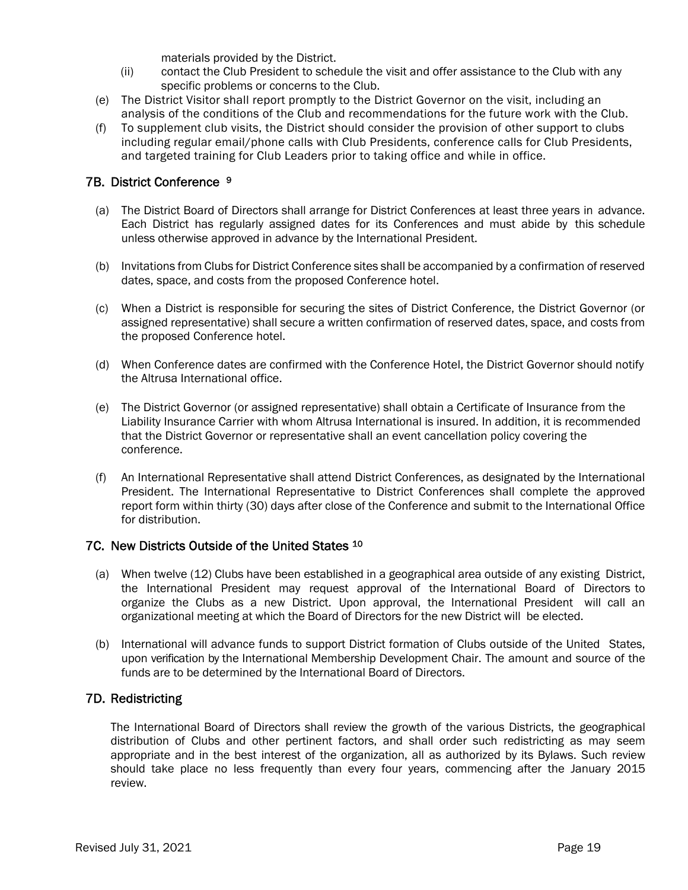materials provided by the District.

(ii) contact the Club President to schedule the visit and offer assistance to the Club with any specific problems or concerns to the Club.

(e) The District Visitor shall report promptly to the District Governor on the visit, including an analysis of the conditions of the Club and recommendations for the future work with the Club.

(f) To supplement club visits, the District should consider the provision of other support to clubs including regular email/phone calls with Club Presidents, conference calls for Club Presidents, and targeted training for Club Leaders prior to taking office and while in office.

## 7B. District Conference [9]

(a) The District Board of Directors shall arrange for District Conferences at least three years in advance. Each District has regularly assigned dates for its Conferences and must abide by this schedule unless otherwise approved in advance by the International President.

(b) Invitations from Clubs for District Conference sites shall be accompanied by a confirmation of reserved dates, space, and costs from the proposed Conference hotel.

(c) When a District is responsible for securing the sites of District Conference, the District Governor (or assigned representative) shall secure a written confirmation of reserved dates, space, and costs from the proposed Conference hotel.

(d) When Conference dates are confirmed with the Conference Hotel, the District Governor should notify the Altrusa International office.

(e) The District Governor (or assigned representative) shall obtain a Certificate of Insurance from the Liability Insurance Carrier with whom Altrusa International is insured. In addition, it is recommended that the District Governor or representative shall an event cancellation policy covering the conference.

(f) An International Representative shall attend District Conferences, as designated by the International President. The International Representative to District Conferences shall complete the approved report form within thirty (30) days after close of the Conference and submit to the International Office for distribution.

## 7C. New Districts Outside of the United States [10]

(a) When twelve (12) Clubs have been established in a geographical area outside of any existing District, the International President may request approval of the International Board of Directors to organize the Clubs as a new District. Upon approval, the International President will call an organizational meeting at which the Board of Directors for the new District will be elected.

(b) International will advance funds to support District formation of Clubs outside of the United States, upon verification by the International Membership Development Chair. The amount and source of the funds are to be determined by the International Board of Directors.

## 7D. Redistricting

The International Board of Directors shall review the growth of the various Districts, the geographical distribution of Clubs and other pertinent factors, and shall order such redistricting as may seem appropriate and in the best interest of the organization, all as authorized by its Bylaws. Such review should take place no less frequently than every four years, commencing after the January 2015 review.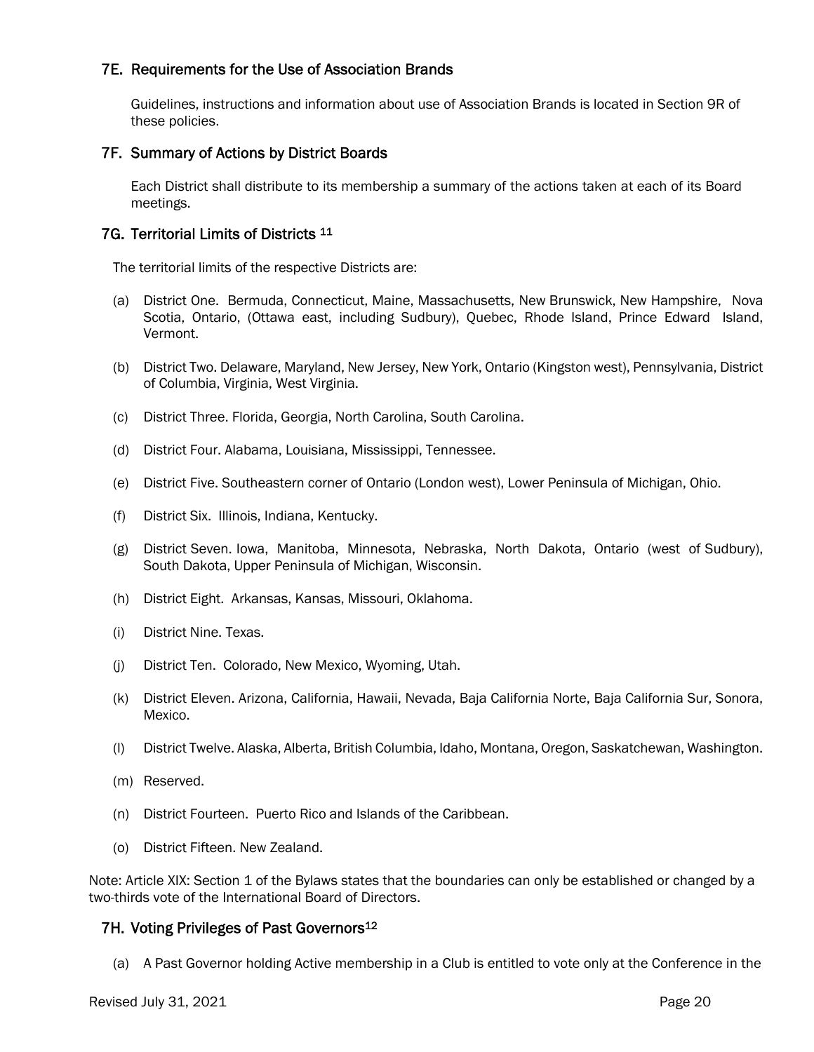### 7E. Requirements for the Use of Association Brands

Guidelines, instructions and information about use of Association Brands is located in Section 9R of these policies.

### 7F. Summary of Actions by District Boards

Each District shall distribute to its membership a summary of the actions taken at each of its Board meetings.

### 7G. Territorial Limits of Districts [11]

The territorial limits of the respective Districts are:

(a) District One. Bermuda, Connecticut, Maine, Massachusetts, New Brunswick, New Hampshire, Nova Scotia, Ontario, (Ottawa east, including Sudbury), Quebec, Rhode Island, Prince Edward Island, Vermont.

(b) District Two. Delaware, Maryland, New Jersey, New York, Ontario (Kingston west), Pennsylvania, District of Columbia, Virginia, West Virginia.

(c) District Three. Florida, Georgia, North Carolina, South Carolina.

(d) District Four. Alabama, Louisiana, Mississippi, Tennessee.

(e) District Five. Southeastern corner of Ontario (London west), Lower Peninsula of Michigan, Ohio.

(f) District Six. Illinois, Indiana, Kentucky.

(g) District Seven. Iowa, Manitoba, Minnesota, Nebraska, North Dakota, Ontario (west of Sudbury), South Dakota, Upper Peninsula of Michigan, Wisconsin.

(h) District Eight. Arkansas, Kansas, Missouri, Oklahoma.

(i) District Nine. Texas.

(j) District Ten. Colorado, New Mexico, Wyoming, Utah.

(k) District Eleven. Arizona, California, Hawaii, Nevada, Baja California Norte, Baja California Sur, Sonora, Mexico.

(l) District Twelve. Alaska, Alberta, British Columbia, Idaho, Montana, Oregon, Saskatchewan, Washington.

(m) Reserved.

(n) District Fourteen. Puerto Rico and Islands of the Caribbean.

(o) District Fifteen. New Zealand.

Note: Article XIX: Section 1 of the Bylaws states that the boundaries can only be established or changed by a two-thirds vote of the International Board of Directors.

### 7H. Voting Privileges of Past Governors[12]

(a) A Past Governor holding Active membership in a Club is entitled to vote only at the Conference in the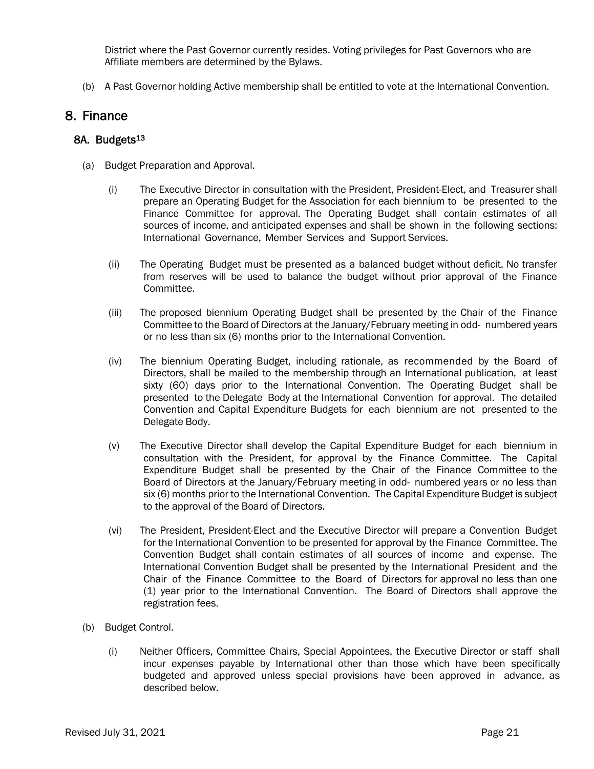District where the Past Governor currently resides. Voting privileges for Past Governors who are Affiliate members are determined by the Bylaws.

(b) A Past Governor holding Active membership shall be entitled to vote at the International Convention.

## 8. Finance

### 8A. Budgets[13]

(a) Budget Preparation and Approval.

(i) The Executive Director in consultation with the President, President-Elect, and Treasurer shall prepare an Operating Budget for the Association for each biennium to be presented to the Finance Committee for approval. The Operating Budget shall contain estimates of all sources of income, and anticipated expenses and shall be shown in the following sections: International Governance, Member Services and Support Services.

(ii) The Operating Budget must be presented as a balanced budget without deficit. No transfer from reserves will be used to balance the budget without prior approval of the Finance Committee.

(iii) The proposed biennium Operating Budget shall be presented by the Chair of the Finance Committee to the Board of Directors at the January/February meeting in odd- numbered years or no less than six (6) months prior to the International Convention.

(iv) The biennium Operating Budget, including rationale, as recommended by the Board of Directors, shall be mailed to the membership through an International publication, at least sixty (60) days prior to the International Convention. The Operating Budget shall be presented to the Delegate Body at the International Convention for approval. The detailed Convention and Capital Expenditure Budgets for each biennium are not presented to the Delegate Body.

(v) The Executive Director shall develop the Capital Expenditure Budget for each biennium in consultation with the President, for approval by the Finance Committee. The Capital Expenditure Budget shall be presented by the Chair of the Finance Committee to the Board of Directors at the January/February meeting in odd- numbered years or no less than six (6) months prior to the International Convention. The Capital Expenditure Budget is subject to the approval of the Board of Directors.

(vi) The President, President-Elect and the Executive Director will prepare a Convention Budget for the International Convention to be presented for approval by the Finance Committee. The Convention Budget shall contain estimates of all sources of income and expense. The International Convention Budget shall be presented by the International President and the Chair of the Finance Committee to the Board of Directors for approval no less than one (1) year prior to the International Convention. The Board of Directors shall approve the registration fees.

(b) Budget Control.

(i) Neither Officers, Committee Chairs, Special Appointees, the Executive Director or staff shall incur expenses payable by International other than those which have been specifically budgeted and approved unless special provisions have been approved in advance, as described below.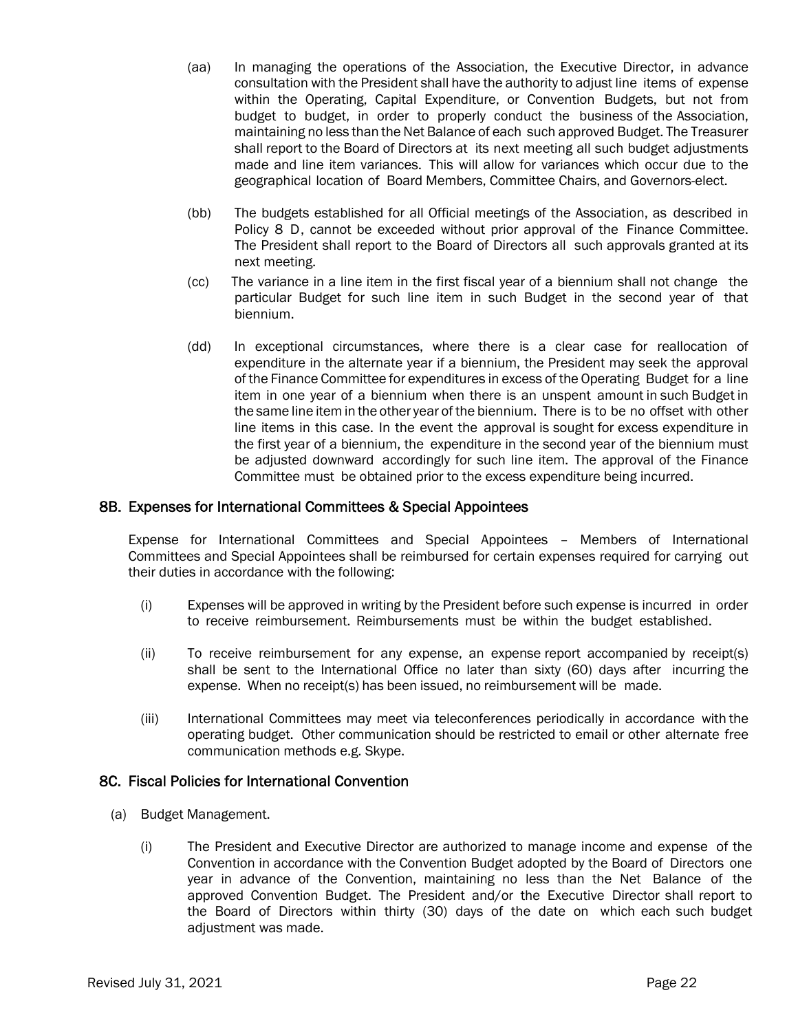(aa) In managing the operations of the Association, the Executive Director, in advance consultation with the President shall have the authority to adjust line items of expense within the Operating, Capital Expenditure, or Convention Budgets, but not from budget to budget, in order to properly conduct the business of the Association, maintaining no less than the Net Balance of each such approved Budget. The Treasurer shall report to the Board of Directors at its next meeting all such budget adjustments made and line item variances. This will allow for variances which occur due to the geographical location of Board Members, Committee Chairs, and Governors-elect.

(bb) The budgets established for all Official meetings of the Association, as described in Policy 8 D, cannot be exceeded without prior approval of the Finance Committee. The President shall report to the Board of Directors all such approvals granted at its next meeting.

(cc) The variance in a line item in the first fiscal year of a biennium shall not change the particular Budget for such line item in such Budget in the second year of that biennium.

(dd) In exceptional circumstances, where there is a clear case for reallocation of expenditure in the alternate year if a biennium, the President may seek the approval of the Finance Committee for expenditures in excess of the Operating Budget for a line item in one year of a biennium when there is an unspent amount in such Budget in the same line item in the other year of the biennium. There is to be no offset with other line items in this case. In the event the approval is sought for excess expenditure in the first year of a biennium, the expenditure in the second year of the biennium must be adjusted downward accordingly for such line item. The approval of the Finance Committee must be obtained prior to the excess expenditure being incurred.

## 8B. Expenses for International Committees & Special Appointees

Expense for International Committees and Special Appointees – Members of International Committees and Special Appointees shall be reimbursed for certain expenses required for carrying out their duties in accordance with the following:

(i) Expenses will be approved in writing by the President before such expense is incurred in order to receive reimbursement. Reimbursements must be within the budget established.

(ii) To receive reimbursement for any expense, an expense report accompanied by receipt(s) shall be sent to the International Office no later than sixty (60) days after incurring the expense. When no receipt(s) has been issued, no reimbursement will be made.

(iii) International Committees may meet via teleconferences periodically in accordance with the operating budget. Other communication should be restricted to email or other alternate free communication methods e.g. Skype.

## 8C. Fiscal Policies for International Convention

(a) Budget Management.

(i) The President and Executive Director are authorized to manage income and expense of the Convention in accordance with the Convention Budget adopted by the Board of Directors one year in advance of the Convention, maintaining no less than the Net Balance of the approved Convention Budget. The President and/or the Executive Director shall report to the Board of Directors within thirty (30) days of the date on which each such budget adjustment was made.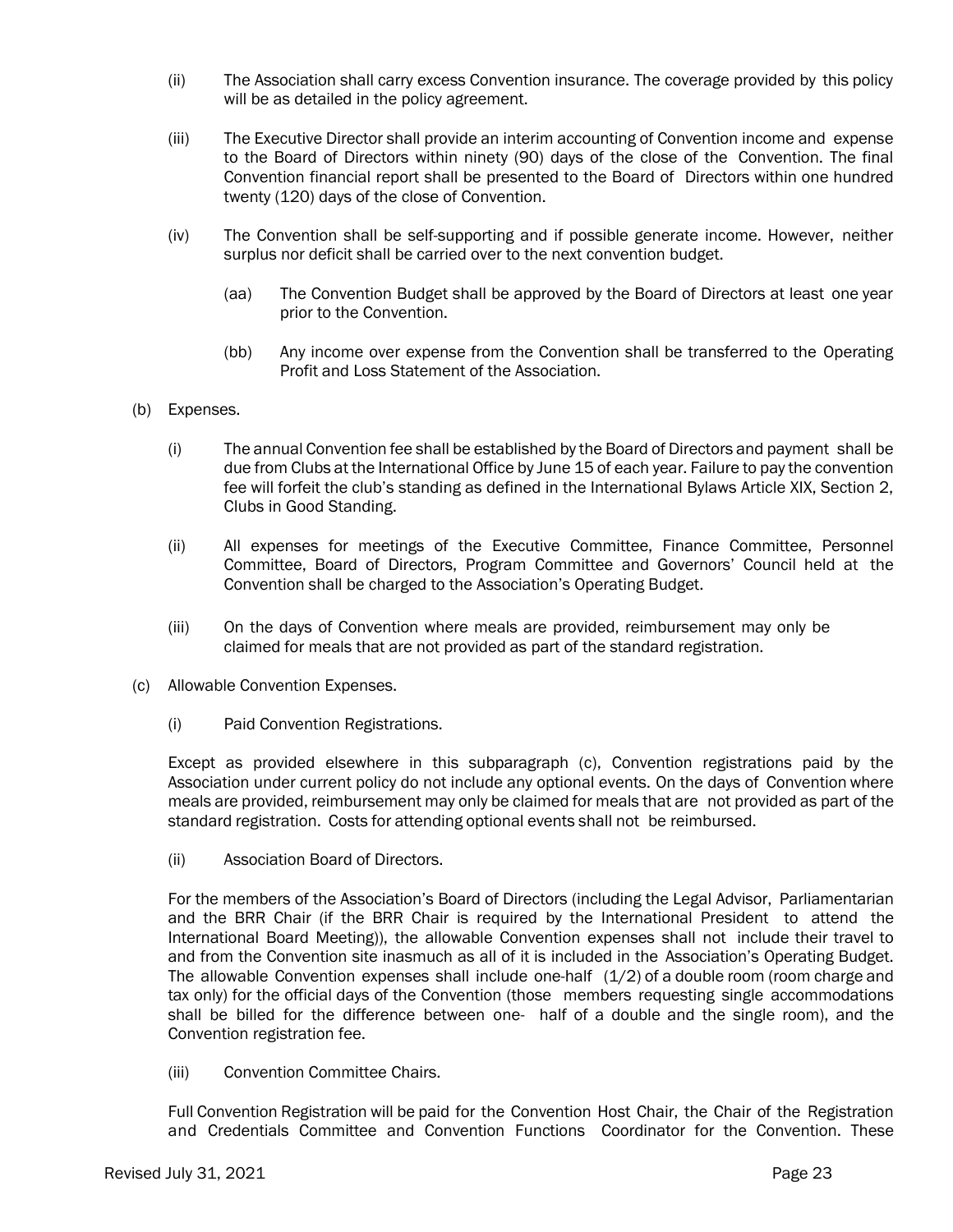(ii) The Association shall carry excess Convention insurance. The coverage provided by this policy will be as detailed in the policy agreement.

(iii) The Executive Director shall provide an interim accounting of Convention income and expense to the Board of Directors within ninety (90) days of the close of the Convention. The final Convention financial report shall be presented to the Board of Directors within one hundred twenty (120) days of the close of Convention.

(iv) The Convention shall be self-supporting and if possible generate income. However, neither surplus nor deficit shall be carried over to the next convention budget.

(aa) The Convention Budget shall be approved by the Board of Directors at least one year prior to the Convention.

(bb) Any income over expense from the Convention shall be transferred to the Operating Profit and Loss Statement of the Association.

(b) Expenses.

(i) The annual Convention fee shall be established by the Board of Directors and payment shall be due from Clubs at the International Office by June 15 of each year. Failure to pay the convention fee will forfeit the club's standing as defined in the International Bylaws Article XIX, Section 2, Clubs in Good Standing.

(ii) All expenses for meetings of the Executive Committee, Finance Committee, Personnel Committee, Board of Directors, Program Committee and Governors' Council held at the Convention shall be charged to the Association's Operating Budget.

(iii) On the days of Convention where meals are provided, reimbursement may only be claimed for meals that are not provided as part of the standard registration.

(c) Allowable Convention Expenses.

(i) Paid Convention Registrations.

Except as provided elsewhere in this subparagraph (c), Convention registrations paid by the Association under current policy do not include any optional events. On the days of Convention where meals are provided, reimbursement may only be claimed for meals that are not provided as part of the standard registration. Costs for attending optional events shall not be reimbursed.

(ii) Association Board of Directors.

For the members of the Association's Board of Directors (including the Legal Advisor, Parliamentarian and the BRR Chair (if the BRR Chair is required by the International President to attend the International Board Meeting)), the allowable Convention expenses shall not include their travel to and from the Convention site inasmuch as all of it is included in the Association's Operating Budget. The allowable Convention expenses shall include one-half (1/2) of a double room (room charge and tax only) for the official days of the Convention (those members requesting single accommodations shall be billed for the difference between one- half of a double and the single room), and the Convention registration fee.

(iii) Convention Committee Chairs.

Full Convention Registration will be paid for the Convention Host Chair, the Chair of the Registration and Credentials Committee and Convention Functions Coordinator for the Convention. These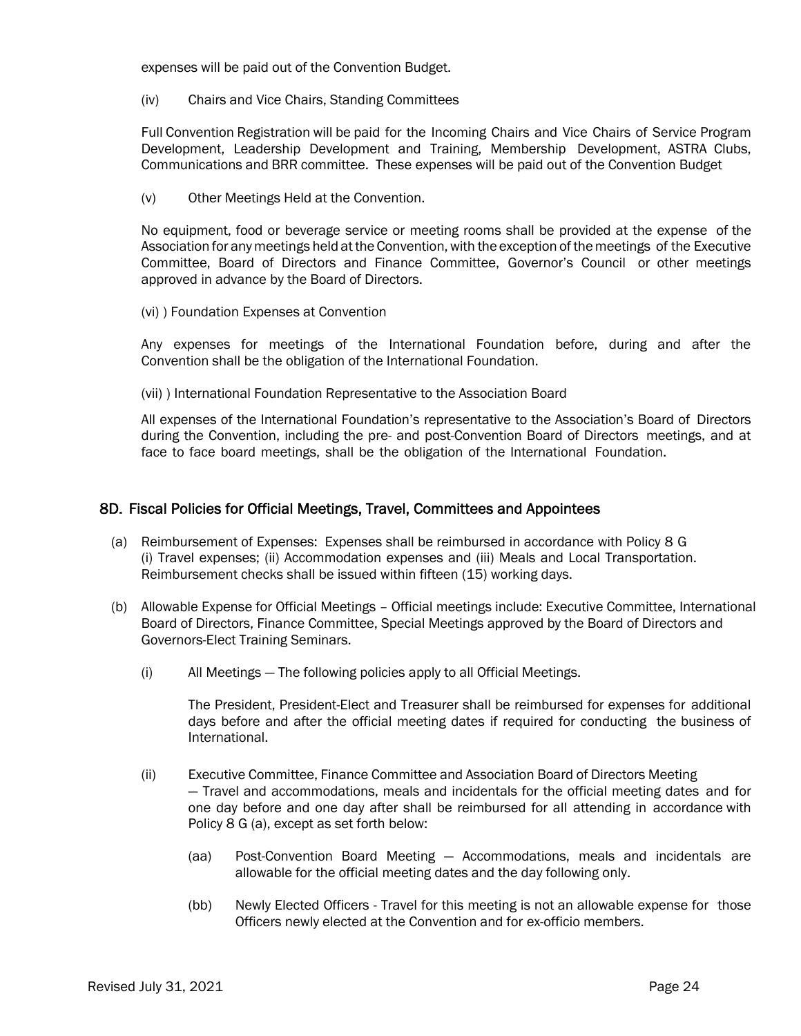expenses will be paid out of the Convention Budget.

(iv) Chairs and Vice Chairs, Standing Committees

Full Convention Registration will be paid for the Incoming Chairs and Vice Chairs of Service Program Development, Leadership Development and Training, Membership Development, ASTRA Clubs, Communications and BRR committee. These expenses will be paid out of the Convention Budget

(v) Other Meetings Held at the Convention.

No equipment, food or beverage service or meeting rooms shall be provided at the expense of the Association for any meetings held at the Convention, with the exception of the meetings of the Executive Committee, Board of Directors and Finance Committee, Governor's Council or other meetings approved in advance by the Board of Directors.

(vi) ) Foundation Expenses at Convention

Any expenses for meetings of the International Foundation before, during and after the Convention shall be the obligation of the International Foundation.

(vii) ) International Foundation Representative to the Association Board

All expenses of the International Foundation's representative to the Association's Board of Directors during the Convention, including the pre- and post-Convention Board of Directors meetings, and at face to face board meetings, shall be the obligation of the International Foundation.

## 8D. Fiscal Policies for Official Meetings, Travel, Committees and Appointees

(a) Reimbursement of Expenses: Expenses shall be reimbursed in accordance with Policy 8 G (i) Travel expenses; (ii) Accommodation expenses and (iii) Meals and Local Transportation. Reimbursement checks shall be issued within fifteen (15) working days.

(b) Allowable Expense for Official Meetings – Official meetings include: Executive Committee, International Board of Directors, Finance Committee, Special Meetings approved by the Board of Directors and Governors-Elect Training Seminars.

(i) All Meetings — The following policies apply to all Official Meetings.

The President, President-Elect and Treasurer shall be reimbursed for expenses for additional days before and after the official meeting dates if required for conducting the business of International.

(ii) Executive Committee, Finance Committee and Association Board of Directors Meeting — Travel and accommodations, meals and incidentals for the official meeting dates and for one day before and one day after shall be reimbursed for all attending in accordance with Policy 8 G (a), except as set forth below:

(aa) Post-Convention Board Meeting — Accommodations, meals and incidentals are allowable for the official meeting dates and the day following only.

(bb) Newly Elected Officers - Travel for this meeting is not an allowable expense for those Officers newly elected at the Convention and for ex-officio members.

Revised July 31, 2021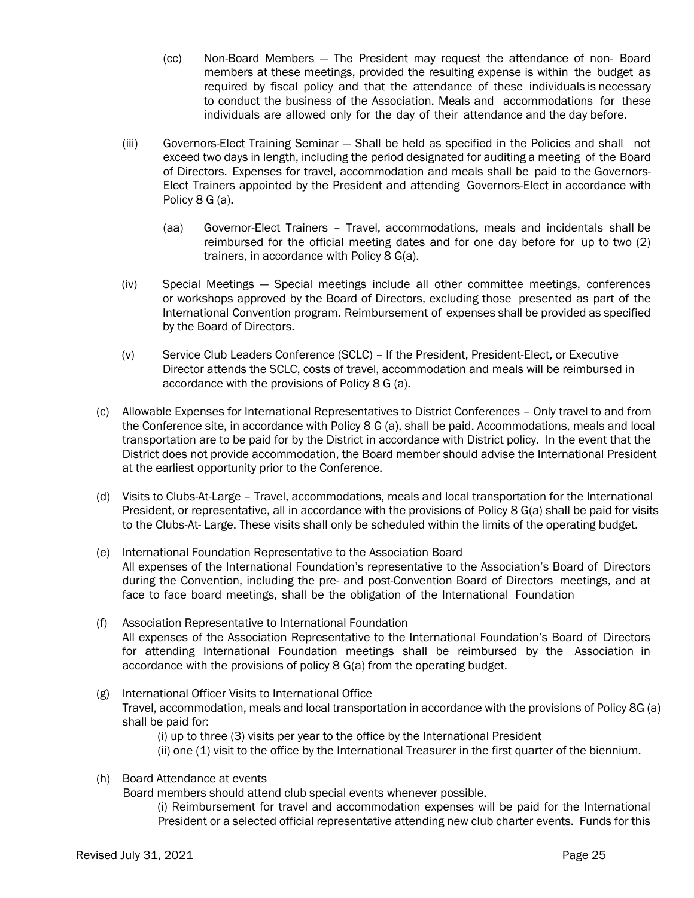(cc) Non-Board Members — The President may request the attendance of non- Board members at these meetings, provided the resulting expense is within the budget as required by fiscal policy and that the attendance of these individuals is necessary to conduct the business of the Association. Meals and accommodations for these individuals are allowed only for the day of their attendance and the day before.

(iii) Governors-Elect Training Seminar — Shall be held as specified in the Policies and shall not exceed two days in length, including the period designated for auditing a meeting of the Board of Directors. Expenses for travel, accommodation and meals shall be paid to the Governors-Elect Trainers appointed by the President and attending Governors-Elect in accordance with Policy 8 G (a).

(aa) Governor-Elect Trainers – Travel, accommodations, meals and incidentals shall be reimbursed for the official meeting dates and for one day before for up to two (2) trainers, in accordance with Policy 8 G(a).

(iv) Special Meetings — Special meetings include all other committee meetings, conferences or workshops approved by the Board of Directors, excluding those presented as part of the International Convention program. Reimbursement of expenses shall be provided as specified by the Board of Directors.

(v) Service Club Leaders Conference (SCLC) – If the President, President-Elect, or Executive Director attends the SCLC, costs of travel, accommodation and meals will be reimbursed in accordance with the provisions of Policy 8 G (a).

(c) Allowable Expenses for International Representatives to District Conferences – Only travel to and from the Conference site, in accordance with Policy 8 G (a), shall be paid. Accommodations, meals and local transportation are to be paid for by the District in accordance with District policy. In the event that the District does not provide accommodation, the Board member should advise the International President at the earliest opportunity prior to the Conference.

(d) Visits to Clubs-At-Large – Travel, accommodations, meals and local transportation for the International President, or representative, all in accordance with the provisions of Policy 8 G(a) shall be paid for visits to the Clubs-At- Large. These visits shall only be scheduled within the limits of the operating budget.

(e) International Foundation Representative to the Association Board
All expenses of the International Foundation's representative to the Association's Board of Directors during the Convention, including the pre- and post-Convention Board of Directors meetings, and at face to face board meetings, shall be the obligation of the International Foundation

(f) Association Representative to International Foundation
All expenses of the Association Representative to the International Foundation's Board of Directors for attending International Foundation meetings shall be reimbursed by the Association in accordance with the provisions of policy 8 G(a) from the operating budget.

(g) International Officer Visits to International Office
Travel, accommodation, meals and local transportation in accordance with the provisions of Policy 8G (a) shall be paid for:

(i) up to three (3) visits per year to the office by the International President

(ii) one (1) visit to the office by the International Treasurer in the first quarter of the biennium.

(h) Board Attendance at events
Board members should attend club special events whenever possible.

(i) Reimbursement for travel and accommodation expenses will be paid for the International President or a selected official representative attending new club charter events. Funds for this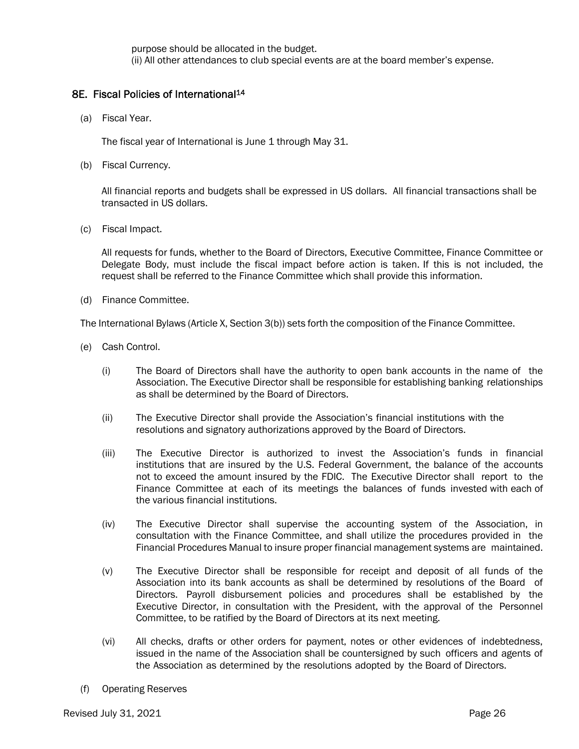purpose should be allocated in the budget.

(ii) All other attendances to club special events are at the board member's expense.

## 8E. Fiscal Policies of International[14]

(a) Fiscal Year.

The fiscal year of International is June 1 through May 31.

(b) Fiscal Currency.

All financial reports and budgets shall be expressed in US dollars. All financial transactions shall be transacted in US dollars.

(c) Fiscal Impact.

All requests for funds, whether to the Board of Directors, Executive Committee, Finance Committee or Delegate Body, must include the fiscal impact before action is taken. If this is not included, the request shall be referred to the Finance Committee which shall provide this information.

(d) Finance Committee.

The International Bylaws (Article X, Section 3(b)) sets forth the composition of the Finance Committee.

(e) Cash Control.

(i) The Board of Directors shall have the authority to open bank accounts in the name of the Association. The Executive Director shall be responsible for establishing banking relationships as shall be determined by the Board of Directors.

(ii) The Executive Director shall provide the Association's financial institutions with the resolutions and signatory authorizations approved by the Board of Directors.

(iii) The Executive Director is authorized to invest the Association's funds in financial institutions that are insured by the U.S. Federal Government, the balance of the accounts not to exceed the amount insured by the FDIC. The Executive Director shall report to the Finance Committee at each of its meetings the balances of funds invested with each of the various financial institutions.

(iv) The Executive Director shall supervise the accounting system of the Association, in consultation with the Finance Committee, and shall utilize the procedures provided in the Financial Procedures Manual to insure proper financial management systems are maintained.

(v) The Executive Director shall be responsible for receipt and deposit of all funds of the Association into its bank accounts as shall be determined by resolutions of the Board of Directors. Payroll disbursement policies and procedures shall be established by the Executive Director, in consultation with the President, with the approval of the Personnel Committee, to be ratified by the Board of Directors at its next meeting.

(vi) All checks, drafts or other orders for payment, notes or other evidences of indebtedness, issued in the name of the Association shall be countersigned by such officers and agents of the Association as determined by the resolutions adopted by the Board of Directors.

(f) Operating Reserves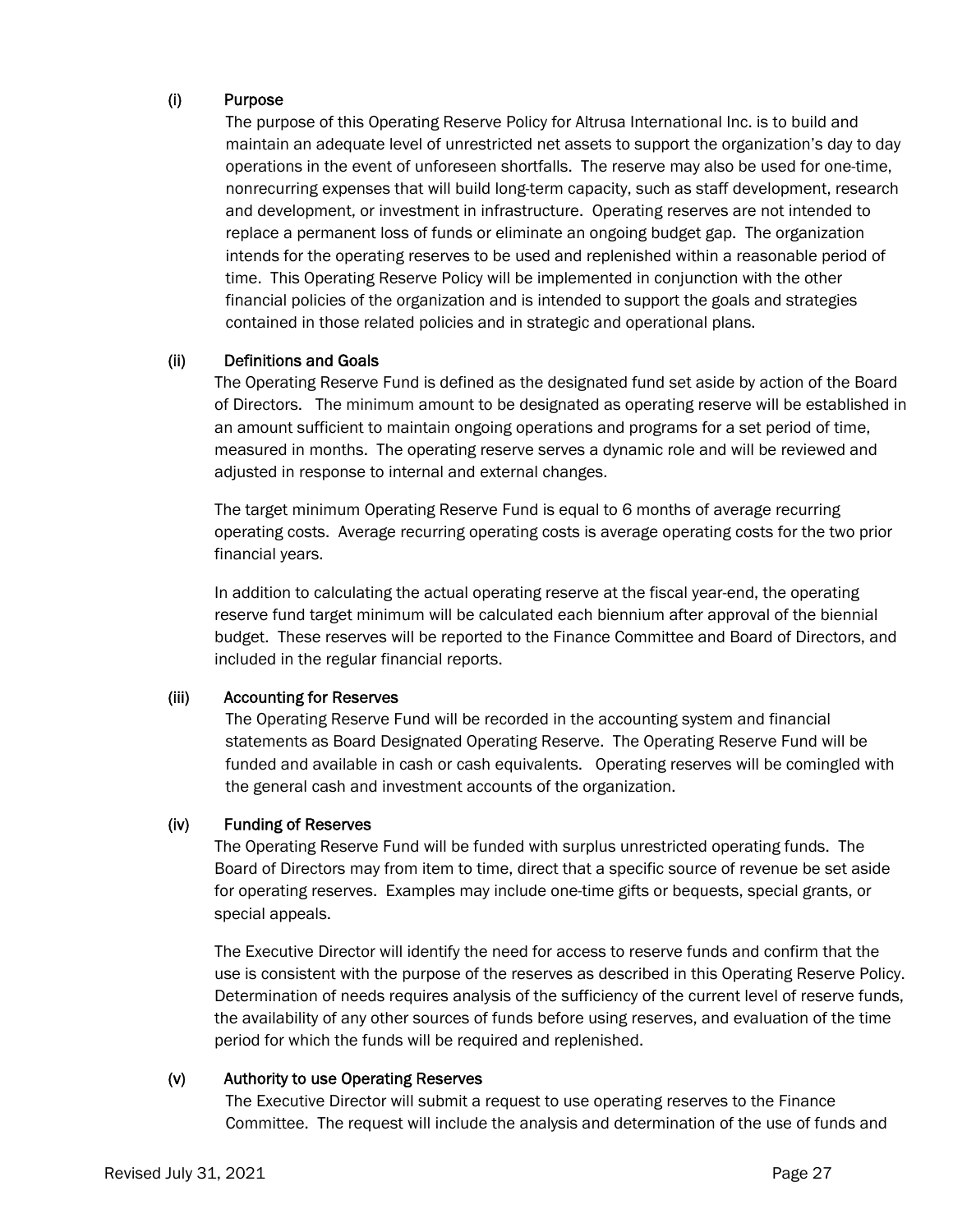### (i) Purpose

The purpose of this Operating Reserve Policy for Altrusa International Inc. is to build and maintain an adequate level of unrestricted net assets to support the organization's day to day operations in the event of unforeseen shortfalls. The reserve may also be used for one-time, nonrecurring expenses that will build long-term capacity, such as staff development, research and development, or investment in infrastructure. Operating reserves are not intended to replace a permanent loss of funds or eliminate an ongoing budget gap. The organization intends for the operating reserves to be used and replenished within a reasonable period of time. This Operating Reserve Policy will be implemented in conjunction with the other financial policies of the organization and is intended to support the goals and strategies contained in those related policies and in strategic and operational plans.

### (ii) Definitions and Goals

The Operating Reserve Fund is defined as the designated fund set aside by action of the Board of Directors. The minimum amount to be designated as operating reserve will be established in an amount sufficient to maintain ongoing operations and programs for a set period of time, measured in months. The operating reserve serves a dynamic role and will be reviewed and adjusted in response to internal and external changes.

The target minimum Operating Reserve Fund is equal to 6 months of average recurring operating costs. Average recurring operating costs is average operating costs for the two prior financial years.

In addition to calculating the actual operating reserve at the fiscal year-end, the operating reserve fund target minimum will be calculated each biennium after approval of the biennial budget. These reserves will be reported to the Finance Committee and Board of Directors, and included in the regular financial reports.

### (iii) Accounting for Reserves

The Operating Reserve Fund will be recorded in the accounting system and financial statements as Board Designated Operating Reserve. The Operating Reserve Fund will be funded and available in cash or cash equivalents. Operating reserves will be comingled with the general cash and investment accounts of the organization.

### (iv) Funding of Reserves

The Operating Reserve Fund will be funded with surplus unrestricted operating funds. The Board of Directors may from item to time, direct that a specific source of revenue be set aside for operating reserves. Examples may include one-time gifts or bequests, special grants, or special appeals.

The Executive Director will identify the need for access to reserve funds and confirm that the use is consistent with the purpose of the reserves as described in this Operating Reserve Policy. Determination of needs requires analysis of the sufficiency of the current level of reserve funds, the availability of any other sources of funds before using reserves, and evaluation of the time period for which the funds will be required and replenished.

### (v) Authority to use Operating Reserves

The Executive Director will submit a request to use operating reserves to the Finance Committee. The request will include the analysis and determination of the use of funds and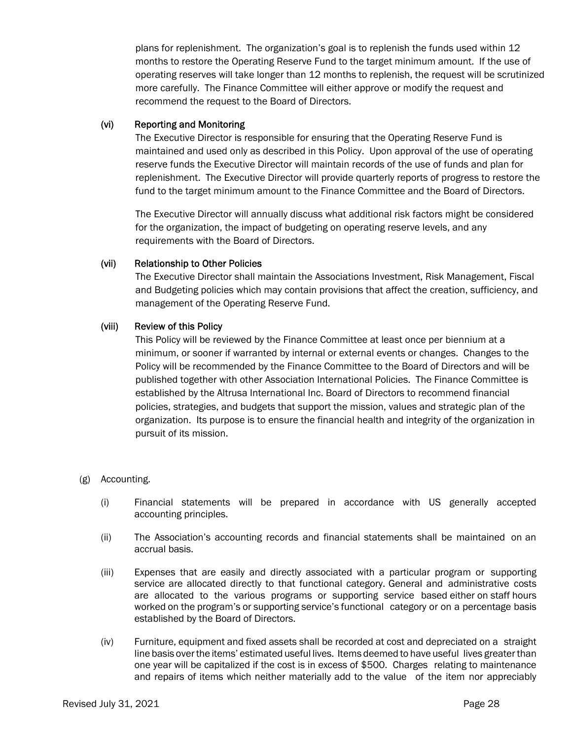plans for replenishment. The organization's goal is to replenish the funds used within 12 months to restore the Operating Reserve Fund to the target minimum amount. If the use of operating reserves will take longer than 12 months to replenish, the request will be scrutinized more carefully. The Finance Committee will either approve or modify the request and recommend the request to the Board of Directors.

(vi) Reporting and Monitoring

The Executive Director is responsible for ensuring that the Operating Reserve Fund is maintained and used only as described in this Policy. Upon approval of the use of operating reserve funds the Executive Director will maintain records of the use of funds and plan for replenishment. The Executive Director will provide quarterly reports of progress to restore the fund to the target minimum amount to the Finance Committee and the Board of Directors.

The Executive Director will annually discuss what additional risk factors might be considered for the organization, the impact of budgeting on operating reserve levels, and any requirements with the Board of Directors.

(vii) Relationship to Other Policies

The Executive Director shall maintain the Associations Investment, Risk Management, Fiscal and Budgeting policies which may contain provisions that affect the creation, sufficiency, and management of the Operating Reserve Fund.

(viii) Review of this Policy

This Policy will be reviewed by the Finance Committee at least once per biennium at a minimum, or sooner if warranted by internal or external events or changes. Changes to the Policy will be recommended by the Finance Committee to the Board of Directors and will be published together with other Association International Policies. The Finance Committee is established by the Altrusa International Inc. Board of Directors to recommend financial policies, strategies, and budgets that support the mission, values and strategic plan of the organization. Its purpose is to ensure the financial health and integrity of the organization in pursuit of its mission.

(g) Accounting.

(i) Financial statements will be prepared in accordance with US generally accepted accounting principles.

(ii) The Association's accounting records and financial statements shall be maintained on an accrual basis.

(iii) Expenses that are easily and directly associated with a particular program or supporting service are allocated directly to that functional category. General and administrative costs are allocated to the various programs or supporting service based either on staff hours worked on the program's or supporting service's functional category or on a percentage basis established by the Board of Directors.

(iv) Furniture, equipment and fixed assets shall be recorded at cost and depreciated on a straight line basis over the items' estimated useful lives. Items deemed to have useful lives greater than one year will be capitalized if the cost is in excess of $500. Charges relating to maintenance and repairs of items which neither materially add to the value of the item nor appreciably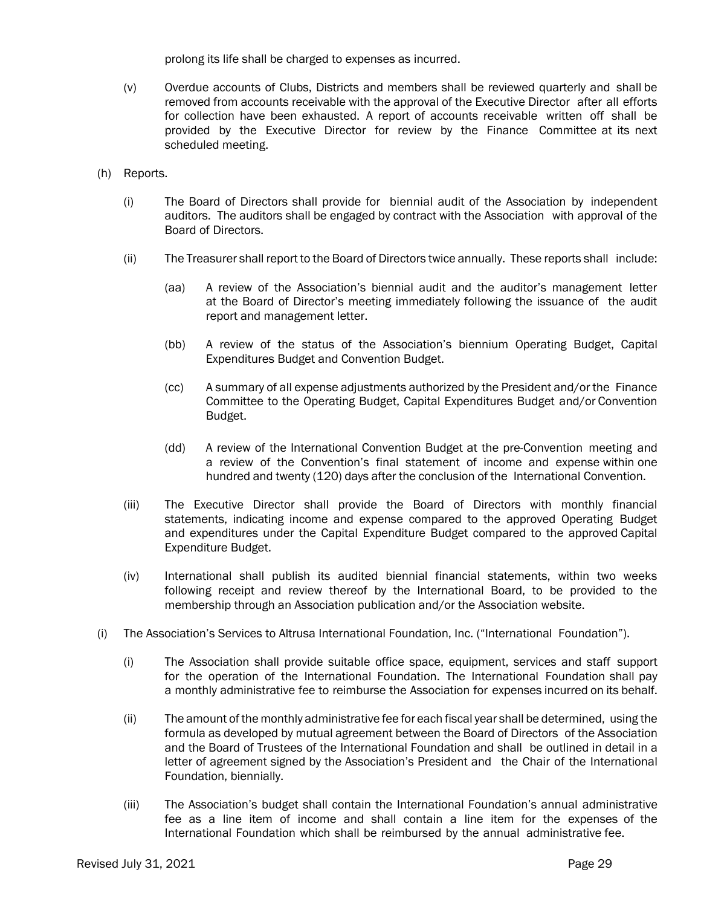prolong its life shall be charged to expenses as incurred.

(v) Overdue accounts of Clubs, Districts and members shall be reviewed quarterly and shall be removed from accounts receivable with the approval of the Executive Director after all efforts for collection have been exhausted. A report of accounts receivable written off shall be provided by the Executive Director for review by the Finance Committee at its next scheduled meeting.

(h) Reports.

(i) The Board of Directors shall provide for biennial audit of the Association by independent auditors. The auditors shall be engaged by contract with the Association with approval of the Board of Directors.

(ii) The Treasurer shall report to the Board of Directors twice annually. These reports shall include:

(aa) A review of the Association's biennial audit and the auditor's management letter at the Board of Director's meeting immediately following the issuance of the audit report and management letter.

(bb) A review of the status of the Association's biennium Operating Budget, Capital Expenditures Budget and Convention Budget.

(cc) A summary of all expense adjustments authorized by the President and/or the Finance Committee to the Operating Budget, Capital Expenditures Budget and/or Convention Budget.

(dd) A review of the International Convention Budget at the pre-Convention meeting and a review of the Convention's final statement of income and expense within one hundred and twenty (120) days after the conclusion of the International Convention.

(iii) The Executive Director shall provide the Board of Directors with monthly financial statements, indicating income and expense compared to the approved Operating Budget and expenditures under the Capital Expenditure Budget compared to the approved Capital Expenditure Budget.

(iv) International shall publish its audited biennial financial statements, within two weeks following receipt and review thereof by the International Board, to be provided to the membership through an Association publication and/or the Association website.

(i) The Association's Services to Altrusa International Foundation, Inc. ("International Foundation").

(i) The Association shall provide suitable office space, equipment, services and staff support for the operation of the International Foundation. The International Foundation shall pay a monthly administrative fee to reimburse the Association for expenses incurred on its behalf.

(ii) The amount of the monthly administrative fee for each fiscal year shall be determined, using the formula as developed by mutual agreement between the Board of Directors of the Association and the Board of Trustees of the International Foundation and shall be outlined in detail in a letter of agreement signed by the Association's President and the Chair of the International Foundation, biennially.

(iii) The Association's budget shall contain the International Foundation's annual administrative fee as a line item of income and shall contain a line item for the expenses of the International Foundation which shall be reimbursed by the annual administrative fee.

Revised July 31, 2021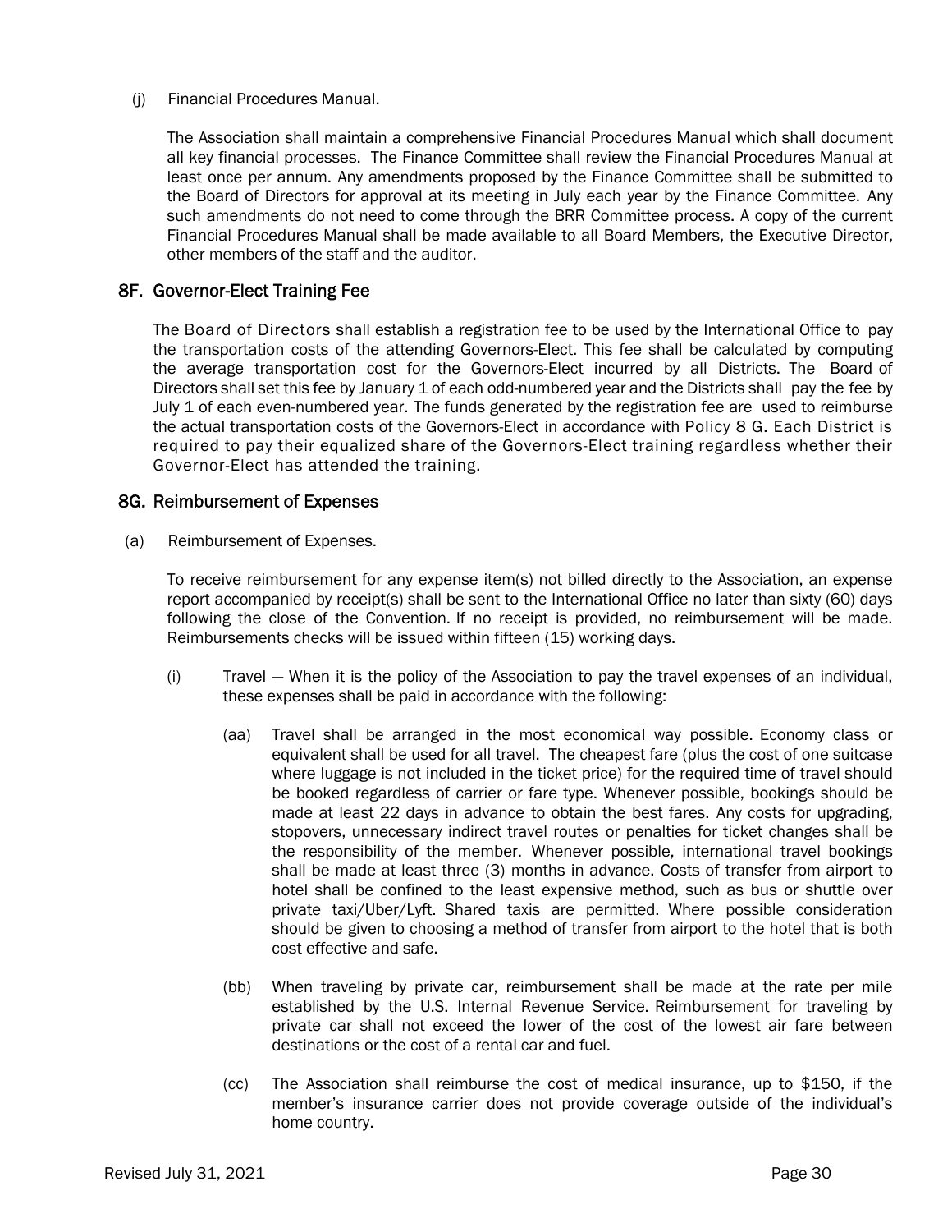(j) Financial Procedures Manual.

The Association shall maintain a comprehensive Financial Procedures Manual which shall document all key financial processes. The Finance Committee shall review the Financial Procedures Manual at least once per annum. Any amendments proposed by the Finance Committee shall be submitted to the Board of Directors for approval at its meeting in July each year by the Finance Committee. Any such amendments do not need to come through the BRR Committee process. A copy of the current Financial Procedures Manual shall be made available to all Board Members, the Executive Director, other members of the staff and the auditor.

## 8F. Governor-Elect Training Fee

The Board of Directors shall establish a registration fee to be used by the International Office to pay the transportation costs of the attending Governors-Elect. This fee shall be calculated by computing the average transportation cost for the Governors-Elect incurred by all Districts. The Board of Directors shall set this fee by January 1 of each odd-numbered year and the Districts shall pay the fee by July 1 of each even-numbered year. The funds generated by the registration fee are used to reimburse the actual transportation costs of the Governors-Elect in accordance with Policy 8 G. Each District is required to pay their equalized share of the Governors-Elect training regardless whether their Governor-Elect has attended the training.

## 8G. Reimbursement of Expenses

(a) Reimbursement of Expenses.

To receive reimbursement for any expense item(s) not billed directly to the Association, an expense report accompanied by receipt(s) shall be sent to the International Office no later than sixty (60) days following the close of the Convention. If no receipt is provided, no reimbursement will be made. Reimbursements checks will be issued within fifteen (15) working days.

(i) Travel — When it is the policy of the Association to pay the travel expenses of an individual, these expenses shall be paid in accordance with the following:

(aa) Travel shall be arranged in the most economical way possible. Economy class or equivalent shall be used for all travel. The cheapest fare (plus the cost of one suitcase where luggage is not included in the ticket price) for the required time of travel should be booked regardless of carrier or fare type. Whenever possible, bookings should be made at least 22 days in advance to obtain the best fares. Any costs for upgrading, stopovers, unnecessary indirect travel routes or penalties for ticket changes shall be the responsibility of the member. Whenever possible, international travel bookings shall be made at least three (3) months in advance. Costs of transfer from airport to hotel shall be confined to the least expensive method, such as bus or shuttle over private taxi/Uber/Lyft. Shared taxis are permitted. Where possible consideration should be given to choosing a method of transfer from airport to the hotel that is both cost effective and safe.

(bb) When traveling by private car, reimbursement shall be made at the rate per mile established by the U.S. Internal Revenue Service. Reimbursement for traveling by private car shall not exceed the lower of the cost of the lowest air fare between destinations or the cost of a rental car and fuel.

(cc) The Association shall reimburse the cost of medical insurance, up to $150, if the member's insurance carrier does not provide coverage outside of the individual's home country.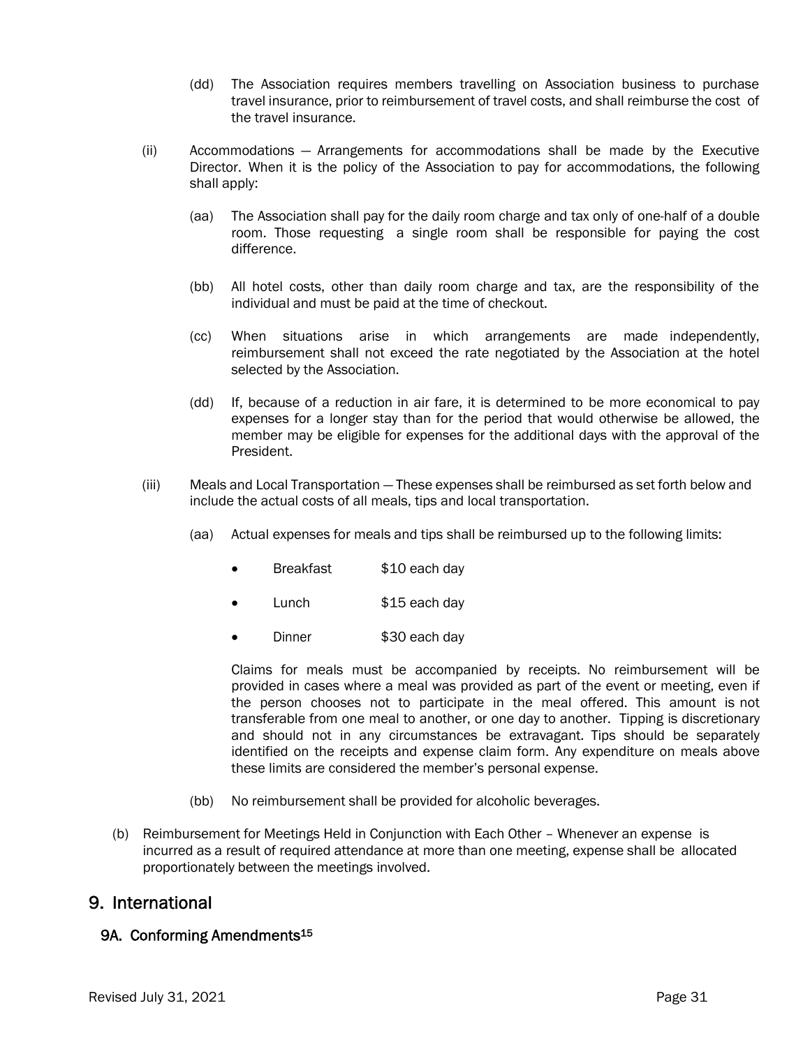(dd) The Association requires members travelling on Association business to purchase travel insurance, prior to reimbursement of travel costs, and shall reimburse the cost of the travel insurance.

(ii) Accommodations — Arrangements for accommodations shall be made by the Executive Director. When it is the policy of the Association to pay for accommodations, the following shall apply:

(aa) The Association shall pay for the daily room charge and tax only of one-half of a double room. Those requesting a single room shall be responsible for paying the cost difference.

(bb) All hotel costs, other than daily room charge and tax, are the responsibility of the individual and must be paid at the time of checkout.

(cc) When situations arise in which arrangements are made independently, reimbursement shall not exceed the rate negotiated by the Association at the hotel selected by the Association.

(dd) If, because of a reduction in air fare, it is determined to be more economical to pay expenses for a longer stay than for the period that would otherwise be allowed, the member may be eligible for expenses for the additional days with the approval of the President.

(iii) Meals and Local Transportation — These expenses shall be reimbursed as set forth below and include the actual costs of all meals, tips and local transportation.

(aa) Actual expenses for meals and tips shall be reimbursed up to the following limits:

- Breakfast $10 each day
- Lunch $15 each day
- Dinner $30 each day

Claims for meals must be accompanied by receipts. No reimbursement will be provided in cases where a meal was provided as part of the event or meeting, even if the person chooses not to participate in the meal offered. This amount is not transferable from one meal to another, or one day to another. Tipping is discretionary and should not in any circumstances be extravagant. Tips should be separately identified on the receipts and expense claim form. Any expenditure on meals above these limits are considered the member's personal expense.

(bb) No reimbursement shall be provided for alcoholic beverages.

(b) Reimbursement for Meetings Held in Conjunction with Each Other – Whenever an expense is incurred as a result of required attendance at more than one meeting, expense shall be allocated proportionately between the meetings involved.

## 9. International

### 9A. Conforming Amendments[15]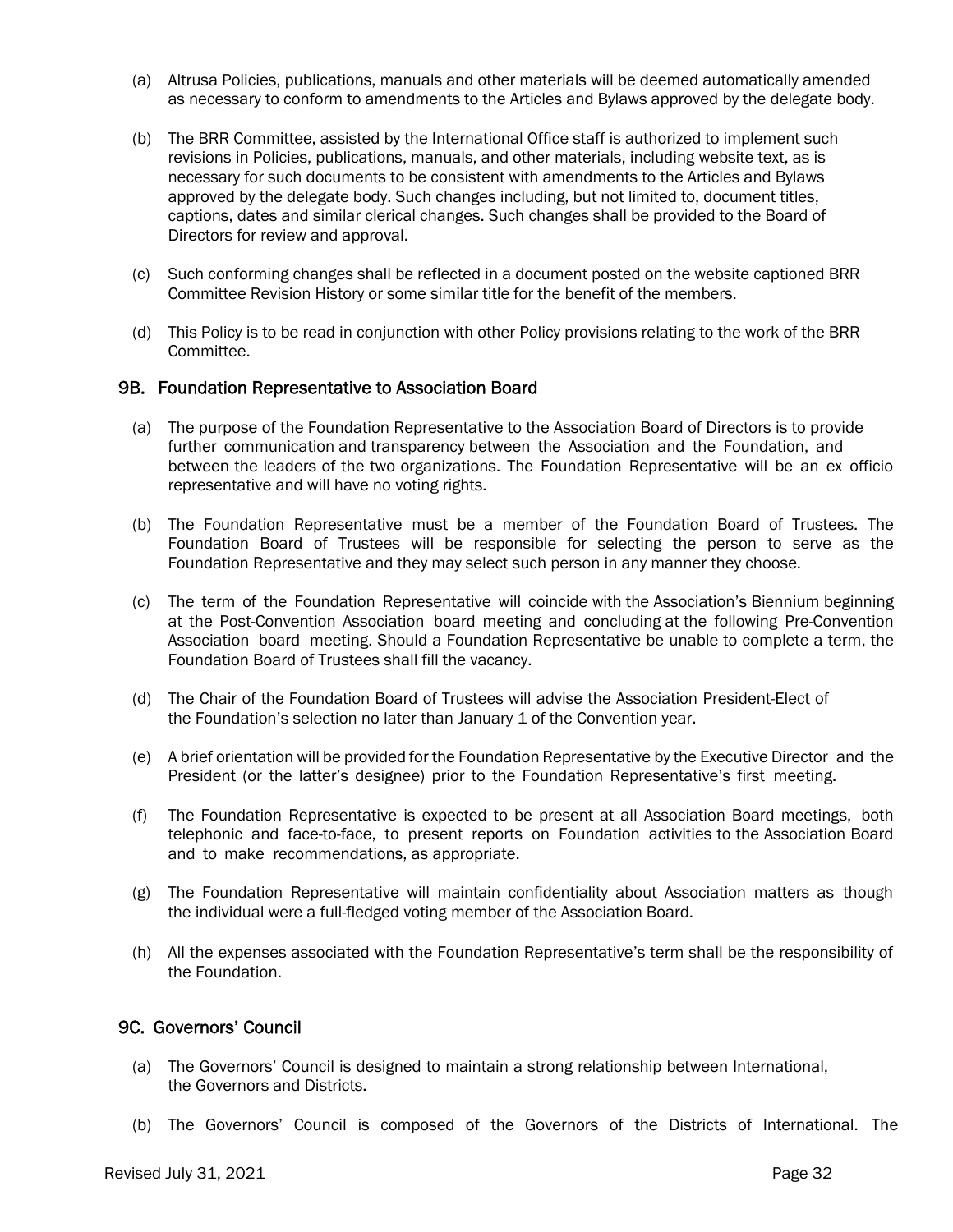(a) Altrusa Policies, publications, manuals and other materials will be deemed automatically amended as necessary to conform to amendments to the Articles and Bylaws approved by the delegate body.

(b) The BRR Committee, assisted by the International Office staff is authorized to implement such revisions in Policies, publications, manuals, and other materials, including website text, as is necessary for such documents to be consistent with amendments to the Articles and Bylaws approved by the delegate body. Such changes including, but not limited to, document titles, captions, dates and similar clerical changes. Such changes shall be provided to the Board of Directors for review and approval.

(c) Such conforming changes shall be reflected in a document posted on the website captioned BRR Committee Revision History or some similar title for the benefit of the members.

(d) This Policy is to be read in conjunction with other Policy provisions relating to the work of the BRR Committee.

## 9B. Foundation Representative to Association Board

(a) The purpose of the Foundation Representative to the Association Board of Directors is to provide further communication and transparency between the Association and the Foundation, and between the leaders of the two organizations. The Foundation Representative will be an ex officio representative and will have no voting rights.

(b) The Foundation Representative must be a member of the Foundation Board of Trustees. The Foundation Board of Trustees will be responsible for selecting the person to serve as the Foundation Representative and they may select such person in any manner they choose.

(c) The term of the Foundation Representative will coincide with the Association's Biennium beginning at the Post-Convention Association board meeting and concluding at the following Pre-Convention Association board meeting. Should a Foundation Representative be unable to complete a term, the Foundation Board of Trustees shall fill the vacancy.

(d) The Chair of the Foundation Board of Trustees will advise the Association President-Elect of the Foundation's selection no later than January 1 of the Convention year.

(e) A brief orientation will be provided for the Foundation Representative by the Executive Director and the President (or the latter's designee) prior to the Foundation Representative's first meeting.

(f) The Foundation Representative is expected to be present at all Association Board meetings, both telephonic and face-to-face, to present reports on Foundation activities to the Association Board and to make recommendations, as appropriate.

(g) The Foundation Representative will maintain confidentiality about Association matters as though the individual were a full-fledged voting member of the Association Board.

(h) All the expenses associated with the Foundation Representative's term shall be the responsibility of the Foundation.

## 9C. Governors' Council

(a) The Governors' Council is designed to maintain a strong relationship between International, the Governors and Districts.

(b) The Governors' Council is composed of the Governors of the Districts of International. The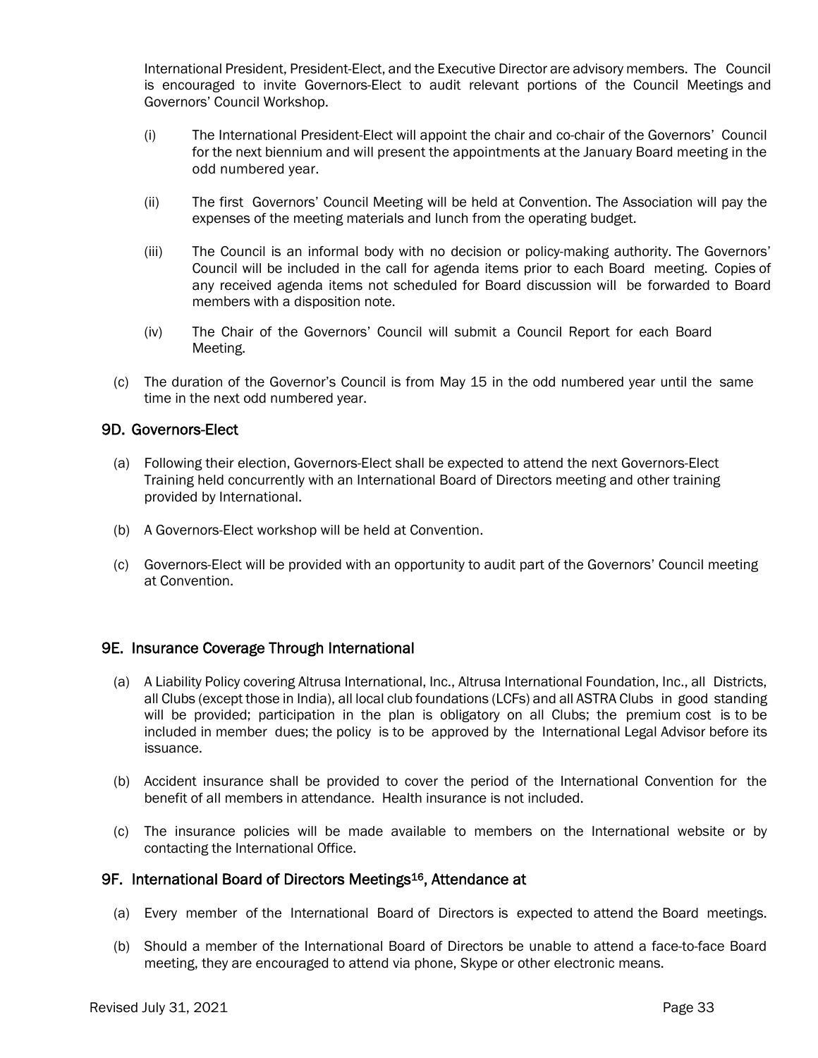International President, President-Elect, and the Executive Director are advisory members. The Council is encouraged to invite Governors-Elect to audit relevant portions of the Council Meetings and Governors' Council Workshop.

(i) The International President-Elect will appoint the chair and co-chair of the Governors' Council for the next biennium and will present the appointments at the January Board meeting in the odd numbered year.

(ii) The first Governors' Council Meeting will be held at Convention. The Association will pay the expenses of the meeting materials and lunch from the operating budget.

(iii) The Council is an informal body with no decision or policy-making authority. The Governors' Council will be included in the call for agenda items prior to each Board meeting. Copies of any received agenda items not scheduled for Board discussion will be forwarded to Board members with a disposition note.

(iv) The Chair of the Governors' Council will submit a Council Report for each Board Meeting.

(c) The duration of the Governor's Council is from May 15 in the odd numbered year until the same time in the next odd numbered year.

## 9D. Governors-Elect

(a) Following their election, Governors-Elect shall be expected to attend the next Governors-Elect Training held concurrently with an International Board of Directors meeting and other training provided by International.

(b) A Governors-Elect workshop will be held at Convention.

(c) Governors-Elect will be provided with an opportunity to audit part of the Governors' Council meeting at Convention.

## 9E. Insurance Coverage Through International

(a) A Liability Policy covering Altrusa International, Inc., Altrusa International Foundation, Inc., all Districts, all Clubs (except those in India), all local club foundations (LCFs) and all ASTRA Clubs in good standing will be provided; participation in the plan is obligatory on all Clubs; the premium cost is to be included in member dues; the policy is to be approved by the International Legal Advisor before its issuance.

(b) Accident insurance shall be provided to cover the period of the International Convention for the benefit of all members in attendance. Health insurance is not included.

(c) The insurance policies will be made available to members on the International website or by contacting the International Office.

## 9F. International Board of Directors Meetings[16], Attendance at

(a) Every member of the International Board of Directors is expected to attend the Board meetings.

(b) Should a member of the International Board of Directors be unable to attend a face-to-face Board meeting, they are encouraged to attend via phone, Skype or other electronic means.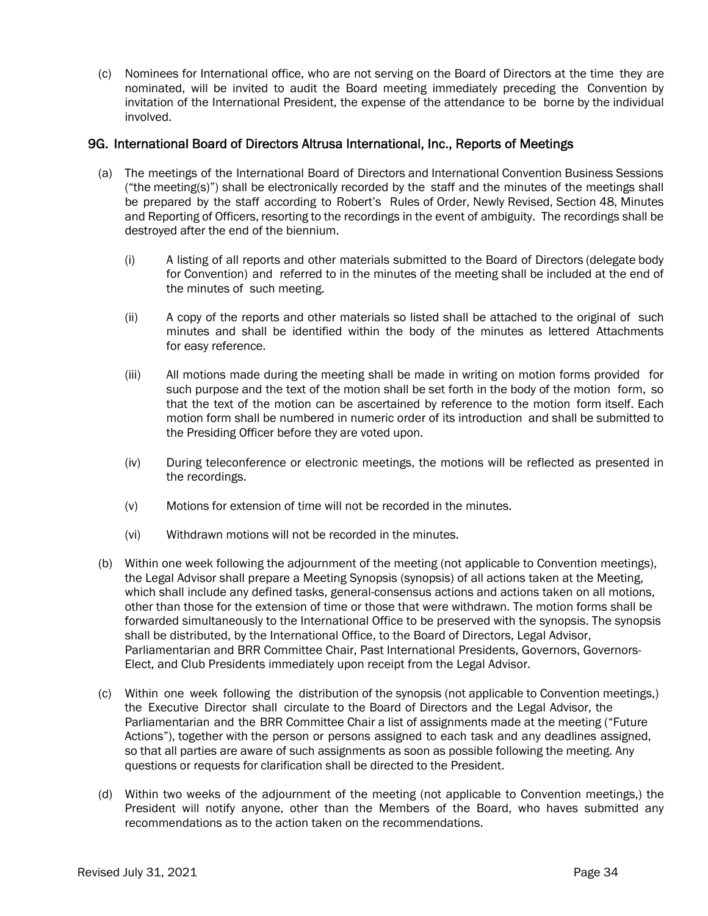(c) Nominees for International office, who are not serving on the Board of Directors at the time they are nominated, will be invited to audit the Board meeting immediately preceding the Convention by invitation of the International President, the expense of the attendance to be borne by the individual involved.

## 9G. International Board of Directors Altrusa International, Inc., Reports of Meetings

(a) The meetings of the International Board of Directors and International Convention Business Sessions ("the meeting(s)") shall be electronically recorded by the staff and the minutes of the meetings shall be prepared by the staff according to Robert's Rules of Order, Newly Revised, Section 48, Minutes and Reporting of Officers, resorting to the recordings in the event of ambiguity. The recordings shall be destroyed after the end of the biennium.

(i) A listing of all reports and other materials submitted to the Board of Directors (delegate body for Convention) and referred to in the minutes of the meeting shall be included at the end of the minutes of such meeting.

(ii) A copy of the reports and other materials so listed shall be attached to the original of such minutes and shall be identified within the body of the minutes as lettered Attachments for easy reference.

(iii) All motions made during the meeting shall be made in writing on motion forms provided for such purpose and the text of the motion shall be set forth in the body of the motion form, so that the text of the motion can be ascertained by reference to the motion form itself. Each motion form shall be numbered in numeric order of its introduction and shall be submitted to the Presiding Officer before they are voted upon.

(iv) During teleconference or electronic meetings, the motions will be reflected as presented in the recordings.

(v) Motions for extension of time will not be recorded in the minutes.

(vi) Withdrawn motions will not be recorded in the minutes.

(b) Within one week following the adjournment of the meeting (not applicable to Convention meetings), the Legal Advisor shall prepare a Meeting Synopsis (synopsis) of all actions taken at the Meeting, which shall include any defined tasks, general-consensus actions and actions taken on all motions, other than those for the extension of time or those that were withdrawn. The motion forms shall be forwarded simultaneously to the International Office to be preserved with the synopsis. The synopsis shall be distributed, by the International Office, to the Board of Directors, Legal Advisor, Parliamentarian and BRR Committee Chair, Past International Presidents, Governors, Governors-Elect, and Club Presidents immediately upon receipt from the Legal Advisor.

(c) Within one week following the distribution of the synopsis (not applicable to Convention meetings,) the Executive Director shall circulate to the Board of Directors and the Legal Advisor, the Parliamentarian and the BRR Committee Chair a list of assignments made at the meeting ("Future Actions"), together with the person or persons assigned to each task and any deadlines assigned, so that all parties are aware of such assignments as soon as possible following the meeting. Any questions or requests for clarification shall be directed to the President.

(d) Within two weeks of the adjournment of the meeting (not applicable to Convention meetings,) the President will notify anyone, other than the Members of the Board, who haves submitted any recommendations as to the action taken on the recommendations.

Revised July 31, 2021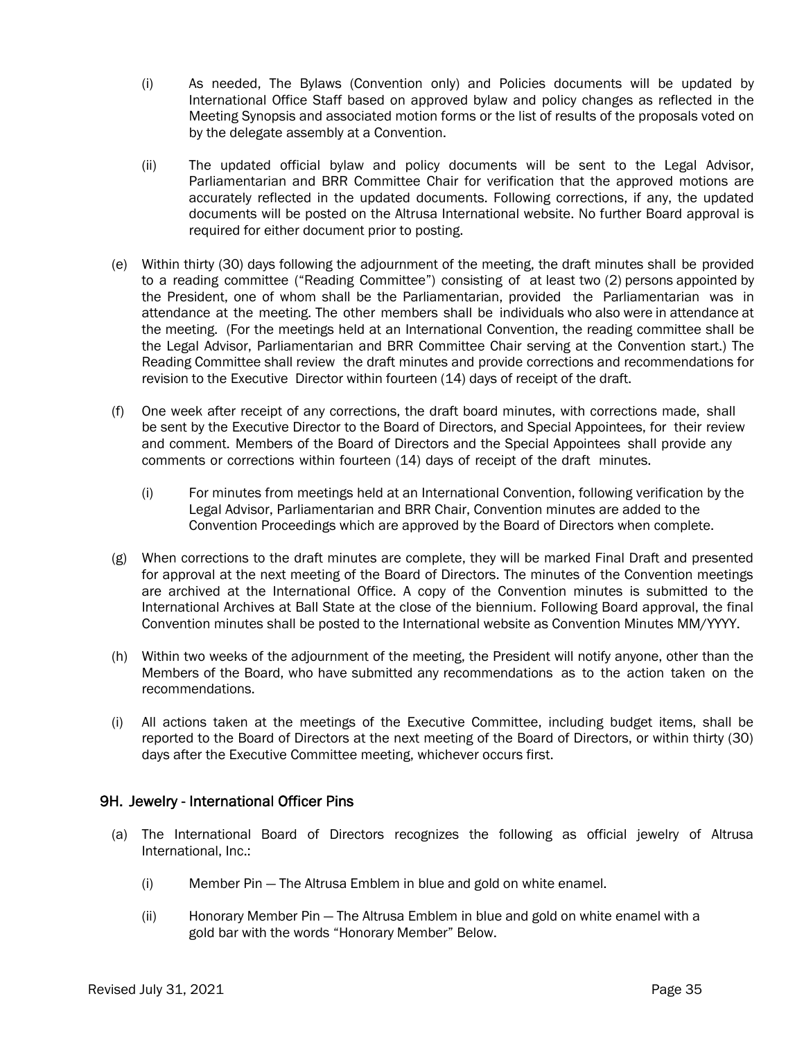(i) As needed, The Bylaws (Convention only) and Policies documents will be updated by International Office Staff based on approved bylaw and policy changes as reflected in the Meeting Synopsis and associated motion forms or the list of results of the proposals voted on by the delegate assembly at a Convention.

(ii) The updated official bylaw and policy documents will be sent to the Legal Advisor, Parliamentarian and BRR Committee Chair for verification that the approved motions are accurately reflected in the updated documents. Following corrections, if any, the updated documents will be posted on the Altrusa International website. No further Board approval is required for either document prior to posting.

(e) Within thirty (30) days following the adjournment of the meeting, the draft minutes shall be provided to a reading committee ("Reading Committee") consisting of at least two (2) persons appointed by the President, one of whom shall be the Parliamentarian, provided the Parliamentarian was in attendance at the meeting. The other members shall be individuals who also were in attendance at the meeting. (For the meetings held at an International Convention, the reading committee shall be the Legal Advisor, Parliamentarian and BRR Committee Chair serving at the Convention start.) The Reading Committee shall review the draft minutes and provide corrections and recommendations for revision to the Executive Director within fourteen (14) days of receipt of the draft.

(f) One week after receipt of any corrections, the draft board minutes, with corrections made, shall be sent by the Executive Director to the Board of Directors, and Special Appointees, for their review and comment. Members of the Board of Directors and the Special Appointees shall provide any comments or corrections within fourteen (14) days of receipt of the draft minutes.

(i) For minutes from meetings held at an International Convention, following verification by the Legal Advisor, Parliamentarian and BRR Chair, Convention minutes are added to the Convention Proceedings which are approved by the Board of Directors when complete.

(g) When corrections to the draft minutes are complete, they will be marked Final Draft and presented for approval at the next meeting of the Board of Directors. The minutes of the Convention meetings are archived at the International Office. A copy of the Convention minutes is submitted to the International Archives at Ball State at the close of the biennium. Following Board approval, the final Convention minutes shall be posted to the International website as Convention Minutes MM/YYYY.

(h) Within two weeks of the adjournment of the meeting, the President will notify anyone, other than the Members of the Board, who have submitted any recommendations as to the action taken on the recommendations.

(i) All actions taken at the meetings of the Executive Committee, including budget items, shall be reported to the Board of Directors at the next meeting of the Board of Directors, or within thirty (30) days after the Executive Committee meeting, whichever occurs first.

## 9H. Jewelry - International Officer Pins

(a) The International Board of Directors recognizes the following as official jewelry of Altrusa International, Inc.:

(i) Member Pin — The Altrusa Emblem in blue and gold on white enamel.

(ii) Honorary Member Pin — The Altrusa Emblem in blue and gold on white enamel with a gold bar with the words "Honorary Member" Below.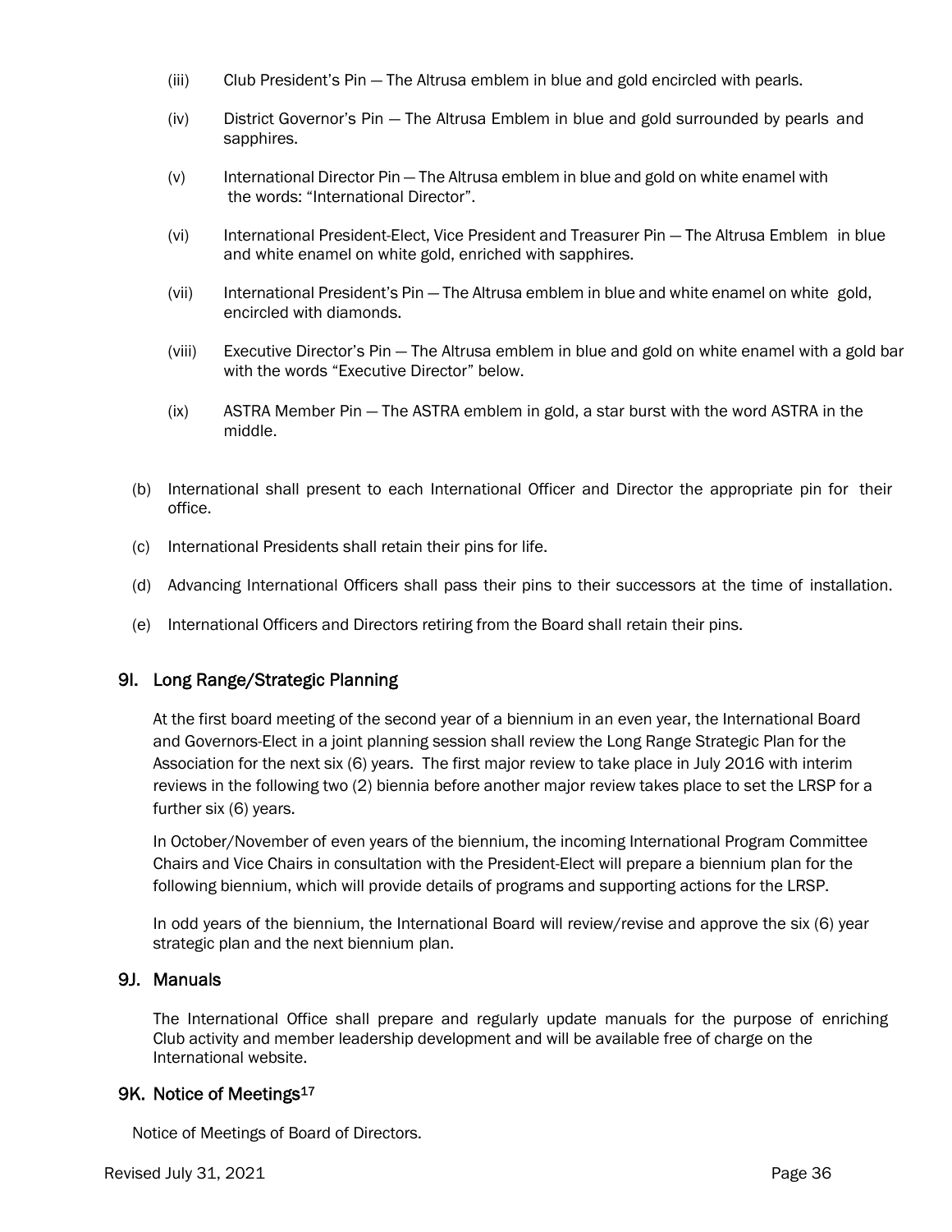(iii) Club President's Pin — The Altrusa emblem in blue and gold encircled with pearls.

(iv) District Governor's Pin — The Altrusa Emblem in blue and gold surrounded by pearls and sapphires.

(v) International Director Pin — The Altrusa emblem in blue and gold on white enamel with the words: "International Director".

(vi) International President-Elect, Vice President and Treasurer Pin — The Altrusa Emblem in blue and white enamel on white gold, enriched with sapphires.

(vii) International President's Pin — The Altrusa emblem in blue and white enamel on white gold, encircled with diamonds.

(viii) Executive Director's Pin — The Altrusa emblem in blue and gold on white enamel with a gold bar with the words "Executive Director" below.

(ix) ASTRA Member Pin — The ASTRA emblem in gold, a star burst with the word ASTRA in the middle.

(b) International shall present to each International Officer and Director the appropriate pin for their office.

(c) International Presidents shall retain their pins for life.

(d) Advancing International Officers shall pass their pins to their successors at the time of installation.

(e) International Officers and Directors retiring from the Board shall retain their pins.

## 9I. Long Range/Strategic Planning

At the first board meeting of the second year of a biennium in an even year, the International Board and Governors-Elect in a joint planning session shall review the Long Range Strategic Plan for the Association for the next six (6) years. The first major review to take place in July 2016 with interim reviews in the following two (2) biennia before another major review takes place to set the LRSP for a further six (6) years.

In October/November of even years of the biennium, the incoming International Program Committee Chairs and Vice Chairs in consultation with the President-Elect will prepare a biennium plan for the following biennium, which will provide details of programs and supporting actions for the LRSP.

In odd years of the biennium, the International Board will review/revise and approve the six (6) year strategic plan and the next biennium plan.

## 9J. Manuals

The International Office shall prepare and regularly update manuals for the purpose of enriching Club activity and member leadership development and will be available free of charge on the International website.

## 9K. Notice of Meetings[17]

Notice of Meetings of Board of Directors.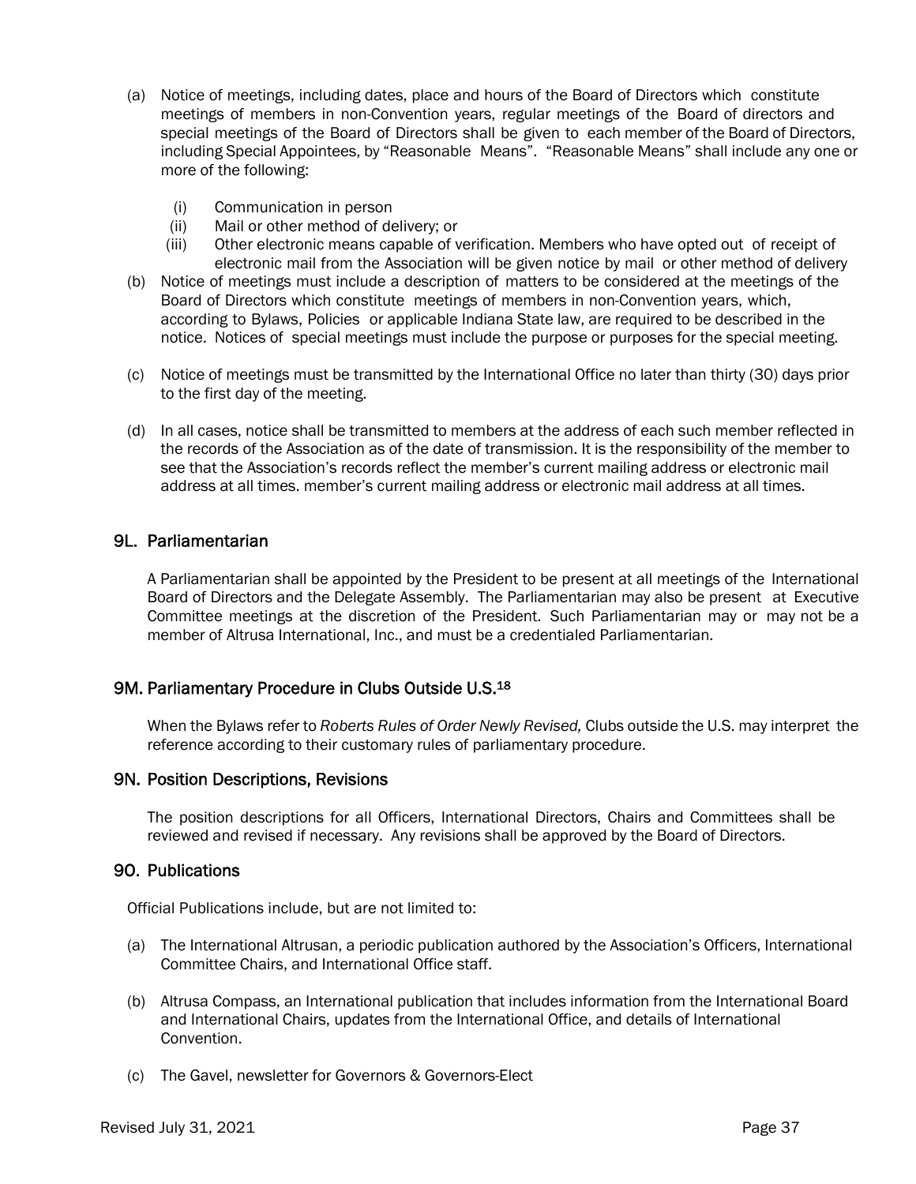(a) Notice of meetings, including dates, place and hours of the Board of Directors which constitute meetings of members in non-Convention years, regular meetings of the Board of directors and special meetings of the Board of Directors shall be given to each member of the Board of Directors, including Special Appointees, by "Reasonable Means". "Reasonable Means" shall include any one or more of the following:

   (i) Communication in person
   (ii) Mail or other method of delivery; or
   (iii) Other electronic means capable of verification. Members who have opted out of receipt of electronic mail from the Association will be given notice by mail or other method of delivery

(b) Notice of meetings must include a description of matters to be considered at the meetings of the Board of Directors which constitute meetings of members in non-Convention years, which, according to Bylaws, Policies or applicable Indiana State law, are required to be described in the notice. Notices of special meetings must include the purpose or purposes for the special meeting.

(c) Notice of meetings must be transmitted by the International Office no later than thirty (30) days prior to the first day of the meeting.

(d) In all cases, notice shall be transmitted to members at the address of each such member reflected in the records of the Association as of the date of transmission. It is the responsibility of the member to see that the Association's records reflect the member's current mailing address or electronic mail address at all times. member's current mailing address or electronic mail address at all times.

## 9L. Parliamentarian

A Parliamentarian shall be appointed by the President to be present at all meetings of the International Board of Directors and the Delegate Assembly. The Parliamentarian may also be present at Executive Committee meetings at the discretion of the President. Such Parliamentarian may or may not be a member of Altrusa International, Inc., and must be a credentialed Parliamentarian.

## 9M. Parliamentary Procedure in Clubs Outside U.S.[18]

When the Bylaws refer to *Roberts Rules of Order Newly Revised,* Clubs outside the U.S. may interpret the reference according to their customary rules of parliamentary procedure.

## 9N. Position Descriptions, Revisions

The position descriptions for all Officers, International Directors, Chairs and Committees shall be reviewed and revised if necessary. Any revisions shall be approved by the Board of Directors.

## 9O. Publications

Official Publications include, but are not limited to:

(a) The International Altrusan, a periodic publication authored by the Association's Officers, International Committee Chairs, and International Office staff.

(b) Altrusa Compass, an International publication that includes information from the International Board and International Chairs, updates from the International Office, and details of International Convention.

(c) The Gavel, newsletter for Governors & Governors-Elect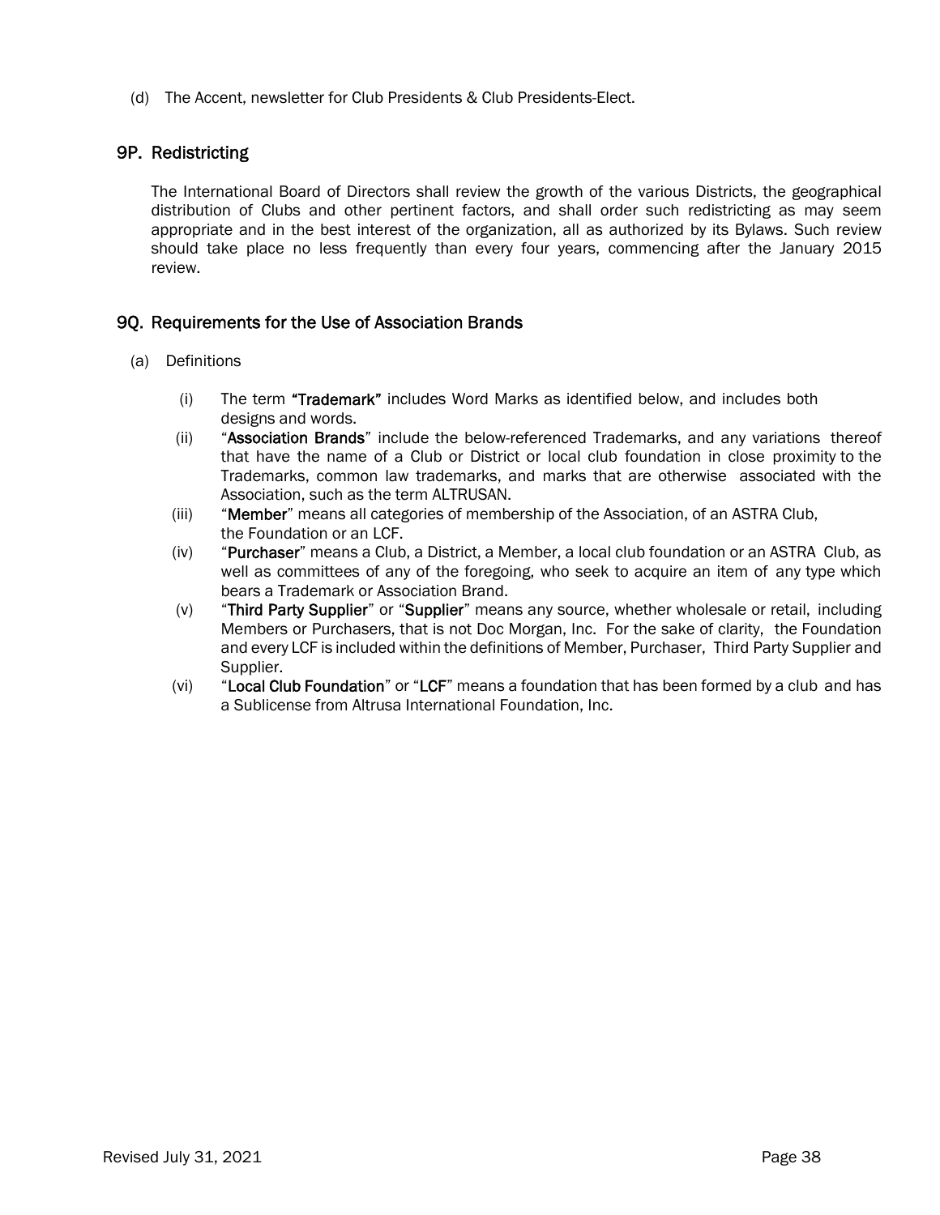(d) The Accent, newsletter for Club Presidents & Club Presidents-Elect.

## 9P. Redistricting

The International Board of Directors shall review the growth of the various Districts, the geographical distribution of Clubs and other pertinent factors, and shall order such redistricting as may seem appropriate and in the best interest of the organization, all as authorized by its Bylaws. Such review should take place no less frequently than every four years, commencing after the January 2015 review.

## 9Q. Requirements for the Use of Association Brands

(a) Definitions

(i) The term **"Trademark"** includes Word Marks as identified below, and includes both designs and words.

(ii) "**Association Brands**" include the below-referenced Trademarks, and any variations thereof that have the name of a Club or District or local club foundation in close proximity to the Trademarks, common law trademarks, and marks that are otherwise associated with the Association, such as the term ALTRUSAN.

(iii) "**Member**" means all categories of membership of the Association, of an ASTRA Club, the Foundation or an LCF.

(iv) "**Purchaser**" means a Club, a District, a Member, a local club foundation or an ASTRA Club, as well as committees of any of the foregoing, who seek to acquire an item of any type which bears a Trademark or Association Brand.

(v) "**Third Party Supplier**" or "**Supplier**" means any source, whether wholesale or retail, including Members or Purchasers, that is not Doc Morgan, Inc. For the sake of clarity, the Foundation and every LCF is included within the definitions of Member, Purchaser, Third Party Supplier and Supplier.

(vi) "**Local Club Foundation**" or "**LCF**" means a foundation that has been formed by a club and has a Sublicense from Altrusa International Foundation, Inc.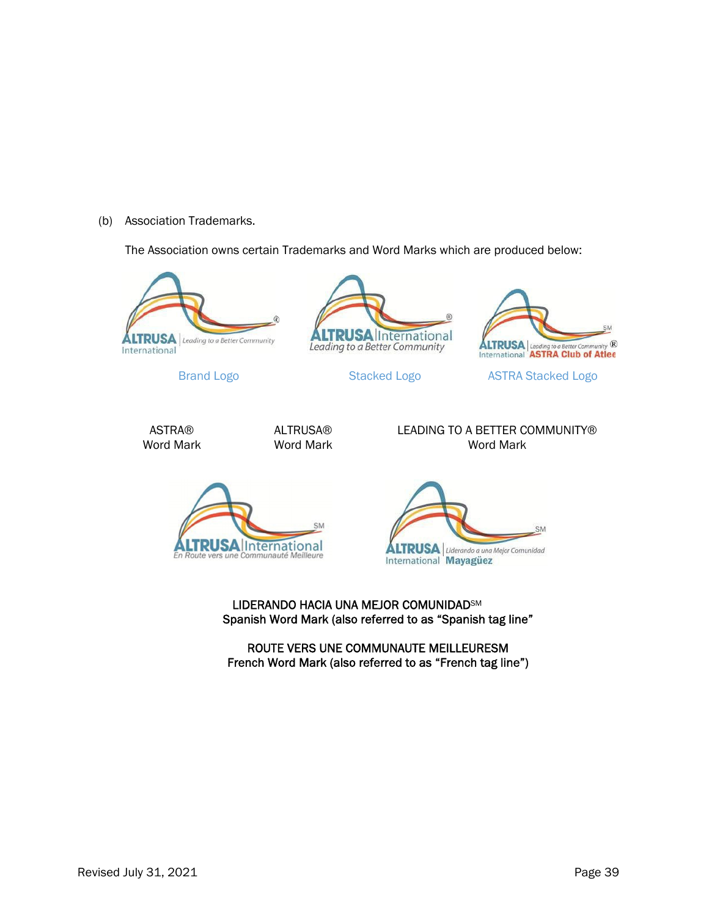(b) Association Trademarks.

The Association owns certain Trademarks and Word Marks which are produced below:

Brand Logo

Stacked Logo

ASTRA Stacked Logo

ASTRA®
Word Mark

ALTRUSA®
Word Mark

LEADING TO A BETTER COMMUNITY®
Word Mark

LIDERANDO HACIA UNA MEJOR COMUNIDAD℠
Spanish Word Mark (also referred to as “Spanish tag line”

ROUTE VERS UNE COMMUNAUTE MEILLEURESM
French Word Mark (also referred to as “French tag line”)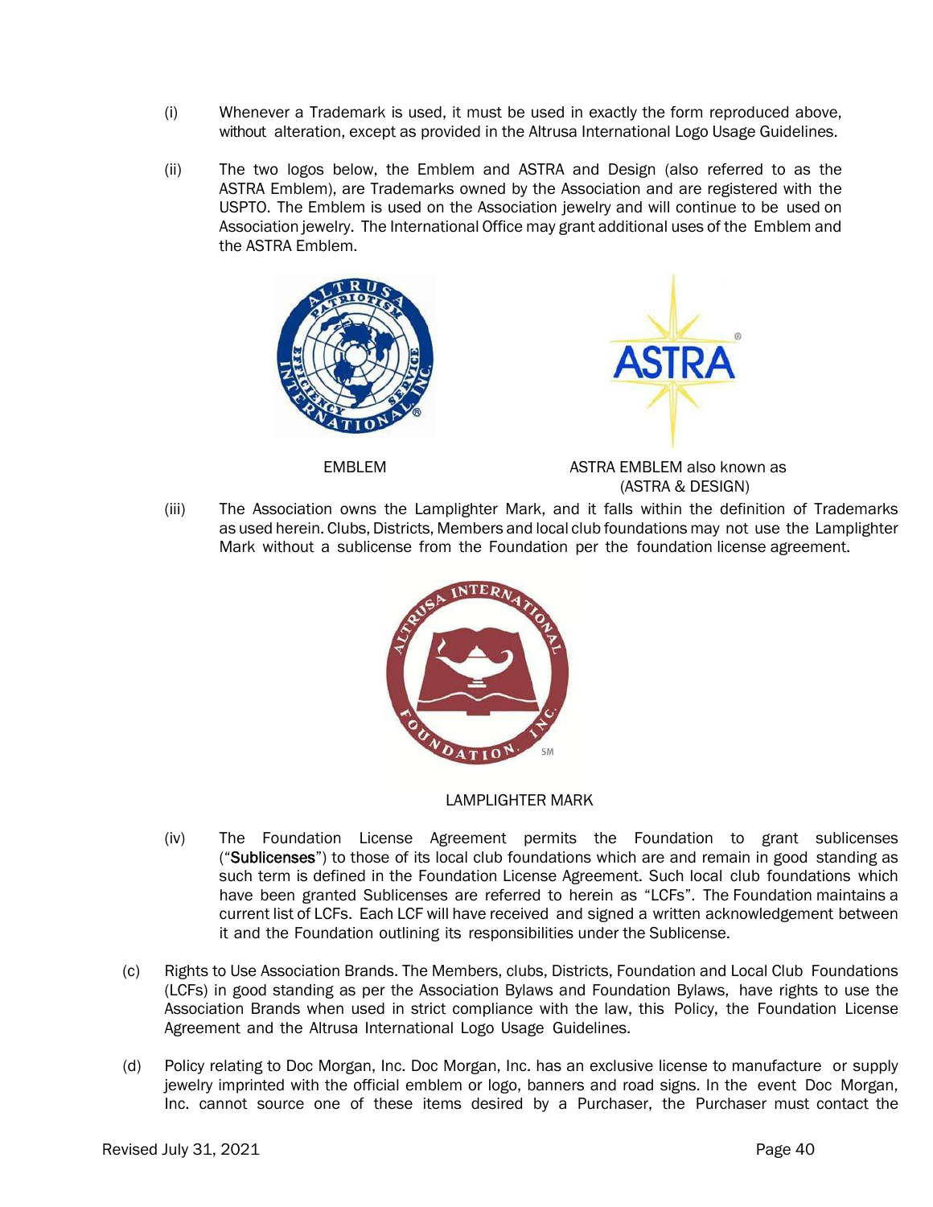(i) Whenever a Trademark is used, it must be used in exactly the form reproduced above, without alteration, except as provided in the Altrusa International Logo Usage Guidelines.

(ii) The two logos below, the Emblem and ASTRA and Design (also referred to as the ASTRA Emblem), are Trademarks owned by the Association and are registered with the USPTO. The Emblem is used on the Association jewelry and will continue to be used on Association jewelry. The International Office may grant additional uses of the Emblem and the ASTRA Emblem.

EMBLEM

ASTRA EMBLEM also known as (ASTRA & DESIGN)

(iii) The Association owns the Lamplighter Mark, and it falls within the definition of Trademarks as used herein. Clubs, Districts, Members and local club foundations may not use the Lamplighter Mark without a sublicense from the Foundation per the foundation license agreement.

LAMPLIGHTER MARK

(iv) The Foundation License Agreement permits the Foundation to grant sublicenses (“**Sublicenses**”) to those of its local club foundations which are and remain in good standing as such term is defined in the Foundation License Agreement. Such local club foundations which have been granted Sublicenses are referred to herein as “LCFs”. The Foundation maintains a current list of LCFs. Each LCF will have received and signed a written acknowledgement between it and the Foundation outlining its responsibilities under the Sublicense.

(c) Rights to Use Association Brands. The Members, clubs, Districts, Foundation and Local Club Foundations (LCFs) in good standing as per the Association Bylaws and Foundation Bylaws, have rights to use the Association Brands when used in strict compliance with the law, this Policy, the Foundation License Agreement and the Altrusa International Logo Usage Guidelines.

(d) Policy relating to Doc Morgan, Inc. Doc Morgan, Inc. has an exclusive license to manufacture or supply jewelry imprinted with the official emblem or logo, banners and road signs. In the event Doc Morgan, Inc. cannot source one of these items desired by a Purchaser, the Purchaser must contact the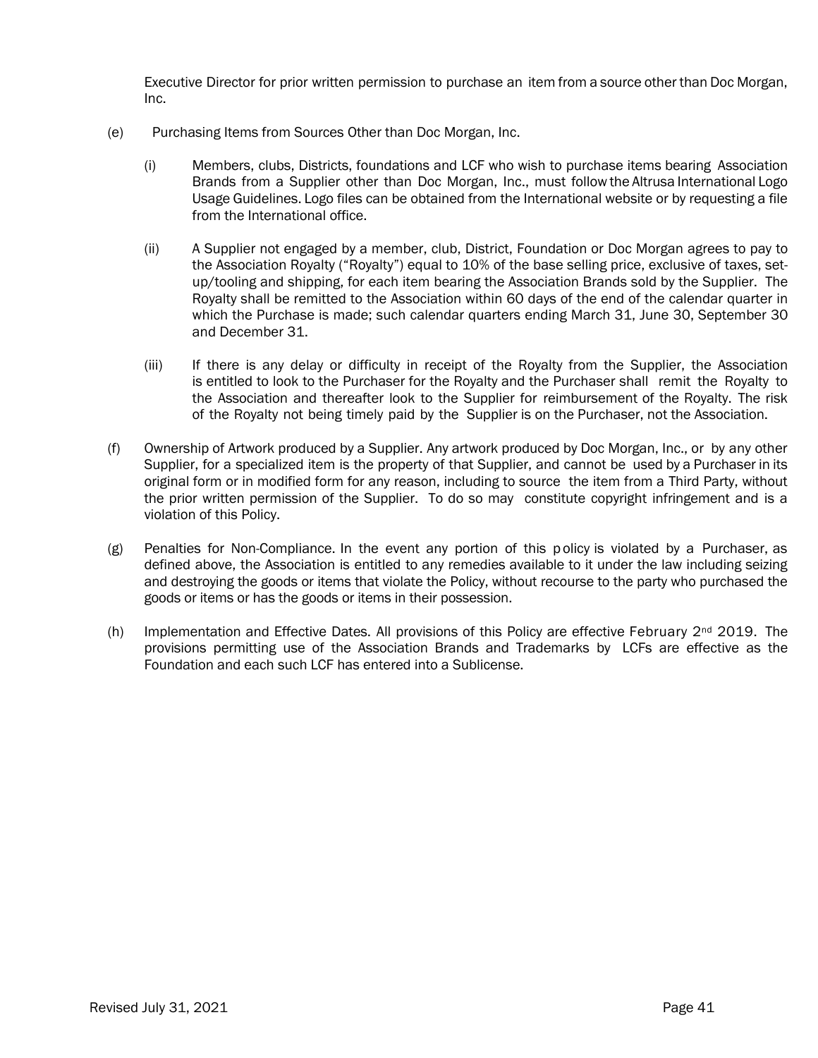Executive Director for prior written permission to purchase an item from a source other than Doc Morgan, Inc.

(e) Purchasing Items from Sources Other than Doc Morgan, Inc.

(i) Members, clubs, Districts, foundations and LCF who wish to purchase items bearing Association Brands from a Supplier other than Doc Morgan, Inc., must follow the Altrusa International Logo Usage Guidelines. Logo files can be obtained from the International website or by requesting a file from the International office.

(ii) A Supplier not engaged by a member, club, District, Foundation or Doc Morgan agrees to pay to the Association Royalty ("Royalty") equal to 10% of the base selling price, exclusive of taxes, set-up/tooling and shipping, for each item bearing the Association Brands sold by the Supplier. The Royalty shall be remitted to the Association within 60 days of the end of the calendar quarter in which the Purchase is made; such calendar quarters ending March 31, June 30, September 30 and December 31.

(iii) If there is any delay or difficulty in receipt of the Royalty from the Supplier, the Association is entitled to look to the Purchaser for the Royalty and the Purchaser shall remit the Royalty to the Association and thereafter look to the Supplier for reimbursement of the Royalty. The risk of the Royalty not being timely paid by the Supplier is on the Purchaser, not the Association.

(f) Ownership of Artwork produced by a Supplier. Any artwork produced by Doc Morgan, Inc., or by any other Supplier, for a specialized item is the property of that Supplier, and cannot be used by a Purchaser in its original form or in modified form for any reason, including to source the item from a Third Party, without the prior written permission of the Supplier. To do so may constitute copyright infringement and is a violation of this Policy.

(g) Penalties for Non-Compliance. In the event any portion of this policy is violated by a Purchaser, as defined above, the Association is entitled to any remedies available to it under the law including seizing and destroying the goods or items that violate the Policy, without recourse to the party who purchased the goods or items or has the goods or items in their possession.

(h) Implementation and Effective Dates. All provisions of this Policy are effective February 2nd 2019. The provisions permitting use of the Association Brands and Trademarks by LCFs are effective as the Foundation and each such LCF has entered into a Sublicense.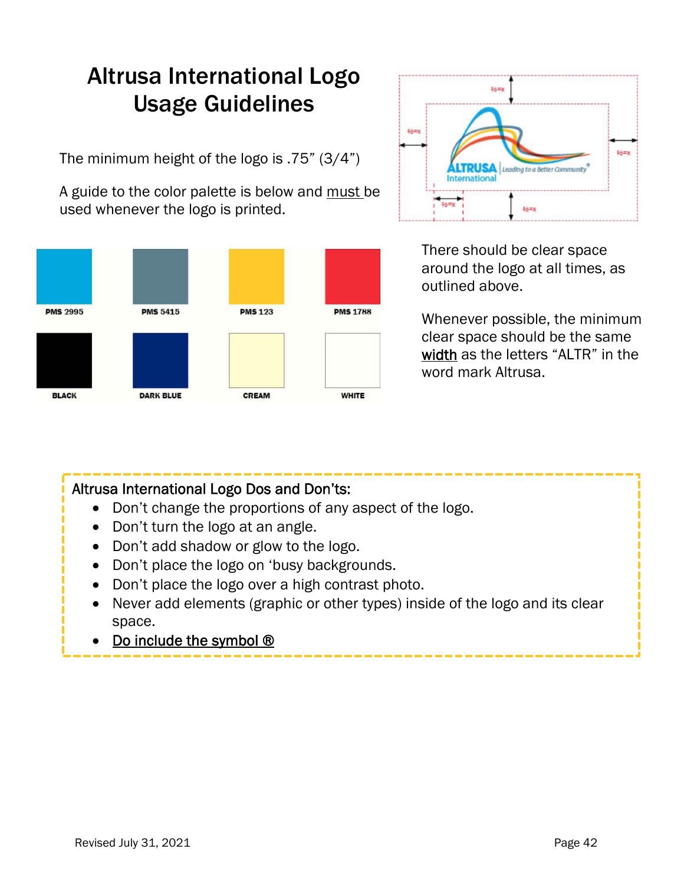# Altrusa International Logo Usage Guidelines

The minimum height of the logo is .75" (3/4")

A guide to the color palette is below and must be used whenever the logo is printed.

| PMS 2995 | PMS 5415 | PMS 123 | PMS 1788 |
| --- | --- | --- | --- |
| BLACK | DARK BLUE | CREAM | WHITE |

There should be clear space around the logo at all times, as outlined above.

Whenever possible, the minimum clear space should be the same width as the letters "ALTR" in the word mark Altrusa.

**Altrusa International Logo Dos and Don'ts:**

- Don't change the proportions of any aspect of the logo.
- Don't turn the logo at an angle.
- Don't add shadow or glow to the logo.
- Don't place the logo on 'busy backgrounds.
- Don't place the logo over a high contrast photo.
- Never add elements (graphic or other types) inside of the logo and its clear space.
- Do include the symbol ®

Revised July 31, 2021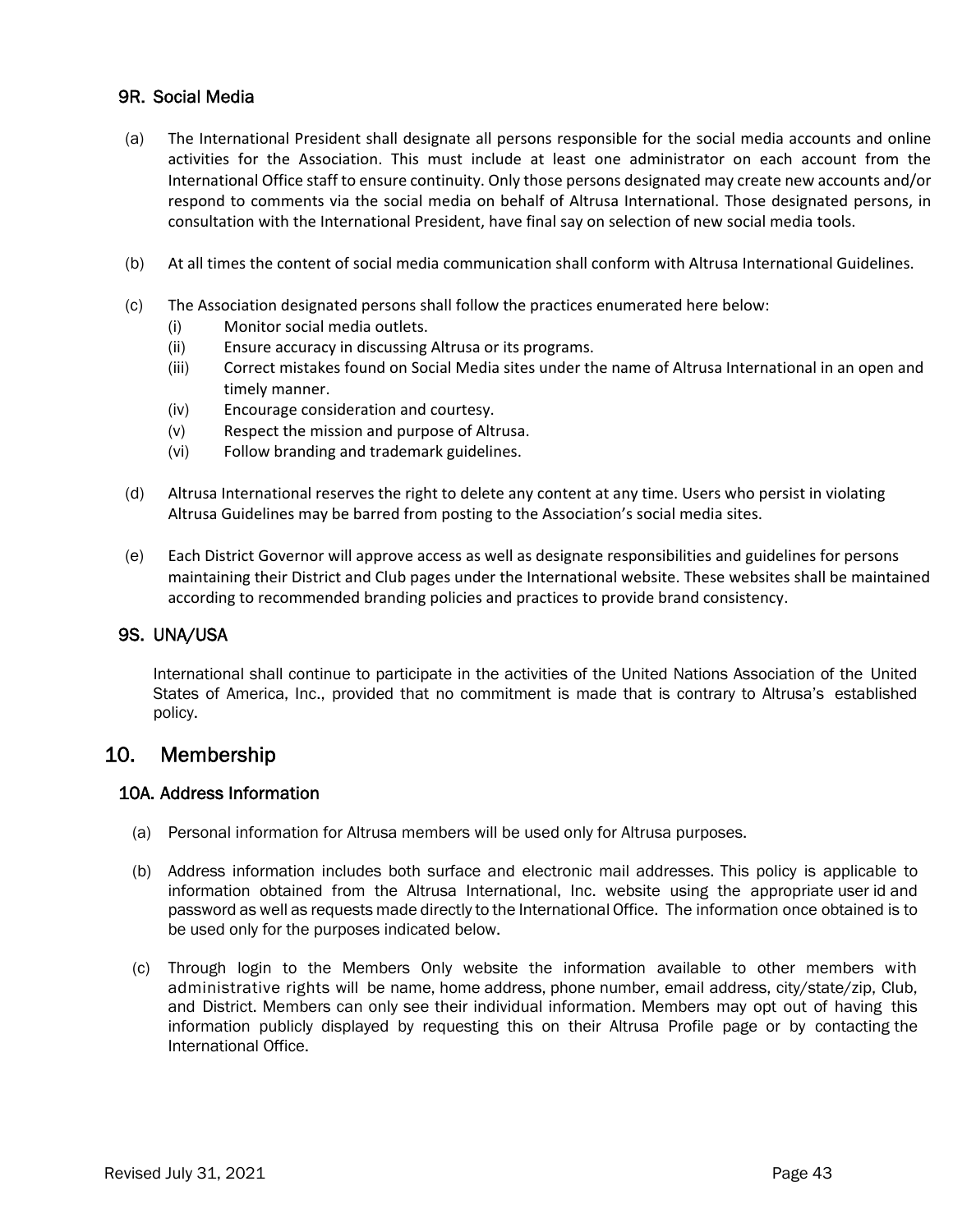### 9R. Social Media

(a) The International President shall designate all persons responsible for the social media accounts and online activities for the Association. This must include at least one administrator on each account from the International Office staff to ensure continuity. Only those persons designated may create new accounts and/or respond to comments via the social media on behalf of Altrusa International. Those designated persons, in consultation with the International President, have final say on selection of new social media tools.

(b) At all times the content of social media communication shall conform with Altrusa International Guidelines.

(c) The Association designated persons shall follow the practices enumerated here below:

- (i) Monitor social media outlets.
- (ii) Ensure accuracy in discussing Altrusa or its programs.
- (iii) Correct mistakes found on Social Media sites under the name of Altrusa International in an open and timely manner.
- (iv) Encourage consideration and courtesy.
- (v) Respect the mission and purpose of Altrusa.
- (vi) Follow branding and trademark guidelines.

(d) Altrusa International reserves the right to delete any content at any time. Users who persist in violating Altrusa Guidelines may be barred from posting to the Association's social media sites.

(e) Each District Governor will approve access as well as designate responsibilities and guidelines for persons maintaining their District and Club pages under the International website. These websites shall be maintained according to recommended branding policies and practices to provide brand consistency.

### 9S. UNA/USA

International shall continue to participate in the activities of the United Nations Association of the United States of America, Inc., provided that no commitment is made that is contrary to Altrusa's established policy.

## 10. Membership

### 10A. Address Information

(a) Personal information for Altrusa members will be used only for Altrusa purposes.

(b) Address information includes both surface and electronic mail addresses. This policy is applicable to information obtained from the Altrusa International, Inc. website using the appropriate user id and password as well as requests made directly to the International Office. The information once obtained is to be used only for the purposes indicated below.

(c) Through login to the Members Only website the information available to other members with administrative rights will be name, home address, phone number, email address, city/state/zip, Club, and District. Members can only see their individual information. Members may opt out of having this information publicly displayed by requesting this on their Altrusa Profile page or by contacting the International Office.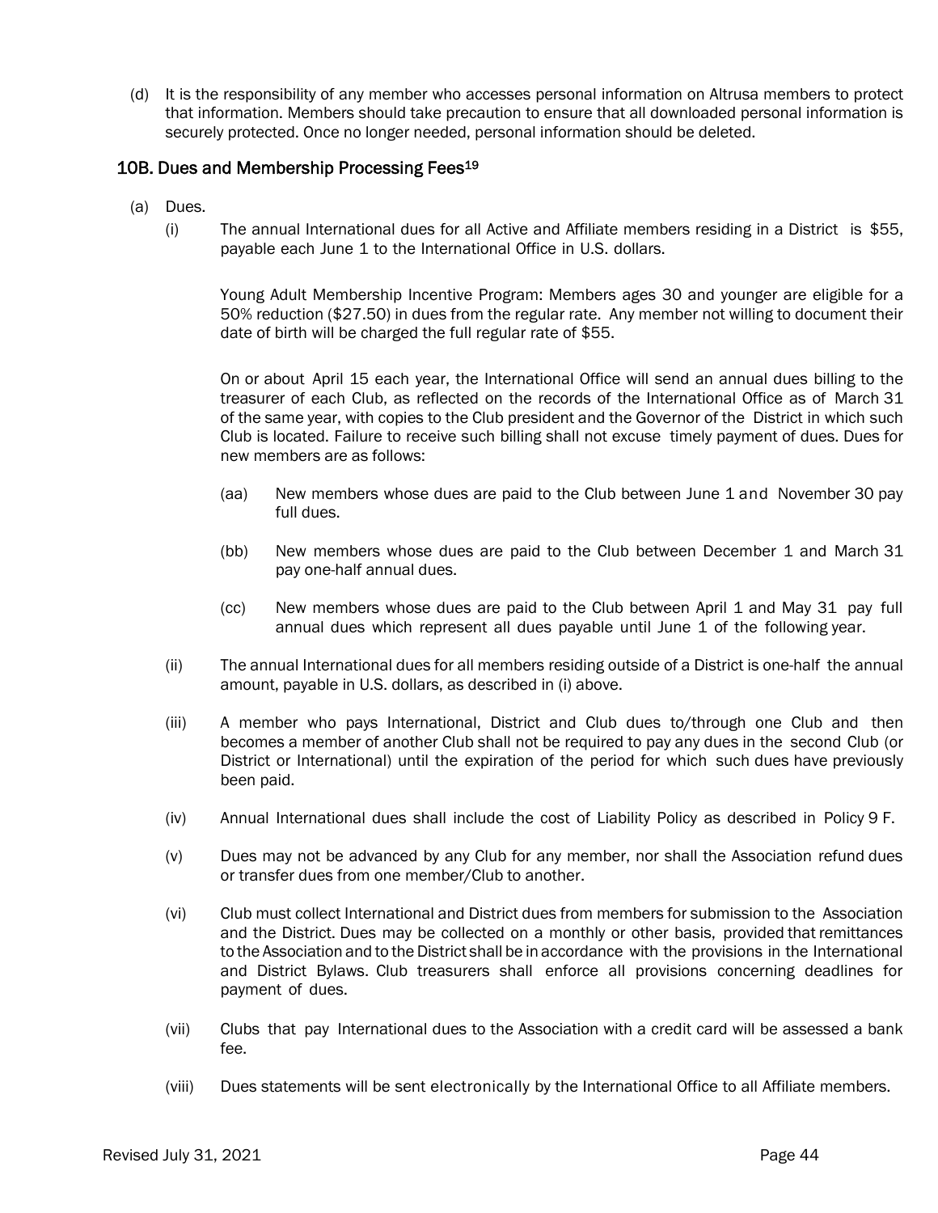(d) It is the responsibility of any member who accesses personal information on Altrusa members to protect that information. Members should take precaution to ensure that all downloaded personal information is securely protected. Once no longer needed, personal information should be deleted.

### 10B. Dues and Membership Processing Fees[19]

(a) Dues.

(i) The annual International dues for all Active and Affiliate members residing in a District is $55, payable each June 1 to the International Office in U.S. dollars.

Young Adult Membership Incentive Program: Members ages 30 and younger are eligible for a 50% reduction ($27.50) in dues from the regular rate. Any member not willing to document their date of birth will be charged the full regular rate of $55.

On or about April 15 each year, the International Office will send an annual dues billing to the treasurer of each Club, as reflected on the records of the International Office as of March 31 of the same year, with copies to the Club president and the Governor of the District in which such Club is located. Failure to receive such billing shall not excuse timely payment of dues. Dues for new members are as follows:

(aa) New members whose dues are paid to the Club between June 1 and November 30 pay full dues.

(bb) New members whose dues are paid to the Club between December 1 and March 31 pay one-half annual dues.

(cc) New members whose dues are paid to the Club between April 1 and May 31 pay full annual dues which represent all dues payable until June 1 of the following year.

(ii) The annual International dues for all members residing outside of a District is one-half the annual amount, payable in U.S. dollars, as described in (i) above.

(iii) A member who pays International, District and Club dues to/through one Club and then becomes a member of another Club shall not be required to pay any dues in the second Club (or District or International) until the expiration of the period for which such dues have previously been paid.

(iv) Annual International dues shall include the cost of Liability Policy as described in Policy 9 F.

(v) Dues may not be advanced by any Club for any member, nor shall the Association refund dues or transfer dues from one member/Club to another.

(vi) Club must collect International and District dues from members for submission to the Association and the District. Dues may be collected on a monthly or other basis, provided that remittances to the Association and to the District shall be in accordance with the provisions in the International and District Bylaws. Club treasurers shall enforce all provisions concerning deadlines for payment of dues.

(vii) Clubs that pay International dues to the Association with a credit card will be assessed a bank fee.

(viii) Dues statements will be sent electronically by the International Office to all Affiliate members.

Revised July 31, 2021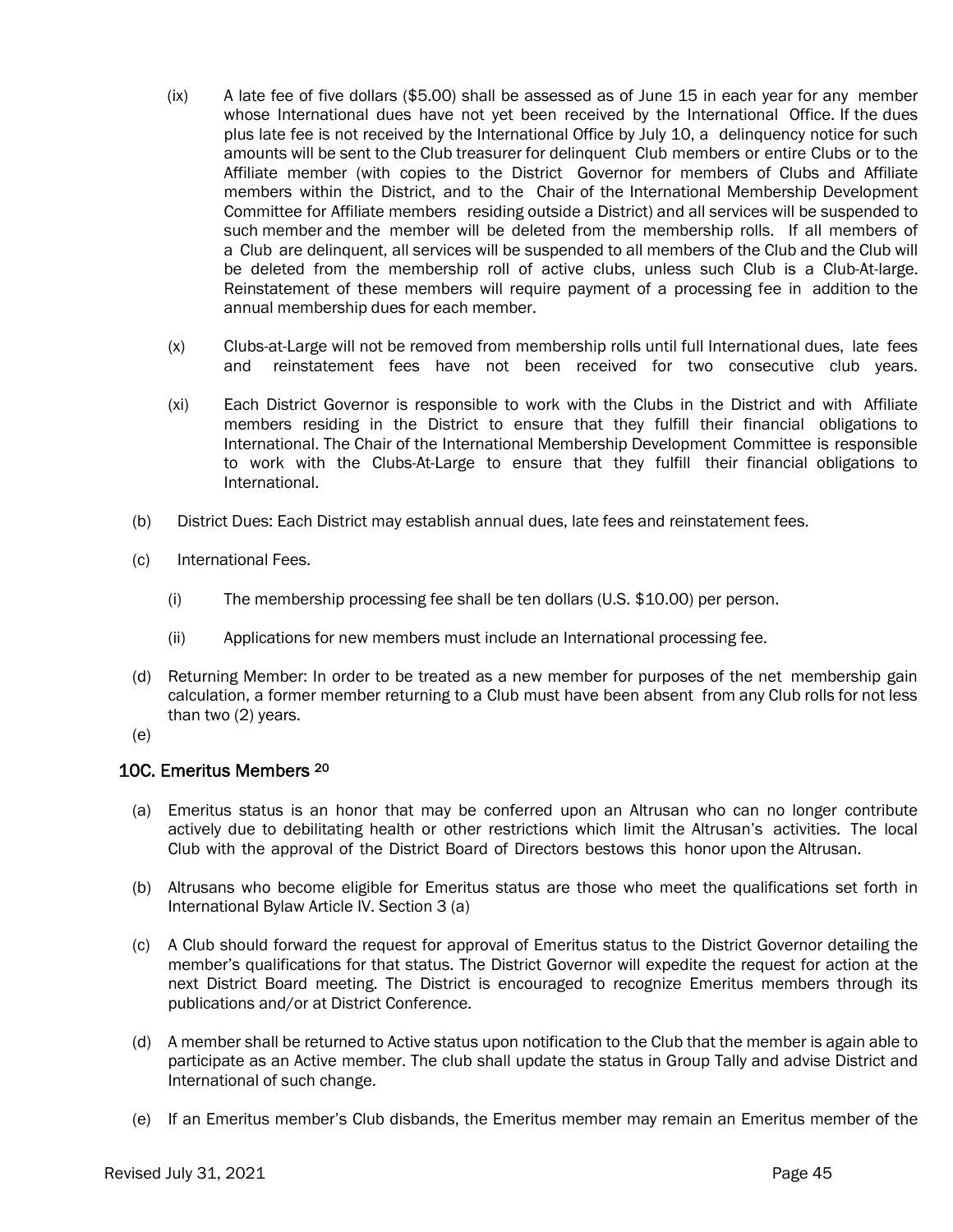(ix) A late fee of five dollars ($5.00) shall be assessed as of June 15 in each year for any member whose International dues have not yet been received by the International Office. If the dues plus late fee is not received by the International Office by July 10, a delinquency notice for such amounts will be sent to the Club treasurer for delinquent Club members or entire Clubs or to the Affiliate member (with copies to the District Governor for members of Clubs and Affiliate members within the District, and to the Chair of the International Membership Development Committee for Affiliate members residing outside a District) and all services will be suspended to such member and the member will be deleted from the membership rolls. If all members of a Club are delinquent, all services will be suspended to all members of the Club and the Club will be deleted from the membership roll of active clubs, unless such Club is a Club-At-large. Reinstatement of these members will require payment of a processing fee in addition to the annual membership dues for each member.

(x) Clubs-at-Large will not be removed from membership rolls until full International dues, late fees and reinstatement fees have not been received for two consecutive club years.

(xi) Each District Governor is responsible to work with the Clubs in the District and with Affiliate members residing in the District to ensure that they fulfill their financial obligations to International. The Chair of the International Membership Development Committee is responsible to work with the Clubs-At-Large to ensure that they fulfill their financial obligations to International.

(b) District Dues: Each District may establish annual dues, late fees and reinstatement fees.

(c) International Fees.

(i) The membership processing fee shall be ten dollars (U.S. $10.00) per person.

(ii) Applications for new members must include an International processing fee.

(d) Returning Member: In order to be treated as a new member for purposes of the net membership gain calculation, a former member returning to a Club must have been absent from any Club rolls for not less than two (2) years.

(e)

## 10C. Emeritus Members [20]

(a) Emeritus status is an honor that may be conferred upon an Altrusan who can no longer contribute actively due to debilitating health or other restrictions which limit the Altrusan's activities. The local Club with the approval of the District Board of Directors bestows this honor upon the Altrusan.

(b) Altrusans who become eligible for Emeritus status are those who meet the qualifications set forth in International Bylaw Article IV. Section 3 (a)

(c) A Club should forward the request for approval of Emeritus status to the District Governor detailing the member's qualifications for that status. The District Governor will expedite the request for action at the next District Board meeting. The District is encouraged to recognize Emeritus members through its publications and/or at District Conference.

(d) A member shall be returned to Active status upon notification to the Club that the member is again able to participate as an Active member. The club shall update the status in Group Tally and advise District and International of such change.

(e) If an Emeritus member's Club disbands, the Emeritus member may remain an Emeritus member of the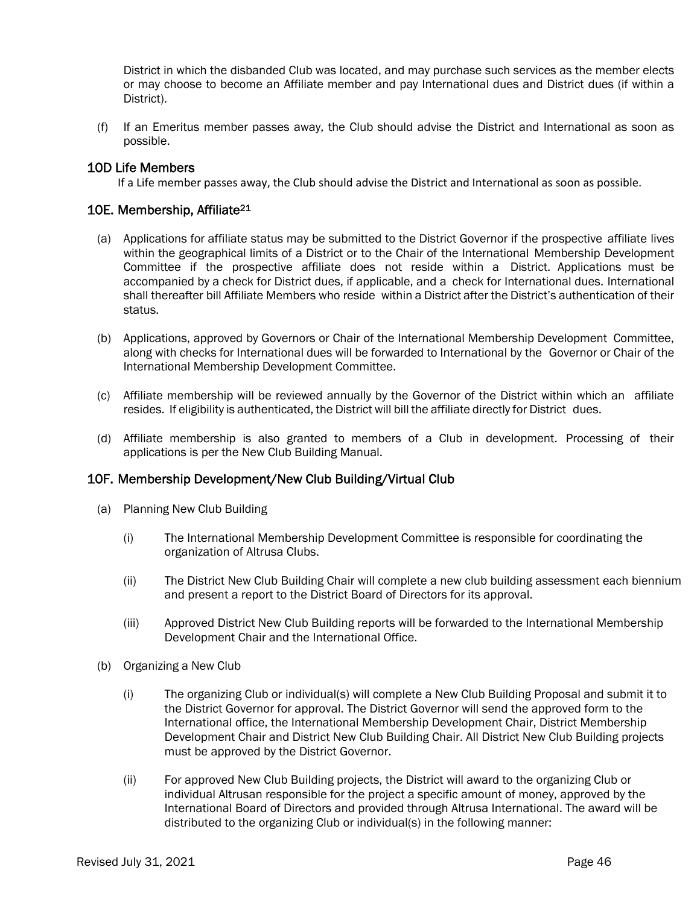District in which the disbanded Club was located, and may purchase such services as the member elects or may choose to become an Affiliate member and pay International dues and District dues (if within a District).

(f) If an Emeritus member passes away, the Club should advise the District and International as soon as possible.

## 10D Life Members

If a Life member passes away, the Club should advise the District and International as soon as possible.

## 10E. Membership, Affiliate[21]

(a) Applications for affiliate status may be submitted to the District Governor if the prospective affiliate lives within the geographical limits of a District or to the Chair of the International Membership Development Committee if the prospective affiliate does not reside within a District. Applications must be accompanied by a check for District dues, if applicable, and a check for International dues. International shall thereafter bill Affiliate Members who reside within a District after the District's authentication of their status.

(b) Applications, approved by Governors or Chair of the International Membership Development Committee, along with checks for International dues will be forwarded to International by the Governor or Chair of the International Membership Development Committee.

(c) Affiliate membership will be reviewed annually by the Governor of the District within which an affiliate resides. If eligibility is authenticated, the District will bill the affiliate directly for District dues.

(d) Affiliate membership is also granted to members of a Club in development. Processing of their applications is per the New Club Building Manual.

## 10F. Membership Development/New Club Building/Virtual Club

(a) Planning New Club Building

(i) The International Membership Development Committee is responsible for coordinating the organization of Altrusa Clubs.

(ii) The District New Club Building Chair will complete a new club building assessment each biennium and present a report to the District Board of Directors for its approval.

(iii) Approved District New Club Building reports will be forwarded to the International Membership Development Chair and the International Office.

(b) Organizing a New Club

(i) The organizing Club or individual(s) will complete a New Club Building Proposal and submit it to the District Governor for approval. The District Governor will send the approved form to the International office, the International Membership Development Chair, District Membership Development Chair and District New Club Building Chair. All District New Club Building projects must be approved by the District Governor.

(ii) For approved New Club Building projects, the District will award to the organizing Club or individual Altrusan responsible for the project a specific amount of money, approved by the International Board of Directors and provided through Altrusa International. The award will be distributed to the organizing Club or individual(s) in the following manner: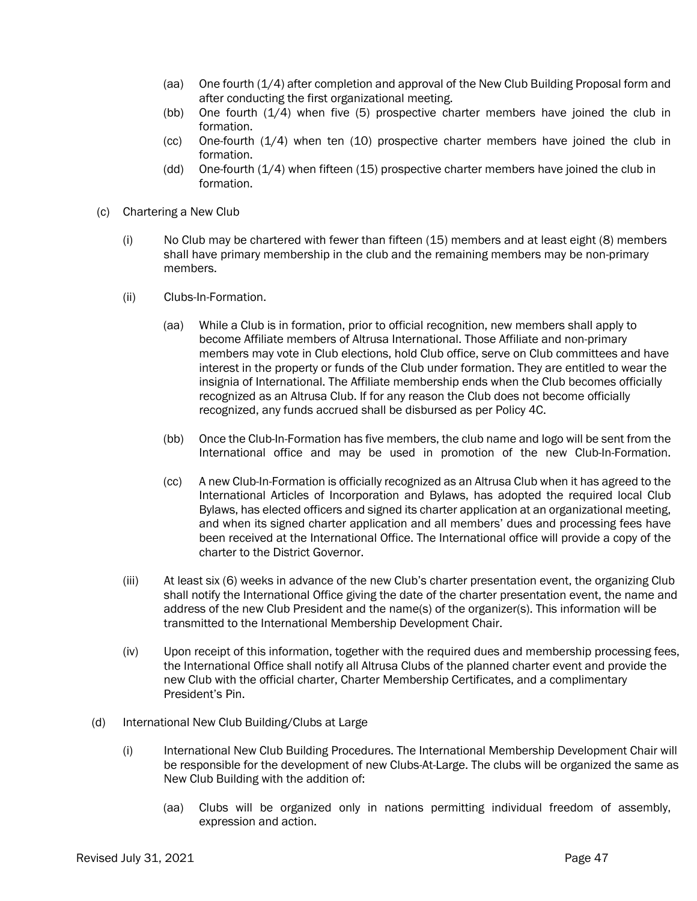(aa) One fourth (1/4) after completion and approval of the New Club Building Proposal form and after conducting the first organizational meeting.

(bb) One fourth (1/4) when five (5) prospective charter members have joined the club in formation.

(cc) One-fourth (1/4) when ten (10) prospective charter members have joined the club in formation.

(dd) One-fourth (1/4) when fifteen (15) prospective charter members have joined the club in formation.

(c) Chartering a New Club

(i) No Club may be chartered with fewer than fifteen (15) members and at least eight (8) members shall have primary membership in the club and the remaining members may be non-primary members.

(ii) Clubs-In-Formation.

(aa) While a Club is in formation, prior to official recognition, new members shall apply to become Affiliate members of Altrusa International. Those Affiliate and non-primary members may vote in Club elections, hold Club office, serve on Club committees and have interest in the property or funds of the Club under formation. They are entitled to wear the insignia of International. The Affiliate membership ends when the Club becomes officially recognized as an Altrusa Club. If for any reason the Club does not become officially recognized, any funds accrued shall be disbursed as per Policy 4C.

(bb) Once the Club-In-Formation has five members, the club name and logo will be sent from the International office and may be used in promotion of the new Club-In-Formation.

(cc) A new Club-In-Formation is officially recognized as an Altrusa Club when it has agreed to the International Articles of Incorporation and Bylaws, has adopted the required local Club Bylaws, has elected officers and signed its charter application at an organizational meeting, and when its signed charter application and all members' dues and processing fees have been received at the International Office. The International office will provide a copy of the charter to the District Governor.

(iii) At least six (6) weeks in advance of the new Club's charter presentation event, the organizing Club shall notify the International Office giving the date of the charter presentation event, the name and address of the new Club President and the name(s) of the organizer(s). This information will be transmitted to the International Membership Development Chair.

(iv) Upon receipt of this information, together with the required dues and membership processing fees, the International Office shall notify all Altrusa Clubs of the planned charter event and provide the new Club with the official charter, Charter Membership Certificates, and a complimentary President's Pin.

(d) International New Club Building/Clubs at Large

(i) International New Club Building Procedures. The International Membership Development Chair will be responsible for the development of new Clubs-At-Large. The clubs will be organized the same as New Club Building with the addition of:

(aa) Clubs will be organized only in nations permitting individual freedom of assembly, expression and action.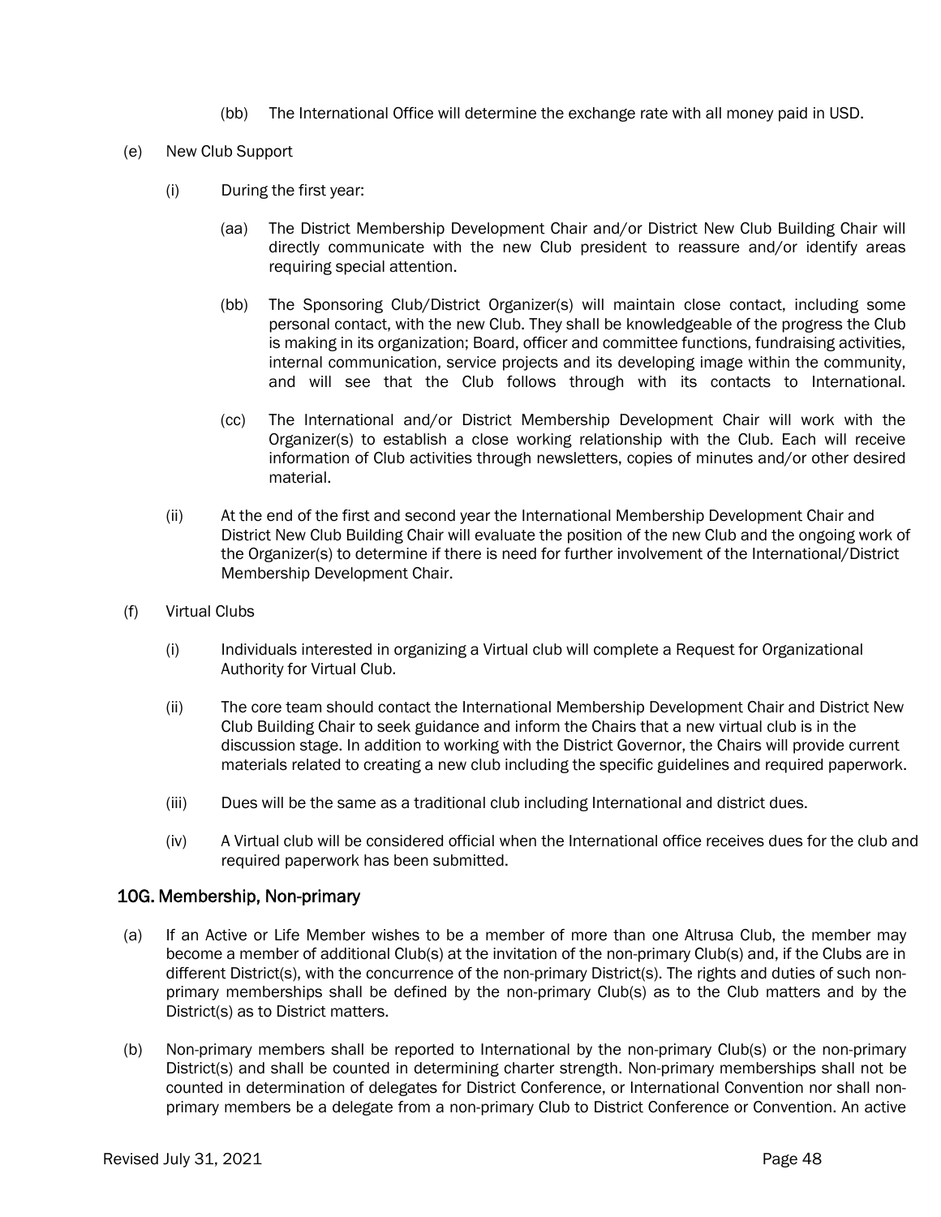(bb) The International Office will determine the exchange rate with all money paid in USD.

(e) New Club Support

(i) During the first year:

(aa) The District Membership Development Chair and/or District New Club Building Chair will directly communicate with the new Club president to reassure and/or identify areas requiring special attention.

(bb) The Sponsoring Club/District Organizer(s) will maintain close contact, including some personal contact, with the new Club. They shall be knowledgeable of the progress the Club is making in its organization; Board, officer and committee functions, fundraising activities, internal communication, service projects and its developing image within the community, and will see that the Club follows through with its contacts to International.

(cc) The International and/or District Membership Development Chair will work with the Organizer(s) to establish a close working relationship with the Club. Each will receive information of Club activities through newsletters, copies of minutes and/or other desired material.

(ii) At the end of the first and second year the International Membership Development Chair and District New Club Building Chair will evaluate the position of the new Club and the ongoing work of the Organizer(s) to determine if there is need for further involvement of the International/District Membership Development Chair.

(f) Virtual Clubs

(i) Individuals interested in organizing a Virtual club will complete a Request for Organizational Authority for Virtual Club.

(ii) The core team should contact the International Membership Development Chair and District New Club Building Chair to seek guidance and inform the Chairs that a new virtual club is in the discussion stage. In addition to working with the District Governor, the Chairs will provide current materials related to creating a new club including the specific guidelines and required paperwork.

(iii) Dues will be the same as a traditional club including International and district dues.

(iv) A Virtual club will be considered official when the International office receives dues for the club and required paperwork has been submitted.

## 10G. Membership, Non-primary

(a) If an Active or Life Member wishes to be a member of more than one Altrusa Club, the member may become a member of additional Club(s) at the invitation of the non-primary Club(s) and, if the Clubs are in different District(s), with the concurrence of the non-primary District(s). The rights and duties of such non-primary memberships shall be defined by the non-primary Club(s) as to the Club matters and by the District(s) as to District matters.

(b) Non-primary members shall be reported to International by the non-primary Club(s) or the non-primary District(s) and shall be counted in determining charter strength. Non-primary memberships shall not be counted in determination of delegates for District Conference, or International Convention nor shall non-primary members be a delegate from a non-primary Club to District Conference or Convention. An active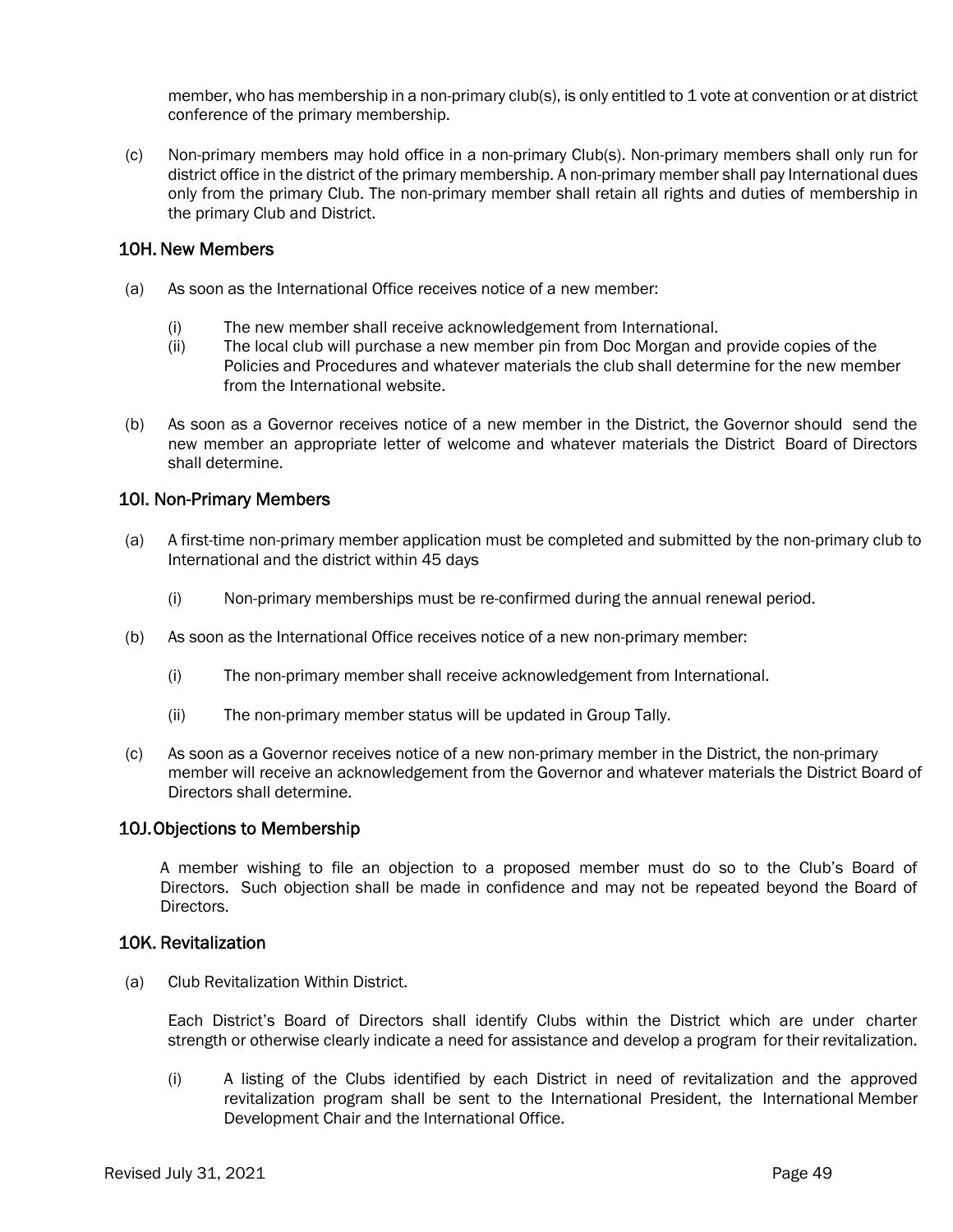member, who has membership in a non-primary club(s), is only entitled to 1 vote at convention or at district conference of the primary membership.

(c) Non-primary members may hold office in a non-primary Club(s). Non-primary members shall only run for district office in the district of the primary membership. A non-primary member shall pay International dues only from the primary Club. The non-primary member shall retain all rights and duties of membership in the primary Club and District.

### 10H. New Members

(a) As soon as the International Office receives notice of a new member:

   (i) The new member shall receive acknowledgement from International.
   (ii) The local club will purchase a new member pin from Doc Morgan and provide copies of the Policies and Procedures and whatever materials the club shall determine for the new member from the International website.

(b) As soon as a Governor receives notice of a new member in the District, the Governor should send the new member an appropriate letter of welcome and whatever materials the District Board of Directors shall determine.

### 10I. Non-Primary Members

(a) A first-time non-primary member application must be completed and submitted by the non-primary club to International and the district within 45 days

   (i) Non-primary memberships must be re-confirmed during the annual renewal period.

(b) As soon as the International Office receives notice of a new non-primary member:

   (i) The non-primary member shall receive acknowledgement from International.

   (ii) The non-primary member status will be updated in Group Tally.

(c) As soon as a Governor receives notice of a new non-primary member in the District, the non-primary member will receive an acknowledgement from the Governor and whatever materials the District Board of Directors shall determine.

### 10J. Objections to Membership

A member wishing to file an objection to a proposed member must do so to the Club's Board of Directors. Such objection shall be made in confidence and may not be repeated beyond the Board of Directors.

### 10K. Revitalization

(a) Club Revitalization Within District.

Each District's Board of Directors shall identify Clubs within the District which are under charter strength or otherwise clearly indicate a need for assistance and develop a program for their revitalization.

   (i) A listing of the Clubs identified by each District in need of revitalization and the approved revitalization program shall be sent to the International President, the International Member Development Chair and the International Office.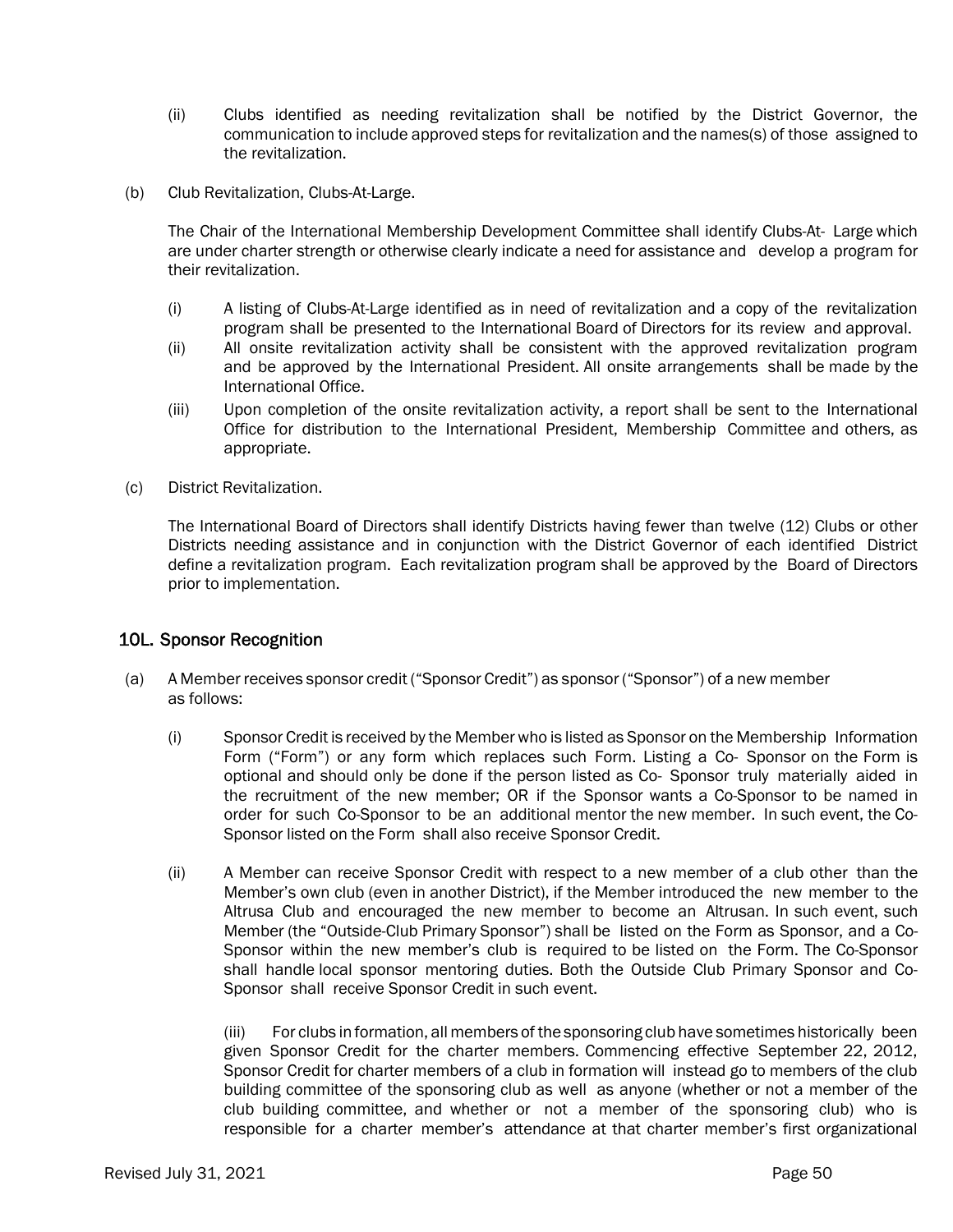(ii) Clubs identified as needing revitalization shall be notified by the District Governor, the communication to include approved steps for revitalization and the names(s) of those assigned to the revitalization.

(b) Club Revitalization, Clubs-At-Large.

The Chair of the International Membership Development Committee shall identify Clubs-At- Large which are under charter strength or otherwise clearly indicate a need for assistance and develop a program for their revitalization.

(i) A listing of Clubs-At-Large identified as in need of revitalization and a copy of the revitalization program shall be presented to the International Board of Directors for its review and approval.
(ii) All onsite revitalization activity shall be consistent with the approved revitalization program and be approved by the International President. All onsite arrangements shall be made by the International Office.
(iii) Upon completion of the onsite revitalization activity, a report shall be sent to the International Office for distribution to the International President, Membership Committee and others, as appropriate.

(c) District Revitalization.

The International Board of Directors shall identify Districts having fewer than twelve (12) Clubs or other Districts needing assistance and in conjunction with the District Governor of each identified District define a revitalization program. Each revitalization program shall be approved by the Board of Directors prior to implementation.

## 10L. Sponsor Recognition

(a) A Member receives sponsor credit ("Sponsor Credit") as sponsor ("Sponsor") of a new member as follows:

(i) Sponsor Credit is received by the Member who is listed as Sponsor on the Membership Information Form ("Form") or any form which replaces such Form. Listing a Co- Sponsor on the Form is optional and should only be done if the person listed as Co- Sponsor truly materially aided in the recruitment of the new member; OR if the Sponsor wants a Co-Sponsor to be named in order for such Co-Sponsor to be an additional mentor the new member. In such event, the Co-Sponsor listed on the Form shall also receive Sponsor Credit.

(ii) A Member can receive Sponsor Credit with respect to a new member of a club other than the Member's own club (even in another District), if the Member introduced the new member to the Altrusa Club and encouraged the new member to become an Altrusan. In such event, such Member (the "Outside-Club Primary Sponsor") shall be listed on the Form as Sponsor, and a Co-Sponsor within the new member's club is required to be listed on the Form. The Co-Sponsor shall handle local sponsor mentoring duties. Both the Outside Club Primary Sponsor and Co-Sponsor shall receive Sponsor Credit in such event.

(iii) For clubs in formation, all members of the sponsoring club have sometimes historically been given Sponsor Credit for the charter members. Commencing effective September 22, 2012, Sponsor Credit for charter members of a club in formation will instead go to members of the club building committee of the sponsoring club as well as anyone (whether or not a member of the club building committee, and whether or not a member of the sponsoring club) who is responsible for a charter member's attendance at that charter member's first organizational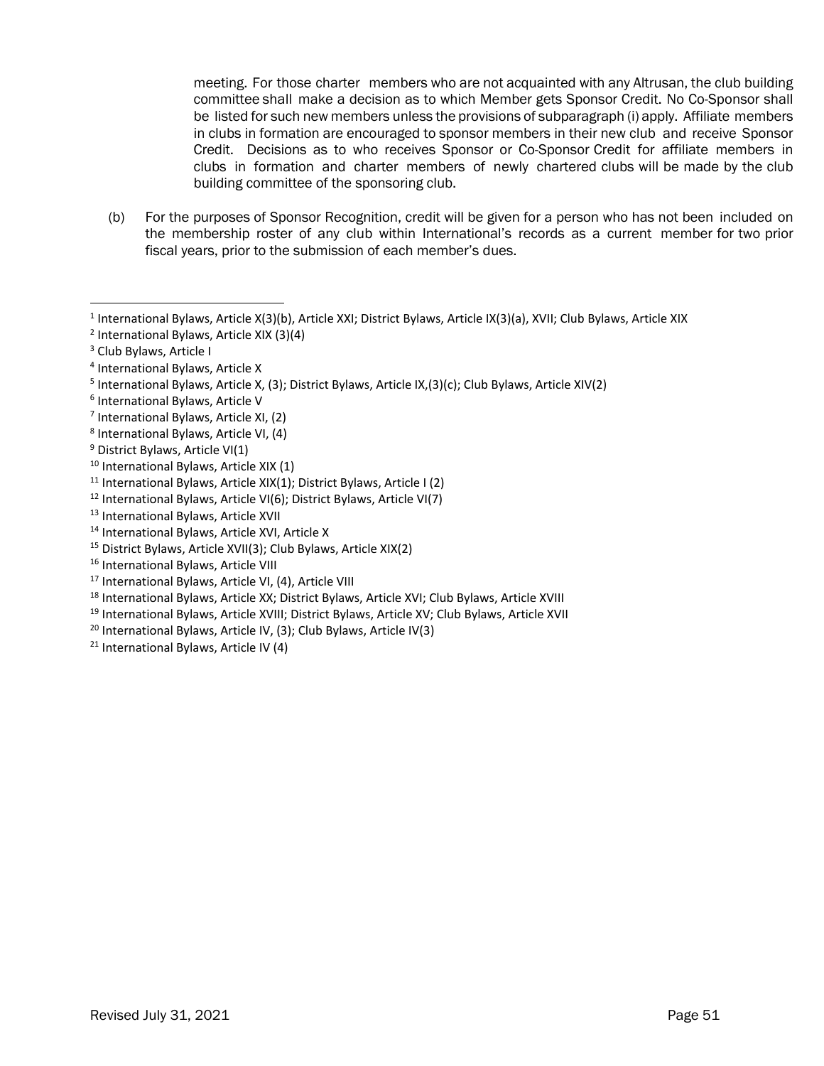meeting. For those charter members who are not acquainted with any Altrusan, the club building committee shall make a decision as to which Member gets Sponsor Credit. No Co-Sponsor shall be listed for such new members unless the provisions of subparagraph (i) apply. Affiliate members in clubs in formation are encouraged to sponsor members in their new club and receive Sponsor Credit. Decisions as to who receives Sponsor or Co-Sponsor Credit for affiliate members in clubs in formation and charter members of newly chartered clubs will be made by the club building committee of the sponsoring club.

(b) For the purposes of Sponsor Recognition, credit will be given for a person who has not been included on the membership roster of any club within International's records as a current member for two prior fiscal years, prior to the submission of each member's dues.

---

[1] International Bylaws, Article X(3)(b), Article XXI; District Bylaws, Article IX(3)(a), XVII; Club Bylaws, Article XIX
[2] International Bylaws, Article XIX (3)(4)
[3] Club Bylaws, Article I
[4] International Bylaws, Article X
[5] International Bylaws, Article X, (3); District Bylaws, Article IX,(3)(c); Club Bylaws, Article XIV(2)
[6] International Bylaws, Article V
[7] International Bylaws, Article XI, (2)
[8] International Bylaws, Article VI, (4)
[9] District Bylaws, Article VI(1)
[10] International Bylaws, Article XIX (1)
[11] International Bylaws, Article XIX(1); District Bylaws, Article I (2)
[12] International Bylaws, Article VI(6); District Bylaws, Article VI(7)
[13] International Bylaws, Article XVII
[14] International Bylaws, Article XVI, Article X
[15] District Bylaws, Article XVII(3); Club Bylaws, Article XIX(2)
[16] International Bylaws, Article VIII
[17] International Bylaws, Article VI, (4), Article VIII
[18] International Bylaws, Article XX; District Bylaws, Article XVI; Club Bylaws, Article XVIII
[19] International Bylaws, Article XVIII; District Bylaws, Article XV; Club Bylaws, Article XVII
[20] International Bylaws, Article IV, (3); Club Bylaws, Article IV(3)
[21] International Bylaws, Article IV (4)